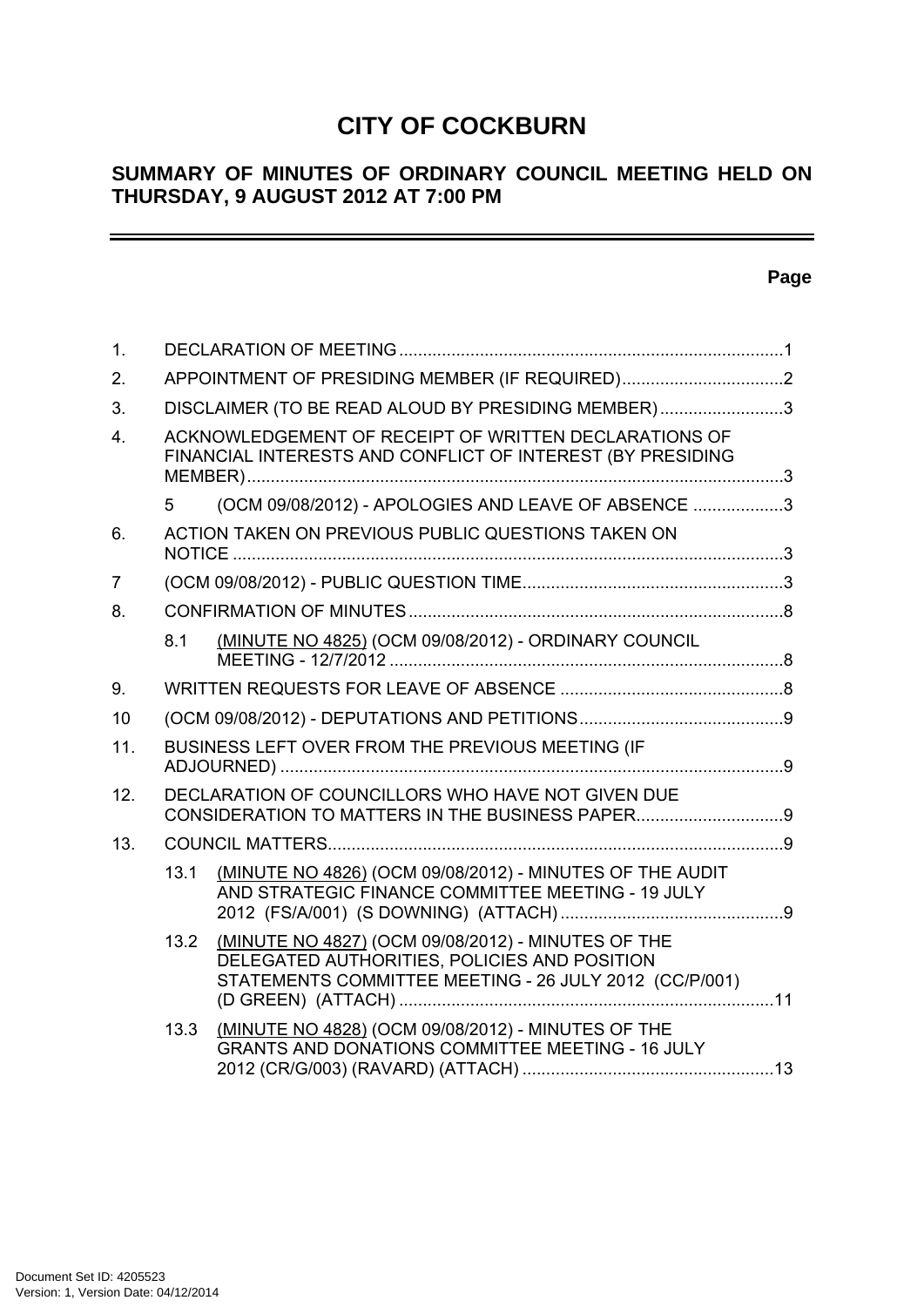# CITY OF COCKBURN

## SUMMARY OF MINUTES OF ORDINARY COUNCIL MEETING HELD ON THURSDAY, 9 AUGUST 2012 AT 7:00 PM

**Page**

| | | |
|---|---|---|
| 1. | DECLARATION OF MEETING | 1 |
| 2. | APPOINTMENT OF PRESIDING MEMBER (IF REQUIRED) | 2 |
| 3. | DISCLAIMER (TO BE READ ALOUD BY PRESIDING MEMBER) | 3 |
| 4. | ACKNOWLEDGEMENT OF RECEIPT OF WRITTEN DECLARATIONS OF FINANCIAL INTERESTS AND CONFLICT OF INTEREST (BY PRESIDING MEMBER) | 3 |
| 5 | (OCM 09/08/2012) - APOLOGIES AND LEAVE OF ABSENCE | 3 |
| 6. | ACTION TAKEN ON PREVIOUS PUBLIC QUESTIONS TAKEN ON NOTICE | 3 |
| 7 | (OCM 09/08/2012) - PUBLIC QUESTION TIME | 3 |
| 8. | CONFIRMATION OF MINUTES | 8 |
| 8.1 | (MINUTE NO 4825) (OCM 09/08/2012) - ORDINARY COUNCIL MEETING - 12/7/2012 | 8 |
| 9. | WRITTEN REQUESTS FOR LEAVE OF ABSENCE | 8 |
| 10 | (OCM 09/08/2012) - DEPUTATIONS AND PETITIONS | 9 |
| 11. | BUSINESS LEFT OVER FROM THE PREVIOUS MEETING (IF ADJOURNED) | 9 |
| 12. | DECLARATION OF COUNCILLORS WHO HAVE NOT GIVEN DUE CONSIDERATION TO MATTERS IN THE BUSINESS PAPER | 9 |
| 13. | COUNCIL MATTERS | 9 |
| 13.1 | (MINUTE NO 4826) (OCM 09/08/2012) - MINUTES OF THE AUDIT AND STRATEGIC FINANCE COMMITTEE MEETING - 19 JULY 2012 (FS/A/001) (S DOWNING) (ATTACH) | 9 |
| 13.2 | (MINUTE NO 4827) (OCM 09/08/2012) - MINUTES OF THE DELEGATED AUTHORITIES, POLICIES AND POSITION STATEMENTS COMMITTEE MEETING - 26 JULY 2012 (CC/P/001) (D GREEN) (ATTACH) | 11 |
| 13.3 | (MINUTE NO 4828) (OCM 09/08/2012) - MINUTES OF THE GRANTS AND DONATIONS COMMITTEE MEETING - 16 JULY 2012 (CR/G/003) (RAVARD) (ATTACH) | 13 |

Document Set ID: 4205523
Version: 1, Version Date: 04/12/2014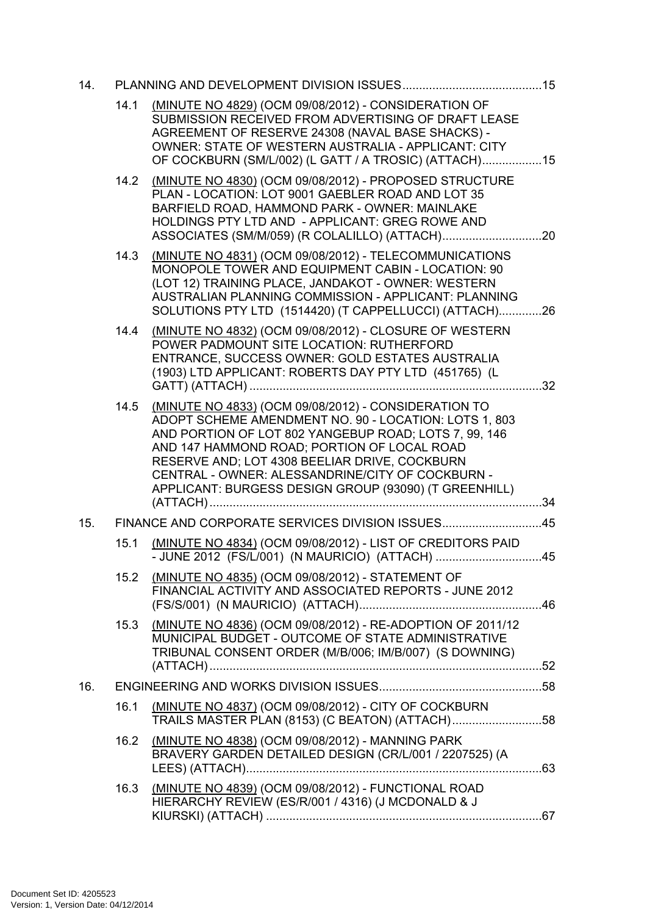14. PLANNING AND DEVELOPMENT DIVISION ISSUES ..........................................15

- 14.1 (MINUTE NO 4829) (OCM 09/08/2012) - CONSIDERATION OF SUBMISSION RECEIVED FROM ADVERTISING OF DRAFT LEASE AGREEMENT OF RESERVE 24308 (NAVAL BASE SHACKS) - OWNER: STATE OF WESTERN AUSTRALIA - APPLICANT: CITY OF COCKBURN (SM/L/002) (L GATT / A TROSIC) (ATTACH)..................15
- 14.2 (MINUTE NO 4830) (OCM 09/08/2012) - PROPOSED STRUCTURE PLAN - LOCATION: LOT 9001 GAEBLER ROAD AND LOT 35 BARFIELD ROAD, HAMMOND PARK - OWNER: MAINLAKE HOLDINGS PTY LTD AND - APPLICANT: GREG ROWE AND ASSOCIATES (SM/M/059) (R COLALILLO) (ATTACH)..............................20
- 14.3 (MINUTE NO 4831) (OCM 09/08/2012) - TELECOMMUNICATIONS MONOPOLE TOWER AND EQUIPMENT CABIN - LOCATION: 90 (LOT 12) TRAINING PLACE, JANDAKOT - OWNER: WESTERN AUSTRALIAN PLANNING COMMISSION - APPLICANT: PLANNING SOLUTIONS PTY LTD (1514420) (T CAPPELLUCCI) (ATTACH).............26
- 14.4 (MINUTE NO 4832) (OCM 09/08/2012) - CLOSURE OF WESTERN POWER PADMOUNT SITE LOCATION: RUTHERFORD ENTRANCE, SUCCESS OWNER: GOLD ESTATES AUSTRALIA (1903) LTD APPLICANT: ROBERTS DAY PTY LTD (451765) (L GATT) (ATTACH) .......................................................................................32
- 14.5 (MINUTE NO 4833) (OCM 09/08/2012) - CONSIDERATION TO ADOPT SCHEME AMENDMENT NO. 90 - LOCATION: LOTS 1, 803 AND PORTION OF LOT 802 YANGEBUP ROAD; LOTS 7, 99, 146 AND 147 HAMMOND ROAD; PORTION OF LOCAL ROAD RESERVE AND; LOT 4308 BEELIAR DRIVE, COCKBURN CENTRAL - OWNER: ALESSANDRINE/CITY OF COCKBURN - APPLICANT: BURGESS DESIGN GROUP (93090) (T GREENHILL) (ATTACH)...................................................................................................34

15. FINANCE AND CORPORATE SERVICES DIVISION ISSUES.............................45

- 15.1 (MINUTE NO 4834) (OCM 09/08/2012) - LIST OF CREDITORS PAID - JUNE 2012 (FS/L/001) (N MAURICIO) (ATTACH) ................................45
- 15.2 (MINUTE NO 4835) (OCM 09/08/2012) - STATEMENT OF FINANCIAL ACTIVITY AND ASSOCIATED REPORTS - JUNE 2012 (FS/S/001) (N MAURICIO) (ATTACH)......................................................46
- 15.3 (MINUTE NO 4836) (OCM 09/08/2012) - RE-ADOPTION OF 2011/12 MUNICIPAL BUDGET - OUTCOME OF STATE ADMINISTRATIVE TRIBUNAL CONSENT ORDER (M/B/006; IM/B/007) (S DOWNING) (ATTACH)...................................................................................................52

16. ENGINEERING AND WORKS DIVISION ISSUES................................................58

- 16.1 (MINUTE NO 4837) (OCM 09/08/2012) - CITY OF COCKBURN TRAILS MASTER PLAN (8153) (C BEATON) (ATTACH)...........................58
- 16.2 (MINUTE NO 4838) (OCM 09/08/2012) - MANNING PARK BRAVERY GARDEN DETAILED DESIGN (CR/L/001 / 2207525) (A LEES) (ATTACH).........................................................................................63
- 16.3 (MINUTE NO 4839) (OCM 09/08/2012) - FUNCTIONAL ROAD HIERARCHY REVIEW (ES/R/001 / 4316) (J MCDONALD & J KIURSKI) (ATTACH) ...................................................................................67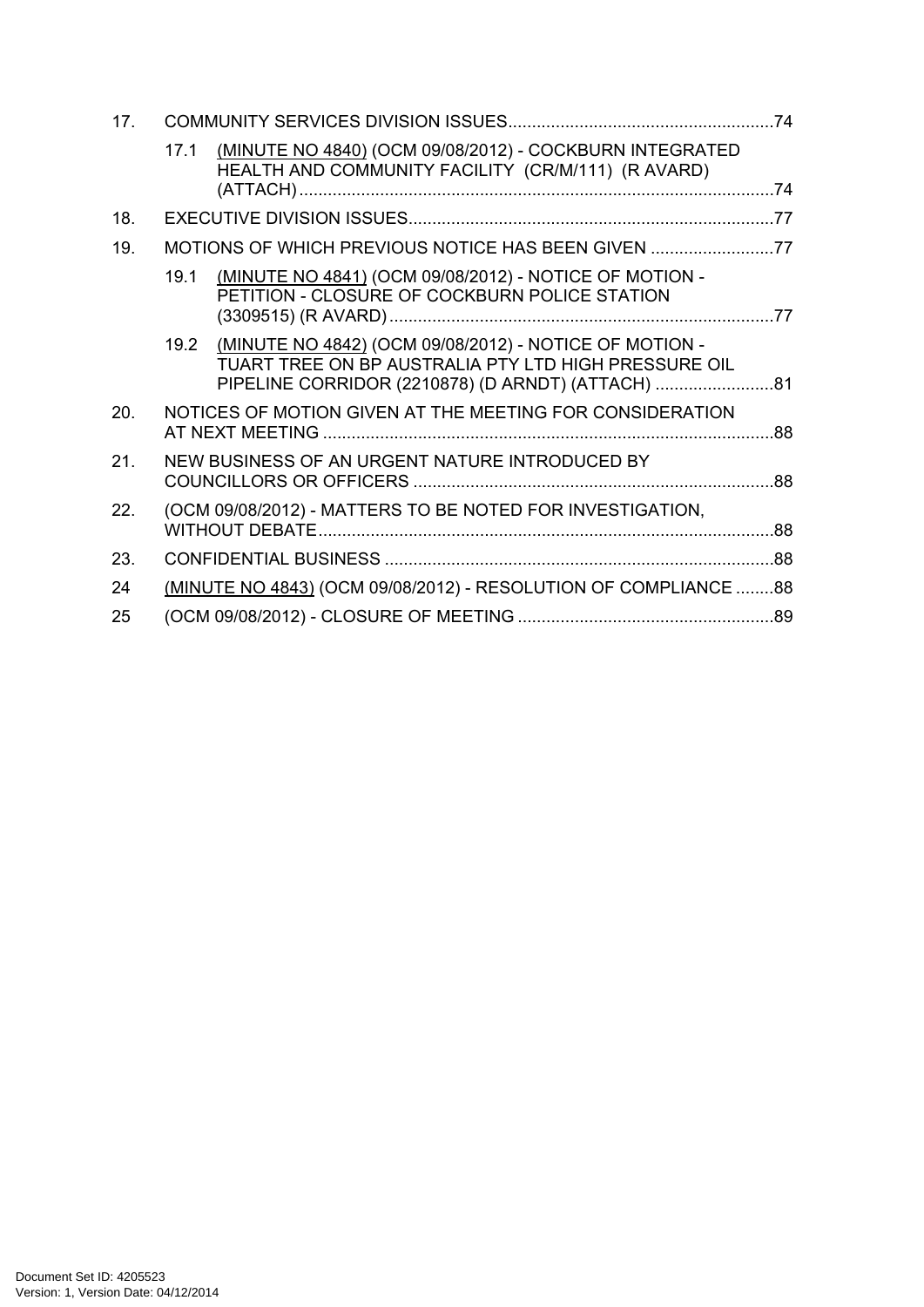17. COMMUNITY SERVICES DIVISION ISSUES........................................................74

    17.1 (MINUTE NO 4840) (OCM 09/08/2012) - COCKBURN INTEGRATED HEALTH AND COMMUNITY FACILITY (CR/M/111) (R AVARD) (ATTACH)....................................................................................................74

18. EXECUTIVE DIVISION ISSUES.............................................................................77

19. MOTIONS OF WHICH PREVIOUS NOTICE HAS BEEN GIVEN ..........................77

    19.1 (MINUTE NO 4841) (OCM 09/08/2012) - NOTICE OF MOTION - PETITION - CLOSURE OF COCKBURN POLICE STATION (3309515) (R AVARD).................................................................................77

    19.2 (MINUTE NO 4842) (OCM 09/08/2012) - NOTICE OF MOTION - TUART TREE ON BP AUSTRALIA PTY LTD HIGH PRESSURE OIL PIPELINE CORRIDOR (2210878) (D ARNDT) (ATTACH) .........................81

20. NOTICES OF MOTION GIVEN AT THE MEETING FOR CONSIDERATION AT NEXT MEETING ...............................................................................................88

21. NEW BUSINESS OF AN URGENT NATURE INTRODUCED BY COUNCILLORS OR OFFICERS ............................................................................88

22. (OCM 09/08/2012) - MATTERS TO BE NOTED FOR INVESTIGATION, WITHOUT DEBATE................................................................................................88

23. CONFIDENTIAL BUSINESS ..................................................................................88

24 (MINUTE NO 4843) (OCM 09/08/2012) - RESOLUTION OF COMPLIANCE ........88

25 (OCM 09/08/2012) - CLOSURE OF MEETING ......................................................89

Document Set ID: 4205523
Version: 1, Version Date: 04/12/2014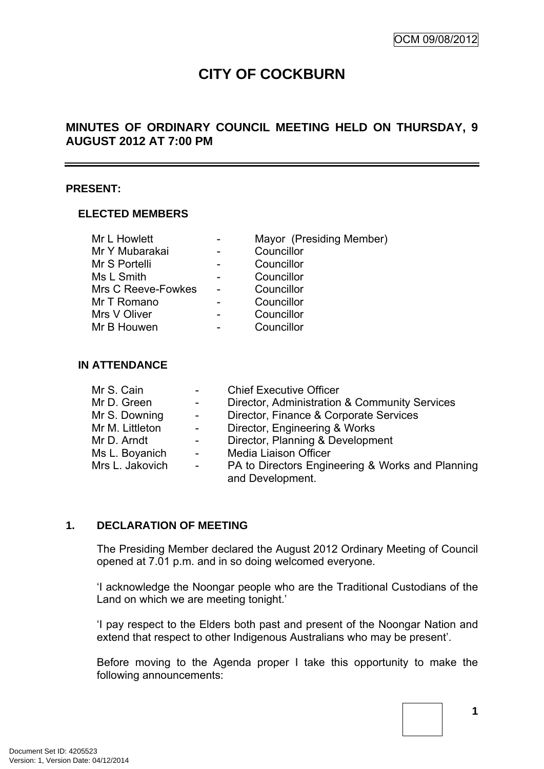OCM 09/08/2012

# CITY OF COCKBURN

## MINUTES OF ORDINARY COUNCIL MEETING HELD ON THURSDAY, 9 AUGUST 2012 AT 7:00 PM

---

**PRESENT:**

### ELECTED MEMBERS

| | | |
|---|---|---|
| Mr L Howlett | - | Mayor (Presiding Member) |
| Mr Y Mubarakai | - | Councillor |
| Mr S Portelli | - | Councillor |
| Ms L Smith | - | Councillor |
| Mrs C Reeve-Fowkes | - | Councillor |
| Mr T Romano | - | Councillor |
| Mrs V Oliver | - | Councillor |
| Mr B Houwen | - | Councillor |

### IN ATTENDANCE

| | | |
|---|---|---|
| Mr S. Cain | - | Chief Executive Officer |
| Mr D. Green | - | Director, Administration & Community Services |
| Mr S. Downing | - | Director, Finance & Corporate Services |
| Mr M. Littleton | - | Director, Engineering & Works |
| Mr D. Arndt | - | Director, Planning & Development |
| Ms L. Boyanich | - | Media Liaison Officer |
| Mrs L. Jakovich | - | PA to Directors Engineering & Works and Planning and Development. |

### 1. DECLARATION OF MEETING

The Presiding Member declared the August 2012 Ordinary Meeting of Council opened at 7.01 p.m. and in so doing welcomed everyone.

'I acknowledge the Noongar people who are the Traditional Custodians of the Land on which we are meeting tonight.'

'I pay respect to the Elders both past and present of the Noongar Nation and extend that respect to other Indigenous Australians who may be present'.

Before moving to the Agenda proper I take this opportunity to make the following announcements:

Document Set ID: 4205523
Version: 1, Version Date: 04/12/2014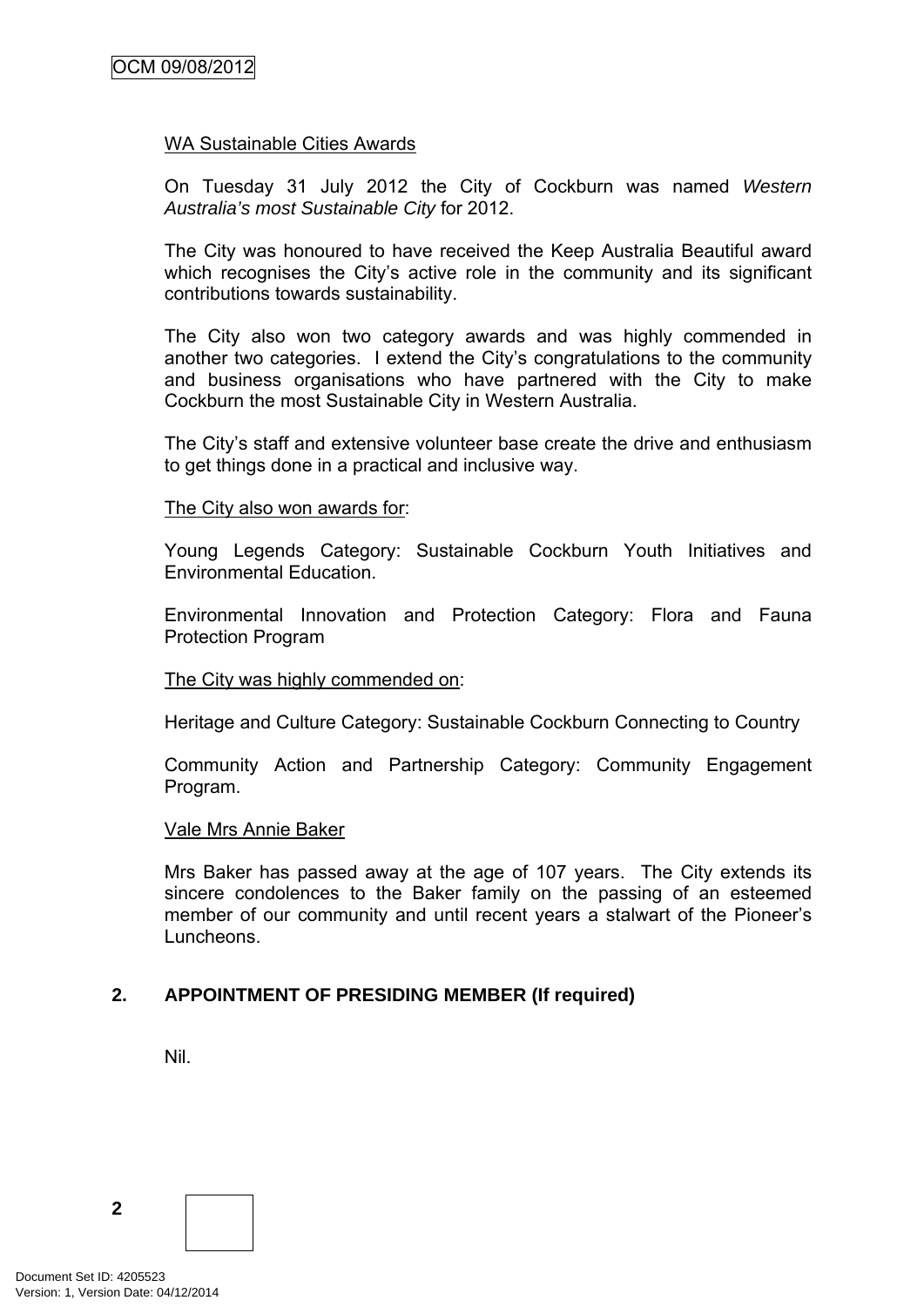<u>WA Sustainable Cities Awards</u>

On Tuesday 31 July 2012 the City of Cockburn was named *Western Australia's most Sustainable City* for 2012.

The City was honoured to have received the Keep Australia Beautiful award which recognises the City's active role in the community and its significant contributions towards sustainability.

The City also won two category awards and was highly commended in another two categories. I extend the City's congratulations to the community and business organisations who have partnered with the City to make Cockburn the most Sustainable City in Western Australia.

The City's staff and extensive volunteer base create the drive and enthusiasm to get things done in a practical and inclusive way.

<u>The City also won awards for</u>:

Young Legends Category: Sustainable Cockburn Youth Initiatives and Environmental Education.

Environmental Innovation and Protection Category: Flora and Fauna Protection Program

<u>The City was highly commended on</u>:

Heritage and Culture Category: Sustainable Cockburn Connecting to Country

Community Action and Partnership Category: Community Engagement Program.

<u>Vale Mrs Annie Baker</u>

Mrs Baker has passed away at the age of 107 years. The City extends its sincere condolences to the Baker family on the passing of an esteemed member of our community and until recent years a stalwart of the Pioneer's Luncheons.

## 2. APPOINTMENT OF PRESIDING MEMBER (If required)

Nil.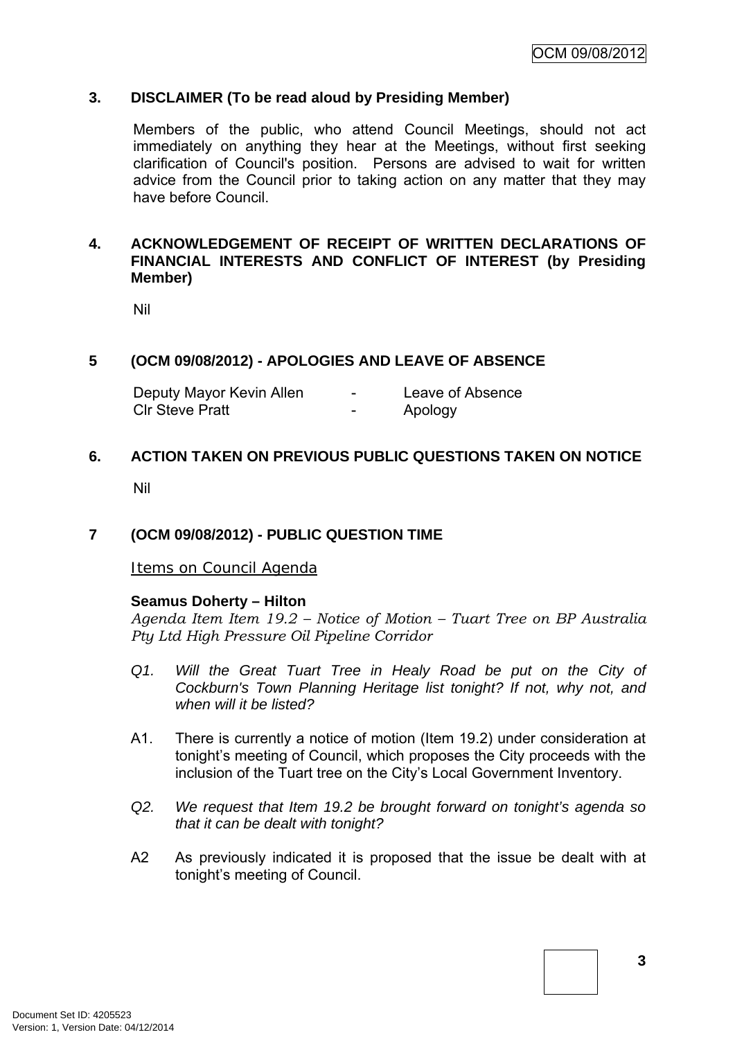### 3. DISCLAIMER (To be read aloud by Presiding Member)

Members of the public, who attend Council Meetings, should not act immediately on anything they hear at the Meetings, without first seeking clarification of Council's position. Persons are advised to wait for written advice from the Council prior to taking action on any matter that they may have before Council.

### 4. ACKNOWLEDGEMENT OF RECEIPT OF WRITTEN DECLARATIONS OF FINANCIAL INTERESTS AND CONFLICT OF INTEREST (by Presiding Member)

Nil

### 5 (OCM 09/08/2012) - APOLOGIES AND LEAVE OF ABSENCE

| | | |
|---|---|---|
| Deputy Mayor Kevin Allen | - | Leave of Absence |
| Clr Steve Pratt | - | Apology |

### 6. ACTION TAKEN ON PREVIOUS PUBLIC QUESTIONS TAKEN ON NOTICE

Nil

### 7 (OCM 09/08/2012) - PUBLIC QUESTION TIME

Items on Council Agenda

**Seamus Doherty – Hilton**

*Agenda Item Item 19.2 – Notice of Motion – Tuart Tree on BP Australia Pty Ltd High Pressure Oil Pipeline Corridor*

*Q1. Will the Great Tuart Tree in Healy Road be put on the City of Cockburn's Town Planning Heritage list tonight? If not, why not, and when will it be listed?*

A1. There is currently a notice of motion (Item 19.2) under consideration at tonight's meeting of Council, which proposes the City proceeds with the inclusion of the Tuart tree on the City's Local Government Inventory.

*Q2. We request that Item 19.2 be brought forward on tonight's agenda so that it can be dealt with tonight?*

A2 As previously indicated it is proposed that the issue be dealt with at tonight's meeting of Council.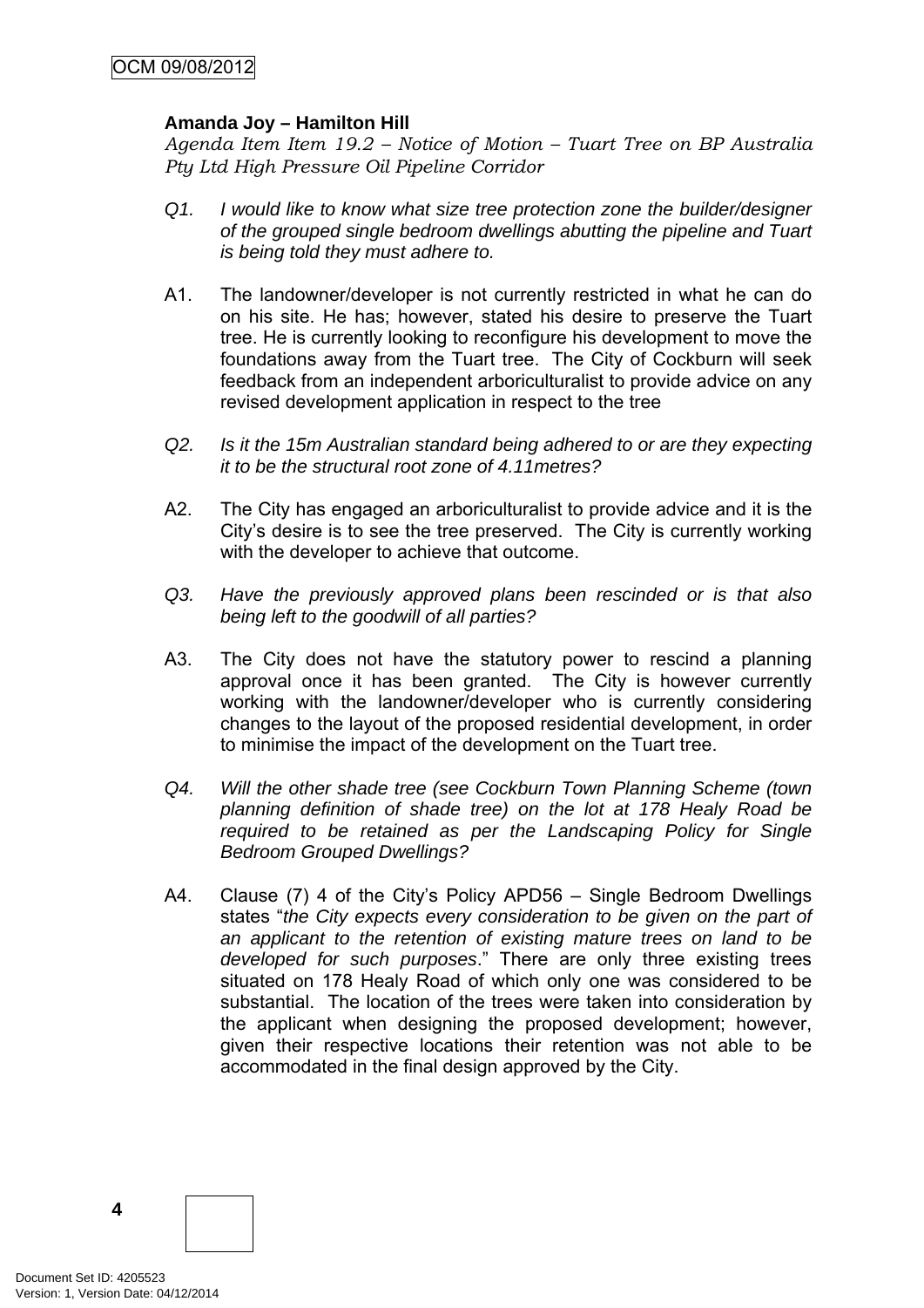**Amanda Joy – Hamilton Hill**

*Agenda Item Item 19.2 – Notice of Motion – Tuart Tree on BP Australia Pty Ltd High Pressure Oil Pipeline Corridor*

*Q1. I would like to know what size tree protection zone the builder/designer of the grouped single bedroom dwellings abutting the pipeline and Tuart is being told they must adhere to.*

A1. The landowner/developer is not currently restricted in what he can do on his site. He has; however, stated his desire to preserve the Tuart tree. He is currently looking to reconfigure his development to move the foundations away from the Tuart tree. The City of Cockburn will seek feedback from an independent arboriculturalist to provide advice on any revised development application in respect to the tree

*Q2. Is it the 15m Australian standard being adhered to or are they expecting it to be the structural root zone of 4.11metres?*

A2. The City has engaged an arboriculturalist to provide advice and it is the City's desire is to see the tree preserved. The City is currently working with the developer to achieve that outcome.

*Q3. Have the previously approved plans been rescinded or is that also being left to the goodwill of all parties?*

A3. The City does not have the statutory power to rescind a planning approval once it has been granted. The City is however currently working with the landowner/developer who is currently considering changes to the layout of the proposed residential development, in order to minimise the impact of the development on the Tuart tree.

*Q4. Will the other shade tree (see Cockburn Town Planning Scheme (town planning definition of shade tree) on the lot at 178 Healy Road be required to be retained as per the Landscaping Policy for Single Bedroom Grouped Dwellings?*

A4. Clause (7) 4 of the City's Policy APD56 – Single Bedroom Dwellings states "*the City expects every consideration to be given on the part of an applicant to the retention of existing mature trees on land to be developed for such purposes*." There are only three existing trees situated on 178 Healy Road of which only one was considered to be substantial. The location of the trees were taken into consideration by the applicant when designing the proposed development; however, given their respective locations their retention was not able to be accommodated in the final design approved by the City.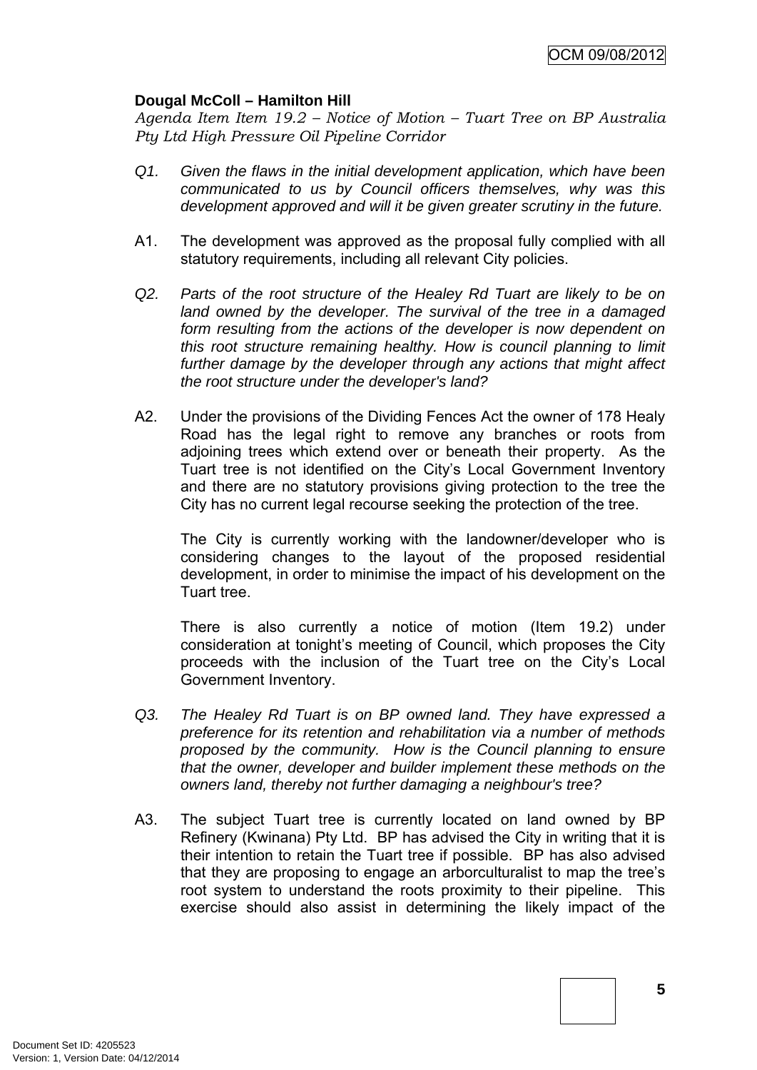**Dougal McColl – Hamilton Hill**

*Agenda Item Item 19.2 – Notice of Motion – Tuart Tree on BP Australia Pty Ltd High Pressure Oil Pipeline Corridor*

*Q1. Given the flaws in the initial development application, which have been communicated to us by Council officers themselves, why was this development approved and will it be given greater scrutiny in the future.*

A1. The development was approved as the proposal fully complied with all statutory requirements, including all relevant City policies.

*Q2. Parts of the root structure of the Healey Rd Tuart are likely to be on land owned by the developer. The survival of the tree in a damaged form resulting from the actions of the developer is now dependent on this root structure remaining healthy. How is council planning to limit further damage by the developer through any actions that might affect the root structure under the developer's land?*

A2. Under the provisions of the Dividing Fences Act the owner of 178 Healy Road has the legal right to remove any branches or roots from adjoining trees which extend over or beneath their property. As the Tuart tree is not identified on the City's Local Government Inventory and there are no statutory provisions giving protection to the tree the City has no current legal recourse seeking the protection of the tree.

The City is currently working with the landowner/developer who is considering changes to the layout of the proposed residential development, in order to minimise the impact of his development on the Tuart tree.

There is also currently a notice of motion (Item 19.2) under consideration at tonight's meeting of Council, which proposes the City proceeds with the inclusion of the Tuart tree on the City's Local Government Inventory.

*Q3. The Healey Rd Tuart is on BP owned land. They have expressed a preference for its retention and rehabilitation via a number of methods proposed by the community. How is the Council planning to ensure that the owner, developer and builder implement these methods on the owners land, thereby not further damaging a neighbour's tree?*

A3. The subject Tuart tree is currently located on land owned by BP Refinery (Kwinana) Pty Ltd. BP has advised the City in writing that it is their intention to retain the Tuart tree if possible. BP has also advised that they are proposing to engage an arborculturalist to map the tree's root system to understand the roots proximity to their pipeline. This exercise should also assist in determining the likely impact of the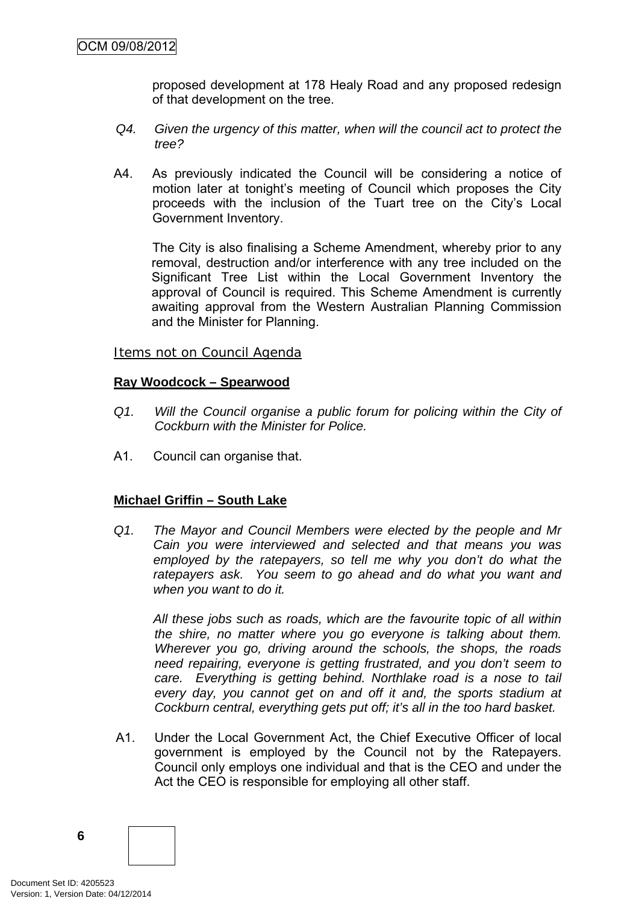proposed development at 178 Healy Road and any proposed redesign of that development on the tree.

*Q4. Given the urgency of this matter, when will the council act to protect the tree?*

A4. As previously indicated the Council will be considering a notice of motion later at tonight's meeting of Council which proposes the City proceeds with the inclusion of the Tuart tree on the City's Local Government Inventory.

The City is also finalising a Scheme Amendment, whereby prior to any removal, destruction and/or interference with any tree included on the Significant Tree List within the Local Government Inventory the approval of Council is required. This Scheme Amendment is currently awaiting approval from the Western Australian Planning Commission and the Minister for Planning.

Items not on Council Agenda

**Ray Woodcock – Spearwood**

*Q1. Will the Council organise a public forum for policing within the City of Cockburn with the Minister for Police.*

A1. Council can organise that.

**Michael Griffin – South Lake**

*Q1. The Mayor and Council Members were elected by the people and Mr Cain you were interviewed and selected and that means you was employed by the ratepayers, so tell me why you don't do what the ratepayers ask. You seem to go ahead and do what you want and when you want to do it.*

*All these jobs such as roads, which are the favourite topic of all within the shire, no matter where you go everyone is talking about them. Wherever you go, driving around the schools, the shops, the roads need repairing, everyone is getting frustrated, and you don't seem to care. Everything is getting behind. Northlake road is a nose to tail every day, you cannot get on and off it and, the sports stadium at Cockburn central, everything gets put off; it's all in the too hard basket.*

A1. Under the Local Government Act, the Chief Executive Officer of local government is employed by the Council not by the Ratepayers. Council only employs one individual and that is the CEO and under the Act the CEO is responsible for employing all other staff.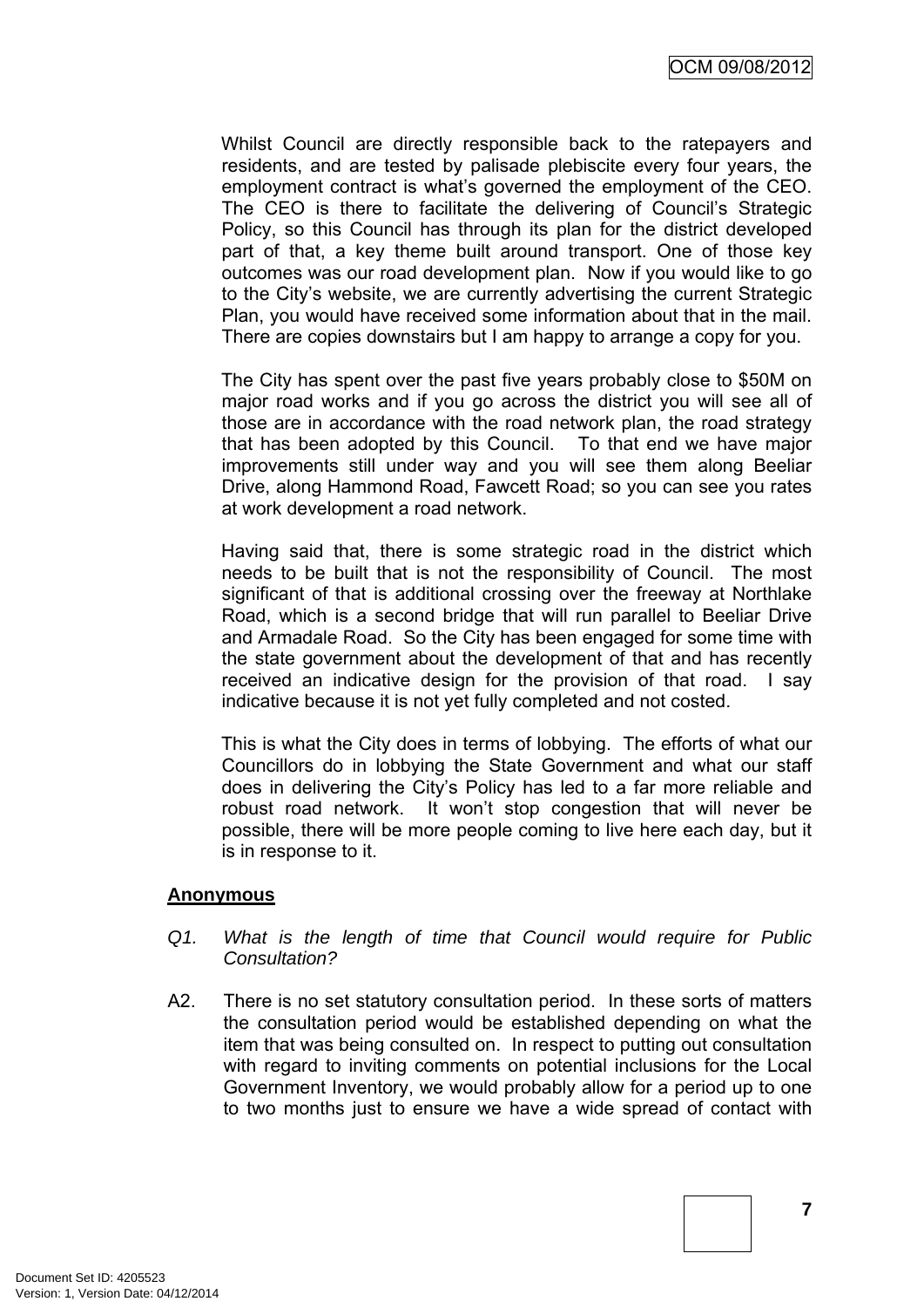Whilst Council are directly responsible back to the ratepayers and residents, and are tested by palisade plebiscite every four years, the employment contract is what's governed the employment of the CEO. The CEO is there to facilitate the delivering of Council's Strategic Policy, so this Council has through its plan for the district developed part of that, a key theme built around transport. One of those key outcomes was our road development plan. Now if you would like to go to the City's website, we are currently advertising the current Strategic Plan, you would have received some information about that in the mail. There are copies downstairs but I am happy to arrange a copy for you.

The City has spent over the past five years probably close to $50M on major road works and if you go across the district you will see all of those are in accordance with the road network plan, the road strategy that has been adopted by this Council. To that end we have major improvements still under way and you will see them along Beeliar Drive, along Hammond Road, Fawcett Road; so you can see you rates at work development a road network.

Having said that, there is some strategic road in the district which needs to be built that is not the responsibility of Council. The most significant of that is additional crossing over the freeway at Northlake Road, which is a second bridge that will run parallel to Beeliar Drive and Armadale Road. So the City has been engaged for some time with the state government about the development of that and has recently received an indicative design for the provision of that road. I say indicative because it is not yet fully completed and not costed.

This is what the City does in terms of lobbying. The efforts of what our Councillors do in lobbying the State Government and what our staff does in delivering the City's Policy has led to a far more reliable and robust road network. It won't stop congestion that will never be possible, there will be more people coming to live here each day, but it is in response to it.

**Anonymous**

Q1. *What is the length of time that Council would require for Public Consultation?*

A2. There is no set statutory consultation period. In these sorts of matters the consultation period would be established depending on what the item that was being consulted on. In respect to putting out consultation with regard to inviting comments on potential inclusions for the Local Government Inventory, we would probably allow for a period up to one to two months just to ensure we have a wide spread of contact with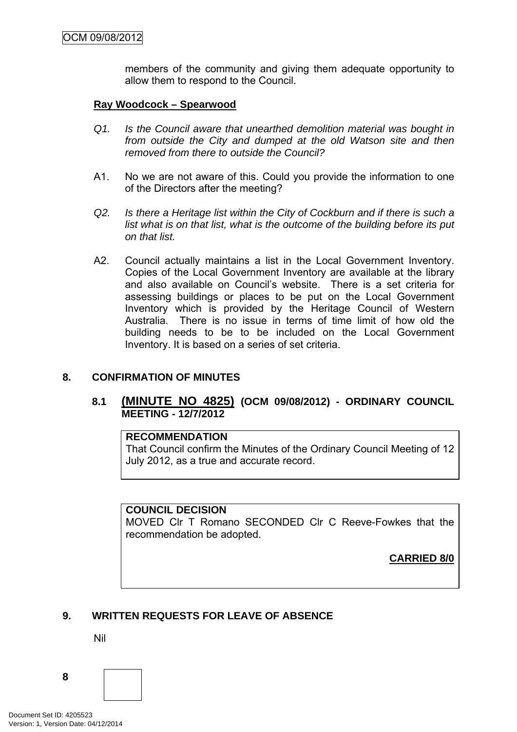members of the community and giving them adequate opportunity to allow them to respond to the Council.

**Ray Woodcock – Spearwood**

*Q1. Is the Council aware that unearthed demolition material was bought in from outside the City and dumped at the old Watson site and then removed from there to outside the Council?*

A1. No we are not aware of this. Could you provide the information to one of the Directors after the meeting?

*Q2. Is there a Heritage list within the City of Cockburn and if there is such a list what is on that list, what is the outcome of the building before its put on that list.*

A2. Council actually maintains a list in the Local Government Inventory. Copies of the Local Government Inventory are available at the library and also available on Council's website. There is a set criteria for assessing buildings or places to be put on the Local Government Inventory which is provided by the Heritage Council of Western Australia. There is no issue in terms of time limit of how old the building needs to be to be included on the Local Government Inventory. It is based on a series of set criteria.

## 8. CONFIRMATION OF MINUTES

### 8.1 (MINUTE NO 4825) (OCM 09/08/2012) - ORDINARY COUNCIL MEETING - 12/7/2012

**RECOMMENDATION**
That Council confirm the Minutes of the Ordinary Council Meeting of 12 July 2012, as a true and accurate record.

**COUNCIL DECISION**
MOVED Clr T Romano SECONDED Clr C Reeve-Fowkes that the recommendation be adopted.

**CARRIED 8/0**

## 9. WRITTEN REQUESTS FOR LEAVE OF ABSENCE

Nil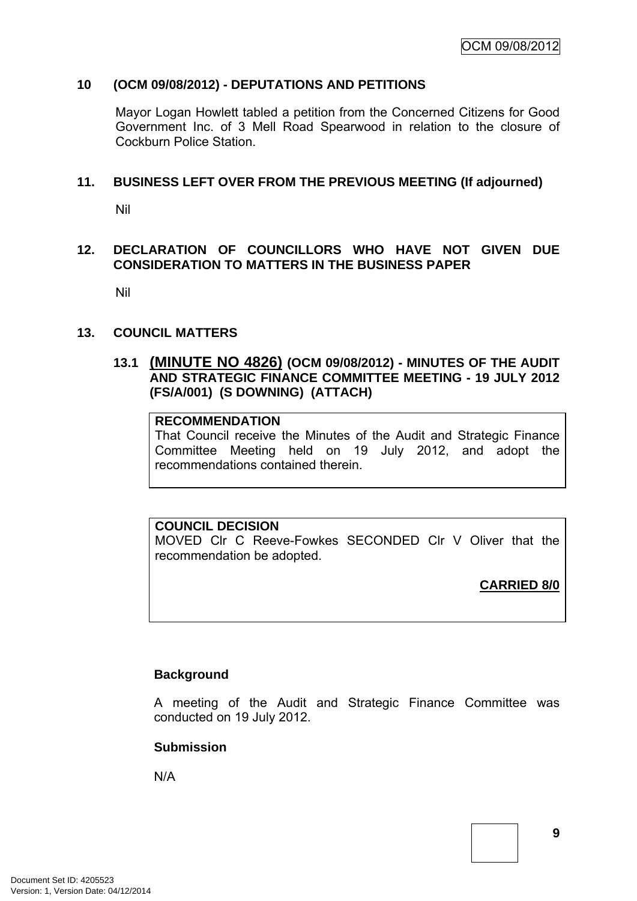## 10 (OCM 09/08/2012) - DEPUTATIONS AND PETITIONS

Mayor Logan Howlett tabled a petition from the Concerned Citizens for Good Government Inc. of 3 Mell Road Spearwood in relation to the closure of Cockburn Police Station.

## 11. BUSINESS LEFT OVER FROM THE PREVIOUS MEETING (If adjourned)

Nil

## 12. DECLARATION OF COUNCILLORS WHO HAVE NOT GIVEN DUE CONSIDERATION TO MATTERS IN THE BUSINESS PAPER

Nil

## 13. COUNCIL MATTERS

### 13.1 (MINUTE NO 4826) (OCM 09/08/2012) - MINUTES OF THE AUDIT AND STRATEGIC FINANCE COMMITTEE MEETING - 19 JULY 2012 (FS/A/001) (S DOWNING) (ATTACH)

**RECOMMENDATION**
That Council receive the Minutes of the Audit and Strategic Finance Committee Meeting held on 19 July 2012, and adopt the recommendations contained therein.

**COUNCIL DECISION**
MOVED Clr C Reeve-Fowkes SECONDED Clr V Oliver that the recommendation be adopted.

**CARRIED 8/0**

**Background**

A meeting of the Audit and Strategic Finance Committee was conducted on 19 July 2012.

**Submission**

N/A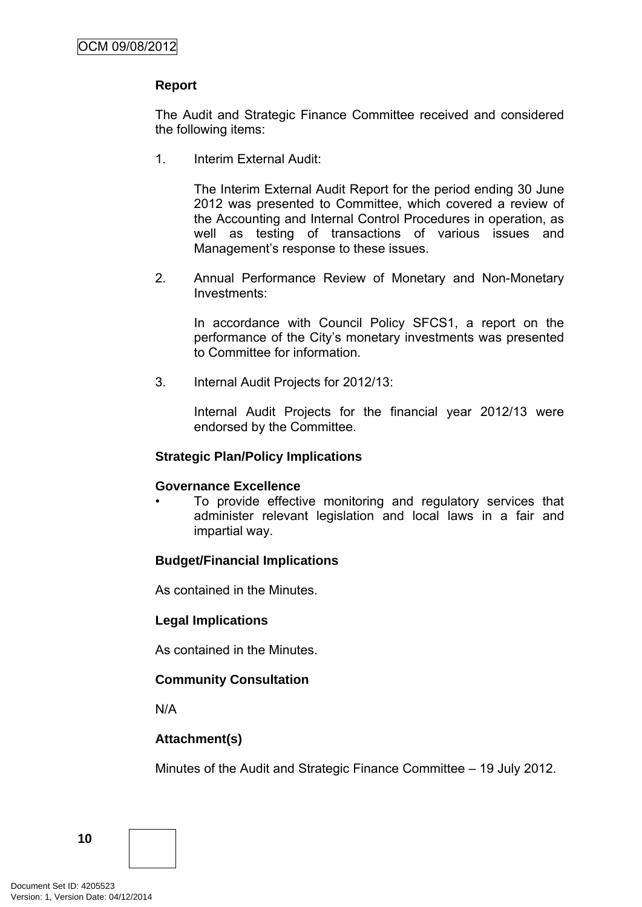**Report**

The Audit and Strategic Finance Committee received and considered the following items:

1. Interim External Audit:

   The Interim External Audit Report for the period ending 30 June 2012 was presented to Committee, which covered a review of the Accounting and Internal Control Procedures in operation, as well as testing of transactions of various issues and Management's response to these issues.

2. Annual Performance Review of Monetary and Non-Monetary Investments:

   In accordance with Council Policy SFCS1, a report on the performance of the City's monetary investments was presented to Committee for information.

3. Internal Audit Projects for 2012/13:

   Internal Audit Projects for the financial year 2012/13 were endorsed by the Committee.

**Strategic Plan/Policy Implications**

**Governance Excellence**

- To provide effective monitoring and regulatory services that administer relevant legislation and local laws in a fair and impartial way.

**Budget/Financial Implications**

As contained in the Minutes.

**Legal Implications**

As contained in the Minutes.

**Community Consultation**

N/A

**Attachment(s)**

Minutes of the Audit and Strategic Finance Committee – 19 July 2012.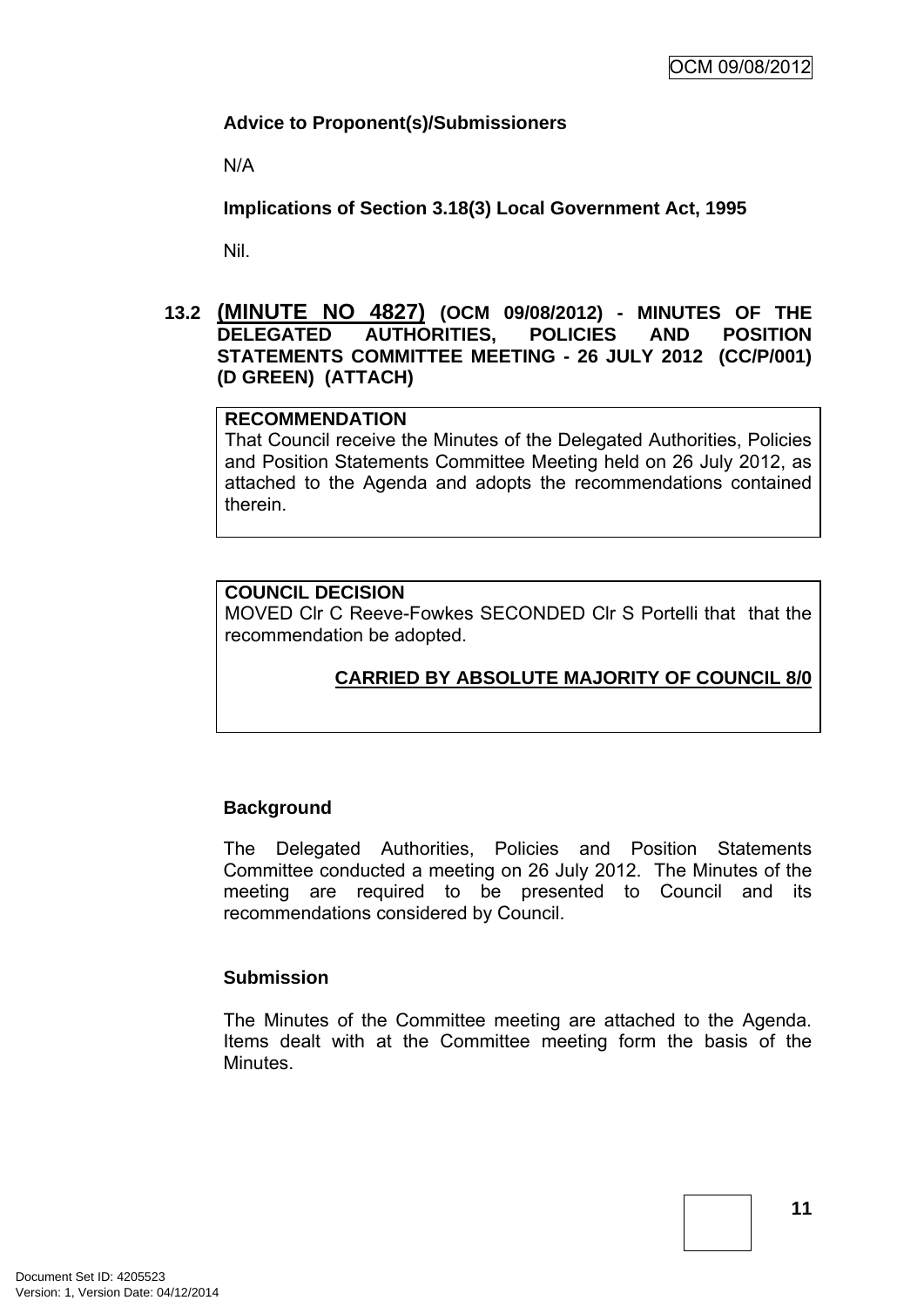**Advice to Proponent(s)/Submissioners**

N/A

**Implications of Section 3.18(3) Local Government Act, 1995**

Nil.

## 13.2 (MINUTE NO 4827) (OCM 09/08/2012) - MINUTES OF THE DELEGATED AUTHORITIES, POLICIES AND POSITION STATEMENTS COMMITTEE MEETING - 26 JULY 2012 (CC/P/001) (D GREEN) (ATTACH)

**RECOMMENDATION**

That Council receive the Minutes of the Delegated Authorities, Policies and Position Statements Committee Meeting held on 26 July 2012, as attached to the Agenda and adopts the recommendations contained therein.

**COUNCIL DECISION**

MOVED Clr C Reeve-Fowkes SECONDED Clr S Portelli that that the recommendation be adopted.

**CARRIED BY ABSOLUTE MAJORITY OF COUNCIL 8/0**

**Background**

The Delegated Authorities, Policies and Position Statements Committee conducted a meeting on 26 July 2012. The Minutes of the meeting are required to be presented to Council and its recommendations considered by Council.

**Submission**

The Minutes of the Committee meeting are attached to the Agenda. Items dealt with at the Committee meeting form the basis of the Minutes.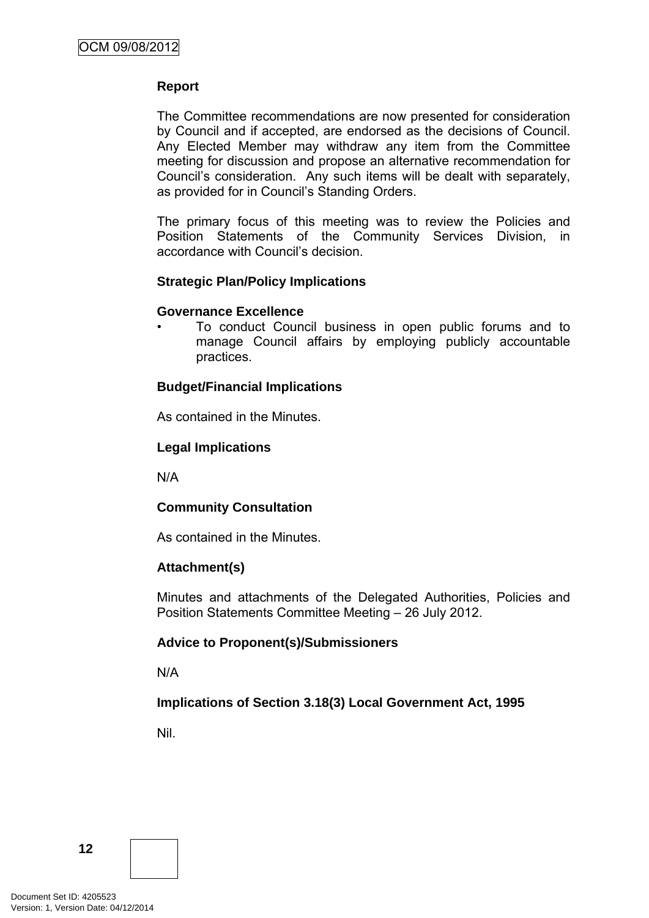**Report**

The Committee recommendations are now presented for consideration by Council and if accepted, are endorsed as the decisions of Council. Any Elected Member may withdraw any item from the Committee meeting for discussion and propose an alternative recommendation for Council's consideration. Any such items will be dealt with separately, as provided for in Council's Standing Orders.

The primary focus of this meeting was to review the Policies and Position Statements of the Community Services Division, in accordance with Council's decision.

**Strategic Plan/Policy Implications**

**Governance Excellence**

- To conduct Council business in open public forums and to manage Council affairs by employing publicly accountable practices.

**Budget/Financial Implications**

As contained in the Minutes.

**Legal Implications**

N/A

**Community Consultation**

As contained in the Minutes.

**Attachment(s)**

Minutes and attachments of the Delegated Authorities, Policies and Position Statements Committee Meeting – 26 July 2012.

**Advice to Proponent(s)/Submissioners**

N/A

**Implications of Section 3.18(3) Local Government Act, 1995**

Nil.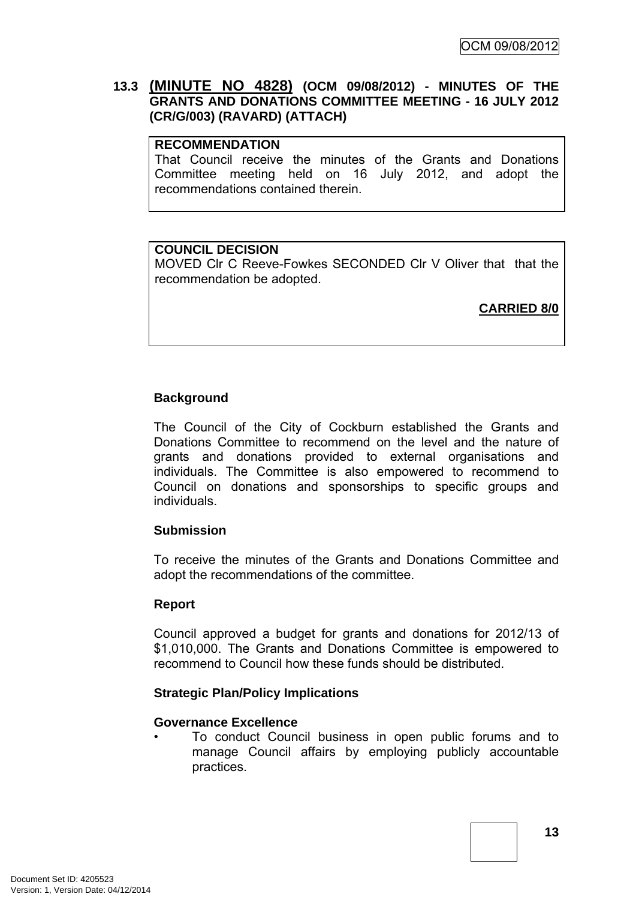### 13.3 (MINUTE NO 4828) (OCM 09/08/2012) - MINUTES OF THE GRANTS AND DONATIONS COMMITTEE MEETING - 16 JULY 2012 (CR/G/003) (RAVARD) (ATTACH)

**RECOMMENDATION**
That Council receive the minutes of the Grants and Donations Committee meeting held on 16 July 2012, and adopt the recommendations contained therein.

**COUNCIL DECISION**
MOVED Clr C Reeve-Fowkes SECONDED Clr V Oliver that that the recommendation be adopted.

**CARRIED 8/0**

**Background**

The Council of the City of Cockburn established the Grants and Donations Committee to recommend on the level and the nature of grants and donations provided to external organisations and individuals. The Committee is also empowered to recommend to Council on donations and sponsorships to specific groups and individuals.

**Submission**

To receive the minutes of the Grants and Donations Committee and adopt the recommendations of the committee.

**Report**

Council approved a budget for grants and donations for 2012/13 of $1,010,000. The Grants and Donations Committee is empowered to recommend to Council how these funds should be distributed.

**Strategic Plan/Policy Implications**

**Governance Excellence**

- To conduct Council business in open public forums and to manage Council affairs by employing publicly accountable practices.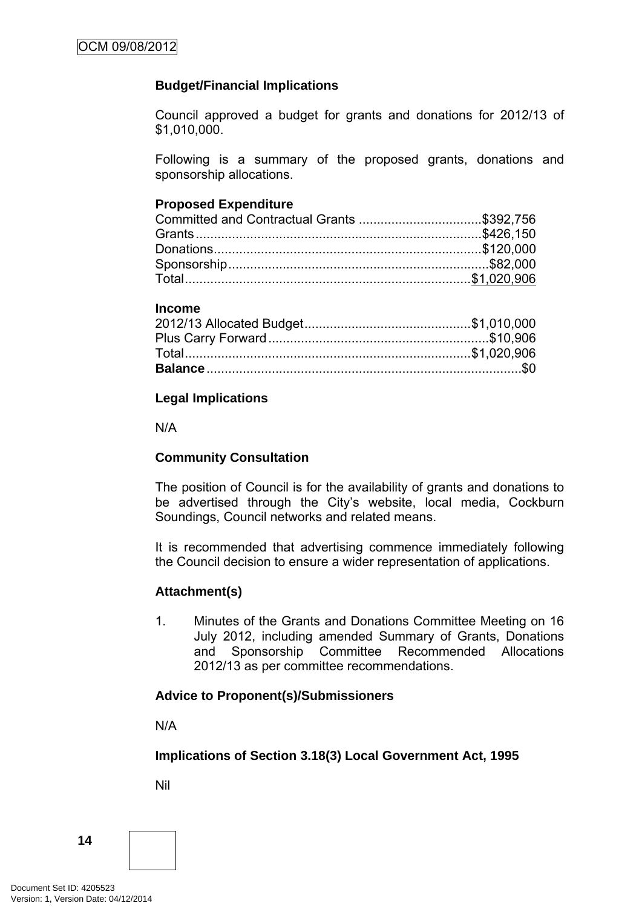**Budget/Financial Implications**

Council approved a budget for grants and donations for 2012/13 of $1,010,000.

Following is a summary of the proposed grants, donations and sponsorship allocations.

**Proposed Expenditure**

| | |
|---|---|
| Committed and Contractual Grants | $392,756 |
| Grants | $426,150 |
| Donations | $120,000 |
| Sponsorship | $82,000 |
| Total | $1,020,906 |

**Income**

| | |
|---|---|
| 2012/13 Allocated Budget | $1,010,000 |
| Plus Carry Forward | $10,906 |
| Total | $1,020,906 |
| **Balance** | $0 |

**Legal Implications**

N/A

**Community Consultation**

The position of Council is for the availability of grants and donations to be advertised through the City's website, local media, Cockburn Soundings, Council networks and related means.

It is recommended that advertising commence immediately following the Council decision to ensure a wider representation of applications.

**Attachment(s)**

1. Minutes of the Grants and Donations Committee Meeting on 16 July 2012, including amended Summary of Grants, Donations and Sponsorship Committee Recommended Allocations 2012/13 as per committee recommendations.

**Advice to Proponent(s)/Submissioners**

N/A

**Implications of Section 3.18(3) Local Government Act, 1995**

Nil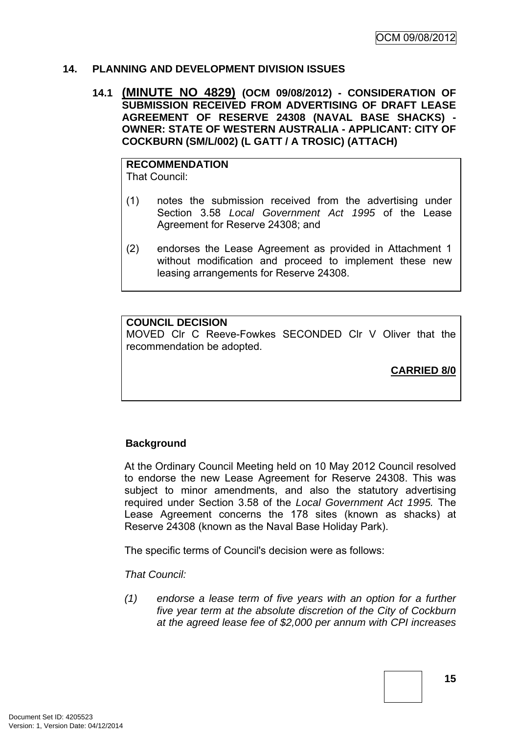## 14. PLANNING AND DEVELOPMENT DIVISION ISSUES

### 14.1 (MINUTE NO 4829) (OCM 09/08/2012) - CONSIDERATION OF SUBMISSION RECEIVED FROM ADVERTISING OF DRAFT LEASE AGREEMENT OF RESERVE 24308 (NAVAL BASE SHACKS) - OWNER: STATE OF WESTERN AUSTRALIA - APPLICANT: CITY OF COCKBURN (SM/L/002) (L GATT / A TROSIC) (ATTACH)

**RECOMMENDATION**
That Council:

(1) notes the submission received from the advertising under Section 3.58 *Local Government Act 1995* of the Lease Agreement for Reserve 24308; and

(2) endorses the Lease Agreement as provided in Attachment 1 without modification and proceed to implement these new leasing arrangements for Reserve 24308.

**COUNCIL DECISION**
MOVED Clr C Reeve-Fowkes SECONDED Clr V Oliver that the recommendation be adopted.

**CARRIED 8/0**

**Background**

At the Ordinary Council Meeting held on 10 May 2012 Council resolved to endorse the new Lease Agreement for Reserve 24308. This was subject to minor amendments, and also the statutory advertising required under Section 3.58 of the *Local Government Act 1995.* The Lease Agreement concerns the 178 sites (known as shacks) at Reserve 24308 (known as the Naval Base Holiday Park).

The specific terms of Council's decision were as follows:

*That Council:*

*(1) endorse a lease term of five years with an option for a further five year term at the absolute discretion of the City of Cockburn at the agreed lease fee of $2,000 per annum with CPI increases*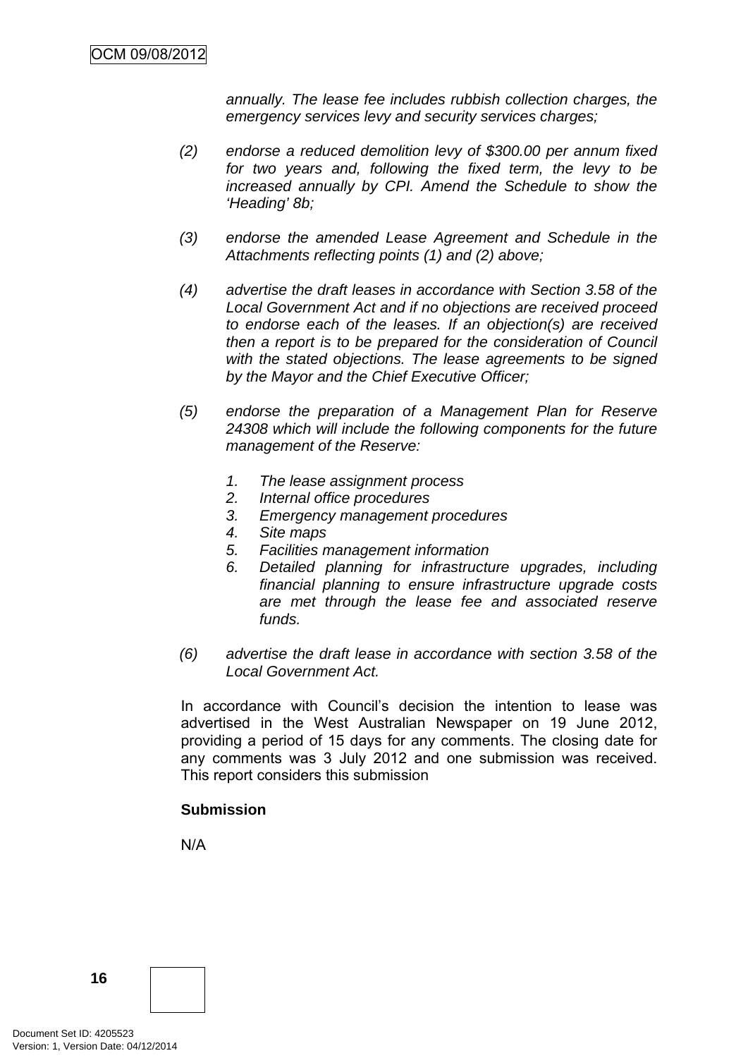*annually. The lease fee includes rubbish collection charges, the emergency services levy and security services charges;*

(2) *endorse a reduced demolition levy of $300.00 per annum fixed for two years and, following the fixed term, the levy to be increased annually by CPI. Amend the Schedule to show the 'Heading' 8b;*

(3) *endorse the amended Lease Agreement and Schedule in the Attachments reflecting points (1) and (2) above;*

(4) *advertise the draft leases in accordance with Section 3.58 of the Local Government Act and if no objections are received proceed to endorse each of the leases. If an objection(s) are received then a report is to be prepared for the consideration of Council with the stated objections. The lease agreements to be signed by the Mayor and the Chief Executive Officer;*

(5) *endorse the preparation of a Management Plan for Reserve 24308 which will include the following components for the future management of the Reserve:*

   1. *The lease assignment process*
   2. *Internal office procedures*
   3. *Emergency management procedures*
   4. *Site maps*
   5. *Facilities management information*
   6. *Detailed planning for infrastructure upgrades, including financial planning to ensure infrastructure upgrade costs are met through the lease fee and associated reserve funds.*

(6) *advertise the draft lease in accordance with section 3.58 of the Local Government Act.*

In accordance with Council's decision the intention to lease was advertised in the West Australian Newspaper on 19 June 2012, providing a period of 15 days for any comments. The closing date for any comments was 3 July 2012 and one submission was received. This report considers this submission

**Submission**

N/A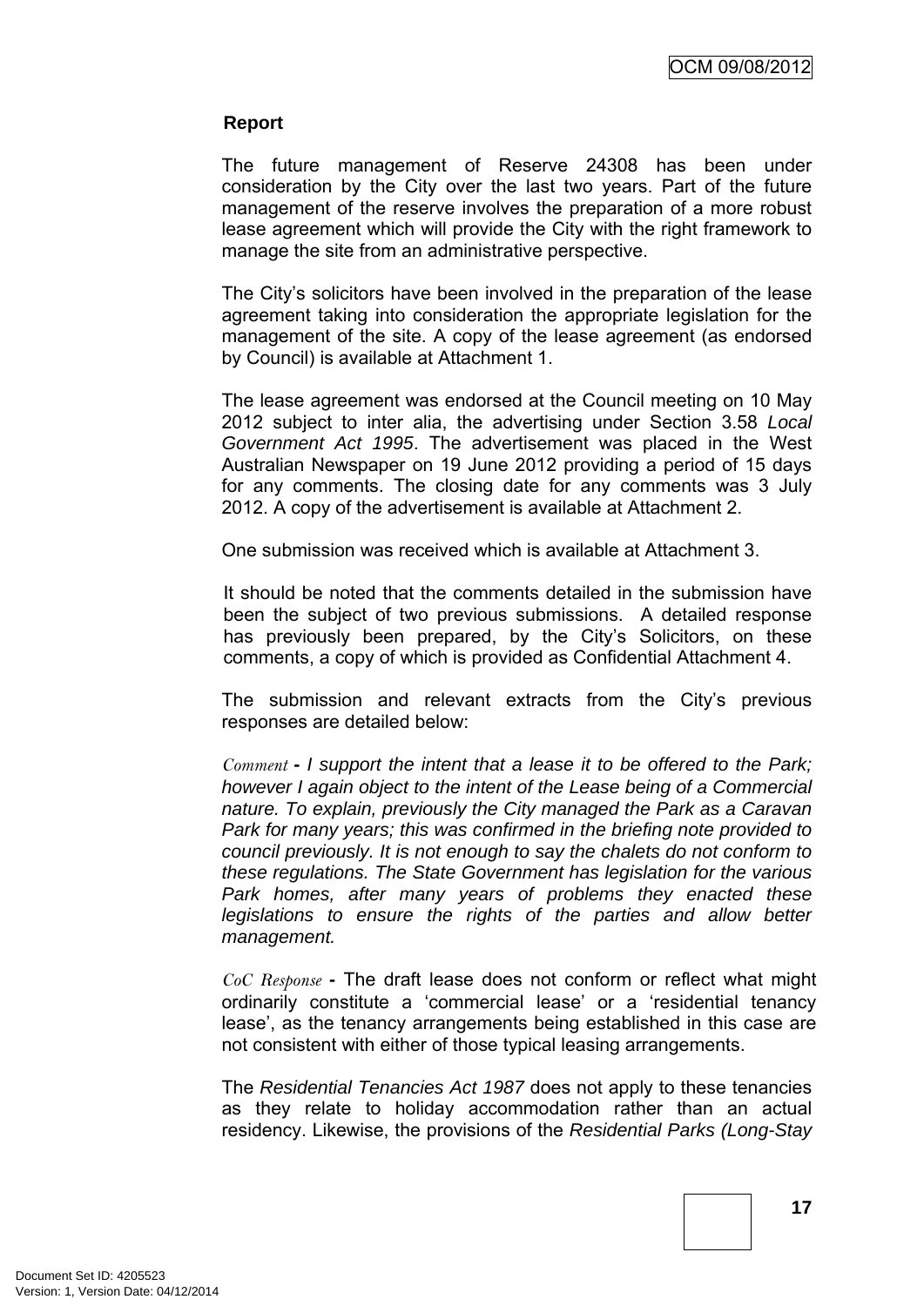### Report

The future management of Reserve 24308 has been under consideration by the City over the last two years. Part of the future management of the reserve involves the preparation of a more robust lease agreement which will provide the City with the right framework to manage the site from an administrative perspective.

The City's solicitors have been involved in the preparation of the lease agreement taking into consideration the appropriate legislation for the management of the site. A copy of the lease agreement (as endorsed by Council) is available at Attachment 1.

The lease agreement was endorsed at the Council meeting on 10 May 2012 subject to inter alia, the advertising under Section 3.58 *Local Government Act 1995*. The advertisement was placed in the West Australian Newspaper on 19 June 2012 providing a period of 15 days for any comments. The closing date for any comments was 3 July 2012. A copy of the advertisement is available at Attachment 2.

One submission was received which is available at Attachment 3.

It should be noted that the comments detailed in the submission have been the subject of two previous submissions. A detailed response has previously been prepared, by the City's Solicitors, on these comments, a copy of which is provided as Confidential Attachment 4.

The submission and relevant extracts from the City's previous responses are detailed below:

*Comment* **-** *I support the intent that a lease it to be offered to the Park; however I again object to the intent of the Lease being of a Commercial nature. To explain, previously the City managed the Park as a Caravan Park for many years; this was confirmed in the briefing note provided to council previously. It is not enough to say the chalets do not conform to these regulations. The State Government has legislation for the various Park homes, after many years of problems they enacted these legislations to ensure the rights of the parties and allow better management.*

*CoC Response* **-** The draft lease does not conform or reflect what might ordinarily constitute a 'commercial lease' or a 'residential tenancy lease', as the tenancy arrangements being established in this case are not consistent with either of those typical leasing arrangements.

The *Residential Tenancies Act 1987* does not apply to these tenancies as they relate to holiday accommodation rather than an actual residency. Likewise, the provisions of the *Residential Parks (Long-Stay*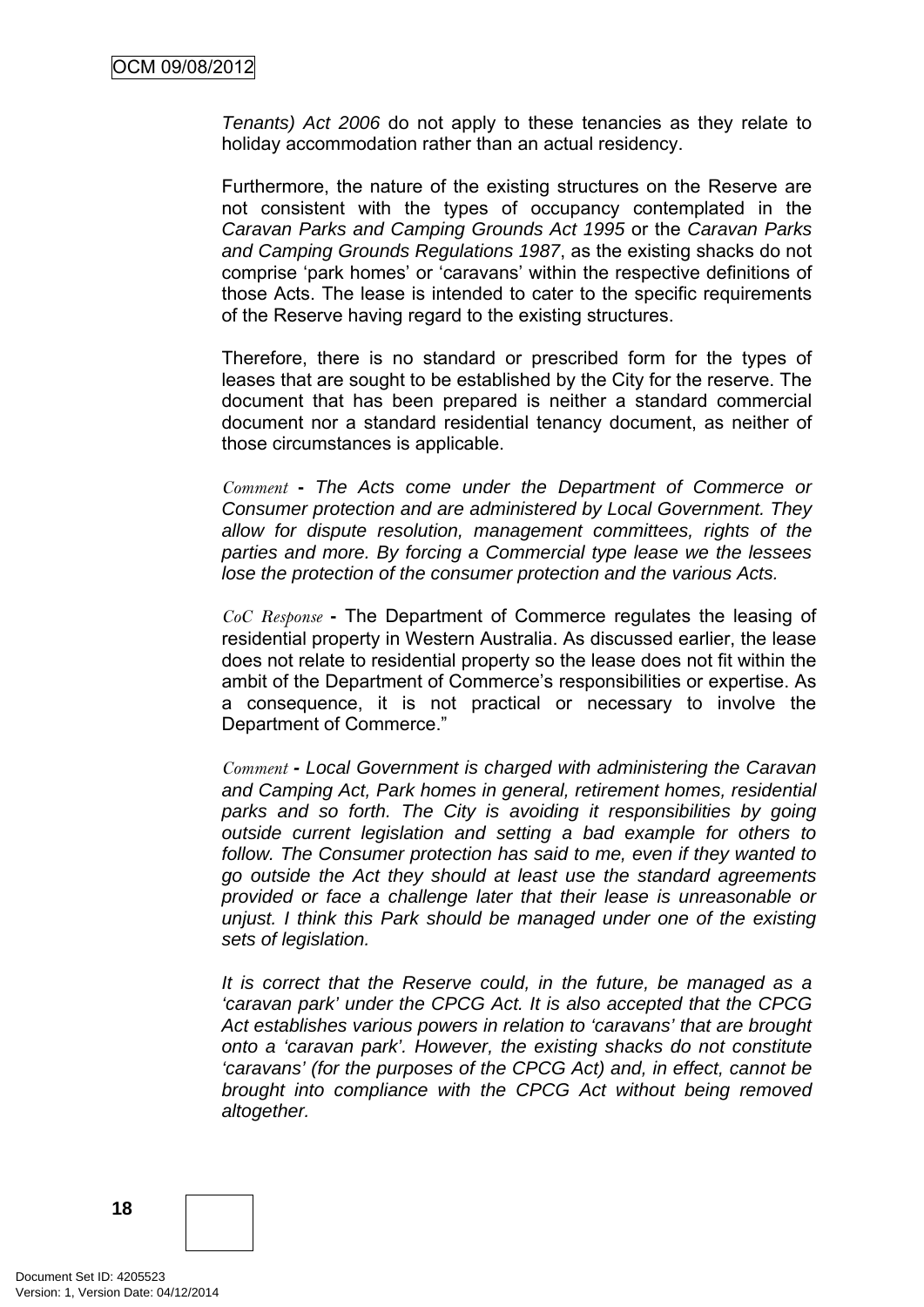*Tenants) Act 2006* do not apply to these tenancies as they relate to holiday accommodation rather than an actual residency.

Furthermore, the nature of the existing structures on the Reserve are not consistent with the types of occupancy contemplated in the *Caravan Parks and Camping Grounds Act 1995* or the *Caravan Parks and Camping Grounds Regulations 1987*, as the existing shacks do not comprise 'park homes' or 'caravans' within the respective definitions of those Acts. The lease is intended to cater to the specific requirements of the Reserve having regard to the existing structures.

Therefore, there is no standard or prescribed form for the types of leases that are sought to be established by the City for the reserve. The document that has been prepared is neither a standard commercial document nor a standard residential tenancy document, as neither of those circumstances is applicable.

*Comment* **-** *The Acts come under the Department of Commerce or Consumer protection and are administered by Local Government. They allow for dispute resolution, management committees, rights of the parties and more. By forcing a Commercial type lease we the lessees lose the protection of the consumer protection and the various Acts.*

*CoC Response* **-** The Department of Commerce regulates the leasing of residential property in Western Australia. As discussed earlier, the lease does not relate to residential property so the lease does not fit within the ambit of the Department of Commerce's responsibilities or expertise. As a consequence, it is not practical or necessary to involve the Department of Commerce."

*Comment* ***-*** *Local Government is charged with administering the Caravan and Camping Act, Park homes in general, retirement homes, residential parks and so forth. The City is avoiding it responsibilities by going outside current legislation and setting a bad example for others to follow. The Consumer protection has said to me, even if they wanted to go outside the Act they should at least use the standard agreements provided or face a challenge later that their lease is unreasonable or unjust. I think this Park should be managed under one of the existing sets of legislation.*

*It is correct that the Reserve could, in the future, be managed as a 'caravan park' under the CPCG Act. It is also accepted that the CPCG Act establishes various powers in relation to 'caravans' that are brought onto a 'caravan park'. However, the existing shacks do not constitute 'caravans' (for the purposes of the CPCG Act) and, in effect, cannot be brought into compliance with the CPCG Act without being removed altogether.*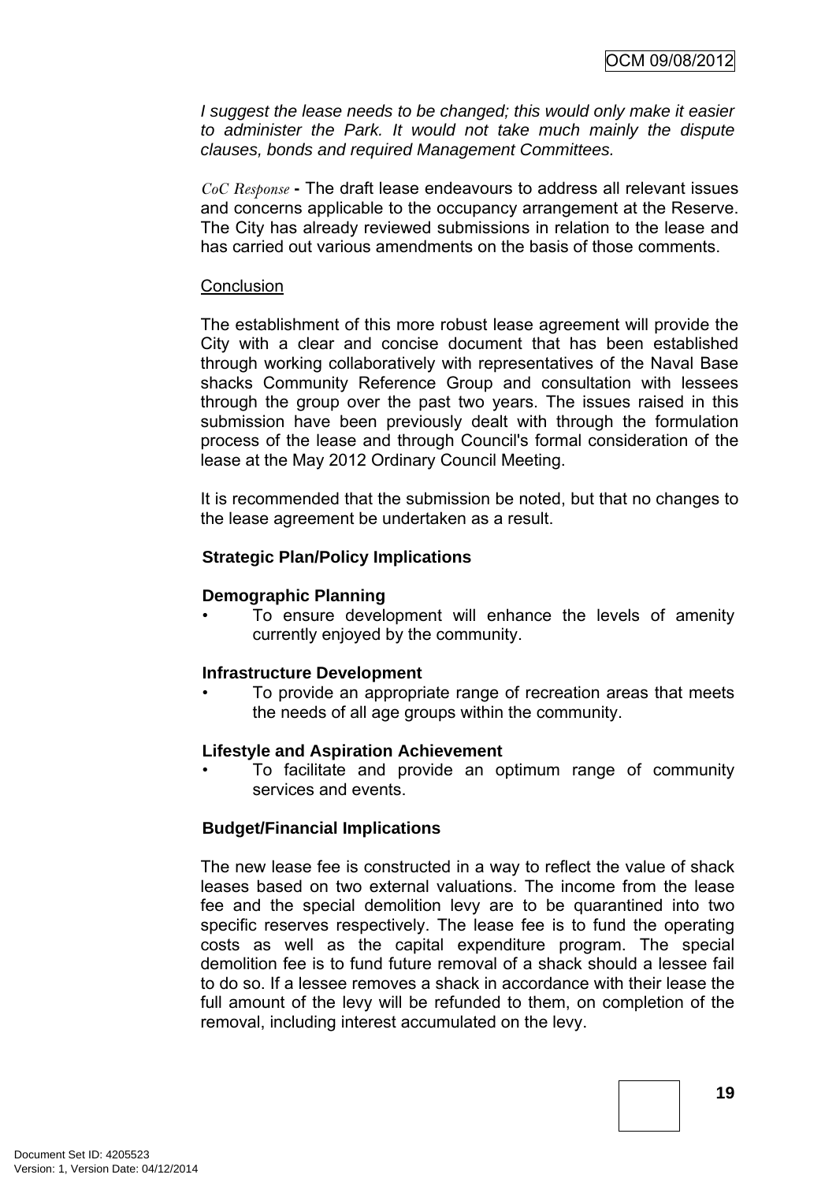*I suggest the lease needs to be changed; this would only make it easier to administer the Park. It would not take much mainly the dispute clauses, bonds and required Management Committees.*

*CoC Response* - The draft lease endeavours to address all relevant issues and concerns applicable to the occupancy arrangement at the Reserve. The City has already reviewed submissions in relation to the lease and has carried out various amendments on the basis of those comments.

Conclusion

The establishment of this more robust lease agreement will provide the City with a clear and concise document that has been established through working collaboratively with representatives of the Naval Base shacks Community Reference Group and consultation with lessees through the group over the past two years. The issues raised in this submission have been previously dealt with through the formulation process of the lease and through Council's formal consideration of the lease at the May 2012 Ordinary Council Meeting.

It is recommended that the submission be noted, but that no changes to the lease agreement be undertaken as a result.

**Strategic Plan/Policy Implications**

**Demographic Planning**

- To ensure development will enhance the levels of amenity currently enjoyed by the community.

**Infrastructure Development**

- To provide an appropriate range of recreation areas that meets the needs of all age groups within the community.

**Lifestyle and Aspiration Achievement**

- To facilitate and provide an optimum range of community services and events.

**Budget/Financial Implications**

The new lease fee is constructed in a way to reflect the value of shack leases based on two external valuations. The income from the lease fee and the special demolition levy are to be quarantined into two specific reserves respectively. The lease fee is to fund the operating costs as well as the capital expenditure program. The special demolition fee is to fund future removal of a shack should a lessee fail to do so. If a lessee removes a shack in accordance with their lease the full amount of the levy will be refunded to them, on completion of the removal, including interest accumulated on the levy.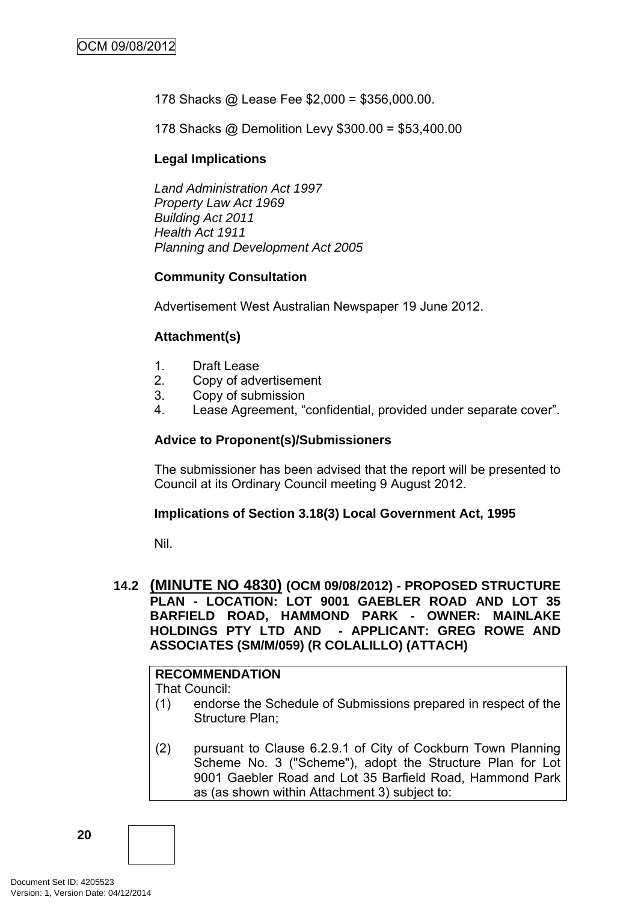178 Shacks @ Lease Fee $2,000 = $356,000.00.

178 Shacks @ Demolition Levy $300.00 = $53,400.00

**Legal Implications**

*Land Administration Act 1997*
*Property Law Act 1969*
*Building Act 2011*
*Health Act 1911*
*Planning and Development Act 2005*

**Community Consultation**

Advertisement West Australian Newspaper 19 June 2012.

**Attachment(s)**

1. Draft Lease
2. Copy of advertisement
3. Copy of submission
4. Lease Agreement, "confidential, provided under separate cover".

**Advice to Proponent(s)/Submissioners**

The submissioner has been advised that the report will be presented to Council at its Ordinary Council meeting 9 August 2012.

**Implications of Section 3.18(3) Local Government Act, 1995**

Nil.

### 14.2 (MINUTE NO 4830) (OCM 09/08/2012) - PROPOSED STRUCTURE PLAN - LOCATION: LOT 9001 GAEBLER ROAD AND LOT 35 BARFIELD ROAD, HAMMOND PARK - OWNER: MAINLAKE HOLDINGS PTY LTD AND - APPLICANT: GREG ROWE AND ASSOCIATES (SM/M/059) (R COLALILLO) (ATTACH)

**RECOMMENDATION**
That Council:

(1) endorse the Schedule of Submissions prepared in respect of the Structure Plan;

(2) pursuant to Clause 6.2.9.1 of City of Cockburn Town Planning Scheme No. 3 ("Scheme"), adopt the Structure Plan for Lot 9001 Gaebler Road and Lot 35 Barfield Road, Hammond Park as (as shown within Attachment 3) subject to: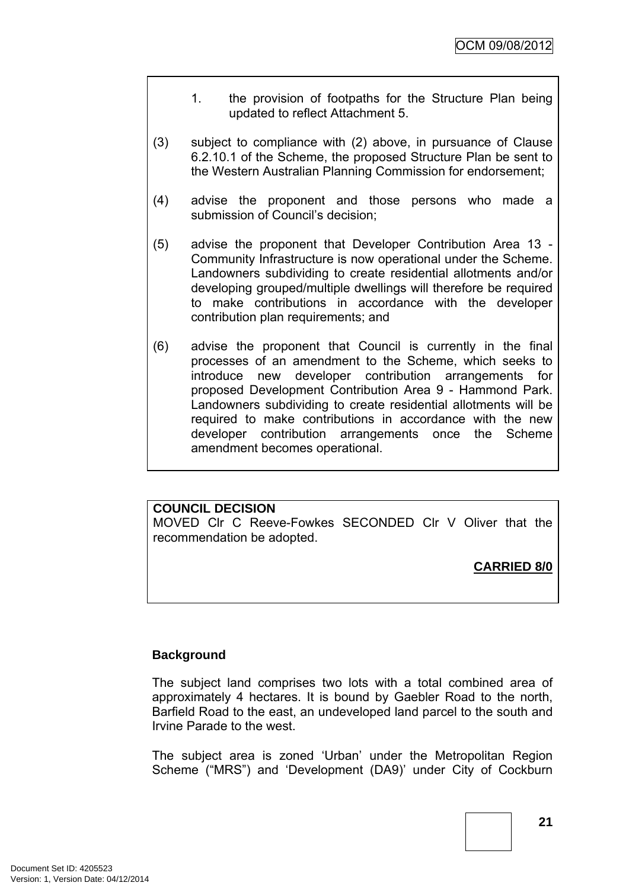1. the provision of footpaths for the Structure Plan being updated to reflect Attachment 5.

(3) subject to compliance with (2) above, in pursuance of Clause 6.2.10.1 of the Scheme, the proposed Structure Plan be sent to the Western Australian Planning Commission for endorsement;

(4) advise the proponent and those persons who made a submission of Council's decision;

(5) advise the proponent that Developer Contribution Area 13 - Community Infrastructure is now operational under the Scheme. Landowners subdividing to create residential allotments and/or developing grouped/multiple dwellings will therefore be required to make contributions in accordance with the developer contribution plan requirements; and

(6) advise the proponent that Council is currently in the final processes of an amendment to the Scheme, which seeks to introduce new developer contribution arrangements for proposed Development Contribution Area 9 - Hammond Park. Landowners subdividing to create residential allotments will be required to make contributions in accordance with the new developer contribution arrangements once the Scheme amendment becomes operational.

**COUNCIL DECISION**
MOVED Clr C Reeve-Fowkes SECONDED Clr V Oliver that the recommendation be adopted.

**CARRIED 8/0**

**Background**

The subject land comprises two lots with a total combined area of approximately 4 hectares. It is bound by Gaebler Road to the north, Barfield Road to the east, an undeveloped land parcel to the south and Irvine Parade to the west.

The subject area is zoned 'Urban' under the Metropolitan Region Scheme ("MRS") and 'Development (DA9)' under City of Cockburn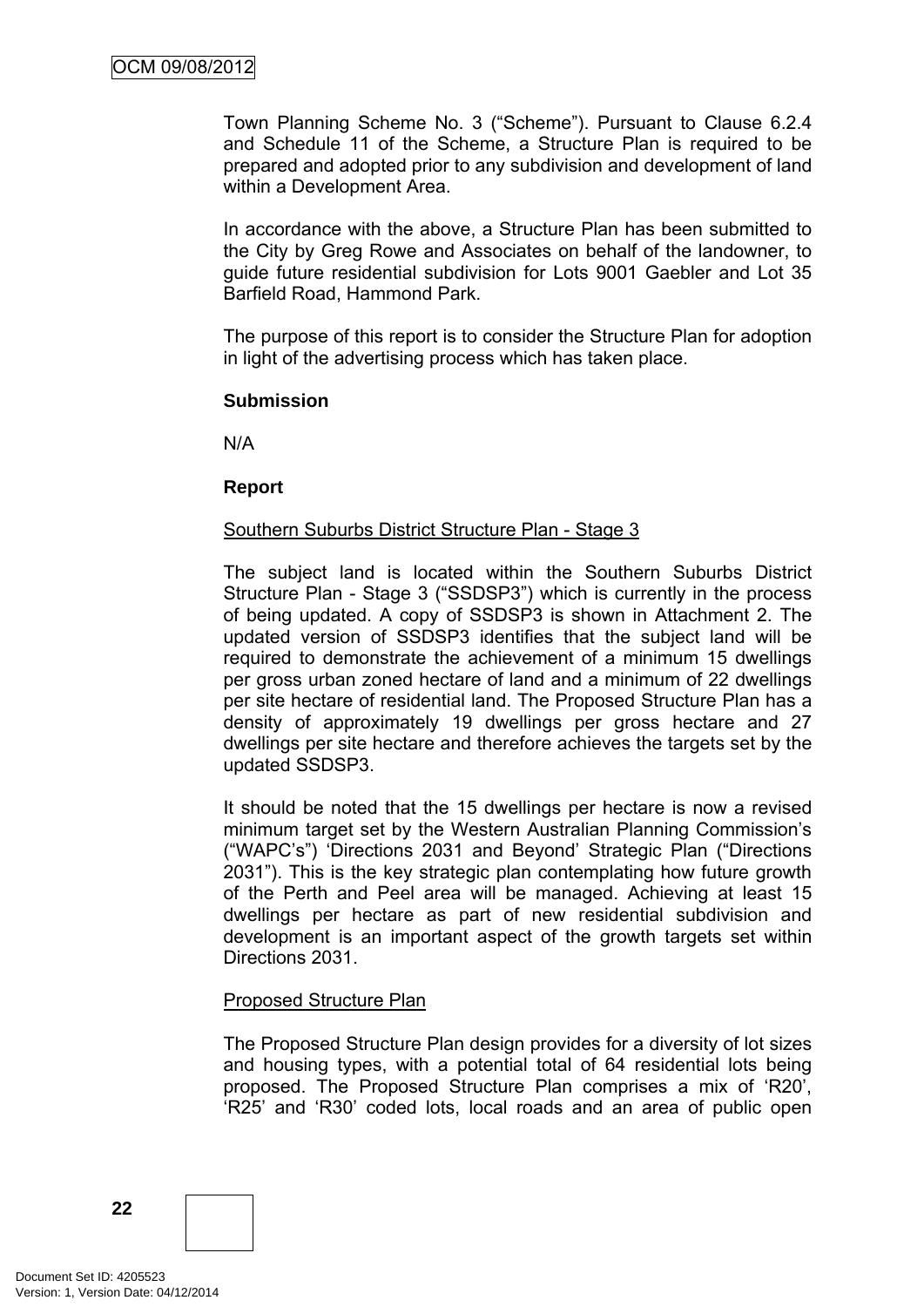Town Planning Scheme No. 3 ("Scheme"). Pursuant to Clause 6.2.4 and Schedule 11 of the Scheme, a Structure Plan is required to be prepared and adopted prior to any subdivision and development of land within a Development Area.

In accordance with the above, a Structure Plan has been submitted to the City by Greg Rowe and Associates on behalf of the landowner, to guide future residential subdivision for Lots 9001 Gaebler and Lot 35 Barfield Road, Hammond Park.

The purpose of this report is to consider the Structure Plan for adoption in light of the advertising process which has taken place.

**Submission**

N/A

**Report**

Southern Suburbs District Structure Plan - Stage 3

The subject land is located within the Southern Suburbs District Structure Plan - Stage 3 ("SSDSP3") which is currently in the process of being updated. A copy of SSDSP3 is shown in Attachment 2. The updated version of SSDSP3 identifies that the subject land will be required to demonstrate the achievement of a minimum 15 dwellings per gross urban zoned hectare of land and a minimum of 22 dwellings per site hectare of residential land. The Proposed Structure Plan has a density of approximately 19 dwellings per gross hectare and 27 dwellings per site hectare and therefore achieves the targets set by the updated SSDSP3.

It should be noted that the 15 dwellings per hectare is now a revised minimum target set by the Western Australian Planning Commission's ("WAPC's") 'Directions 2031 and Beyond' Strategic Plan ("Directions 2031"). This is the key strategic plan contemplating how future growth of the Perth and Peel area will be managed. Achieving at least 15 dwellings per hectare as part of new residential subdivision and development is an important aspect of the growth targets set within Directions 2031.

Proposed Structure Plan

The Proposed Structure Plan design provides for a diversity of lot sizes and housing types, with a potential total of 64 residential lots being proposed. The Proposed Structure Plan comprises a mix of 'R20', 'R25' and 'R30' coded lots, local roads and an area of public open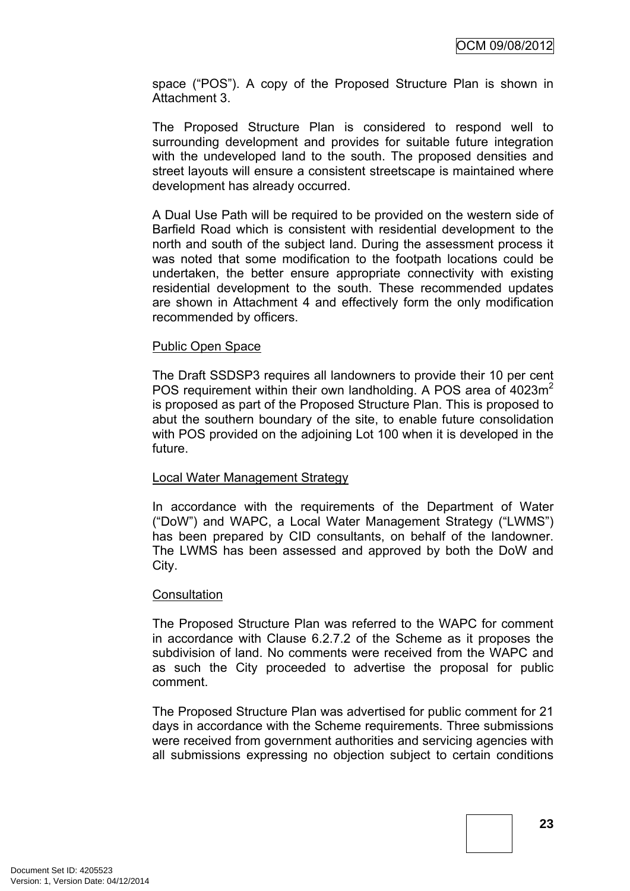space ("POS"). A copy of the Proposed Structure Plan is shown in Attachment 3.

The Proposed Structure Plan is considered to respond well to surrounding development and provides for suitable future integration with the undeveloped land to the south. The proposed densities and street layouts will ensure a consistent streetscape is maintained where development has already occurred.

A Dual Use Path will be required to be provided on the western side of Barfield Road which is consistent with residential development to the north and south of the subject land. During the assessment process it was noted that some modification to the footpath locations could be undertaken, the better ensure appropriate connectivity with existing residential development to the south. These recommended updates are shown in Attachment 4 and effectively form the only modification recommended by officers.

<u>Public Open Space</u>

The Draft SSDSP3 requires all landowners to provide their 10 per cent POS requirement within their own landholding. A POS area of 4023m$^2$ is proposed as part of the Proposed Structure Plan. This is proposed to abut the southern boundary of the site, to enable future consolidation with POS provided on the adjoining Lot 100 when it is developed in the future.

<u>Local Water Management Strategy</u>

In accordance with the requirements of the Department of Water ("DoW") and WAPC, a Local Water Management Strategy ("LWMS") has been prepared by CID consultants, on behalf of the landowner. The LWMS has been assessed and approved by both the DoW and City.

<u>Consultation</u>

The Proposed Structure Plan was referred to the WAPC for comment in accordance with Clause 6.2.7.2 of the Scheme as it proposes the subdivision of land. No comments were received from the WAPC and as such the City proceeded to advertise the proposal for public comment.

The Proposed Structure Plan was advertised for public comment for 21 days in accordance with the Scheme requirements. Three submissions were received from government authorities and servicing agencies with all submissions expressing no objection subject to certain conditions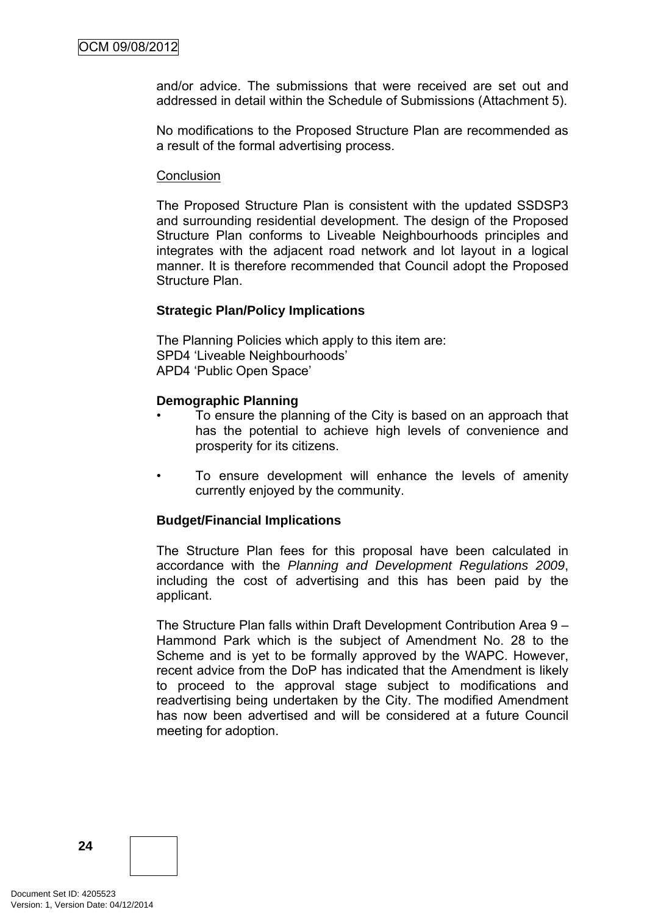and/or advice. The submissions that were received are set out and addressed in detail within the Schedule of Submissions (Attachment 5).

No modifications to the Proposed Structure Plan are recommended as a result of the formal advertising process.

Conclusion

The Proposed Structure Plan is consistent with the updated SSDSP3 and surrounding residential development. The design of the Proposed Structure Plan conforms to Liveable Neighbourhoods principles and integrates with the adjacent road network and lot layout in a logical manner. It is therefore recommended that Council adopt the Proposed Structure Plan.

**Strategic Plan/Policy Implications**

The Planning Policies which apply to this item are:
SPD4 'Liveable Neighbourhoods'
APD4 'Public Open Space'

**Demographic Planning**

- To ensure the planning of the City is based on an approach that has the potential to achieve high levels of convenience and prosperity for its citizens.

- To ensure development will enhance the levels of amenity currently enjoyed by the community.

**Budget/Financial Implications**

The Structure Plan fees for this proposal have been calculated in accordance with the *Planning and Development Regulations 2009*, including the cost of advertising and this has been paid by the applicant.

The Structure Plan falls within Draft Development Contribution Area 9 – Hammond Park which is the subject of Amendment No. 28 to the Scheme and is yet to be formally approved by the WAPC. However, recent advice from the DoP has indicated that the Amendment is likely to proceed to the approval stage subject to modifications and readvertising being undertaken by the City. The modified Amendment has now been advertised and will be considered at a future Council meeting for adoption.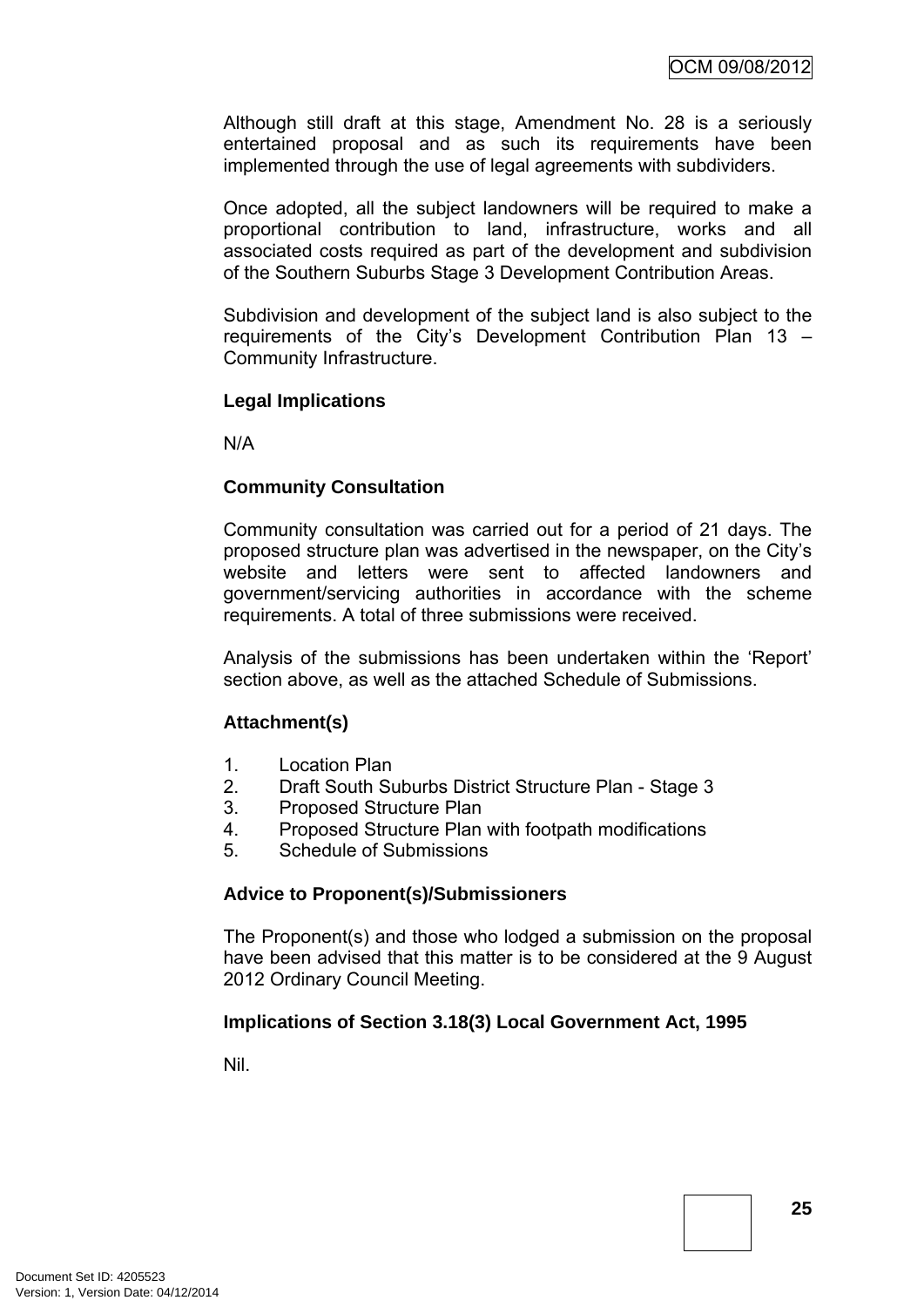Although still draft at this stage, Amendment No. 28 is a seriously entertained proposal and as such its requirements have been implemented through the use of legal agreements with subdividers.

Once adopted, all the subject landowners will be required to make a proportional contribution to land, infrastructure, works and all associated costs required as part of the development and subdivision of the Southern Suburbs Stage 3 Development Contribution Areas.

Subdivision and development of the subject land is also subject to the requirements of the City's Development Contribution Plan 13 – Community Infrastructure.

**Legal Implications**

N/A

**Community Consultation**

Community consultation was carried out for a period of 21 days. The proposed structure plan was advertised in the newspaper, on the City's website and letters were sent to affected landowners and government/servicing authorities in accordance with the scheme requirements. A total of three submissions were received.

Analysis of the submissions has been undertaken within the 'Report' section above, as well as the attached Schedule of Submissions.

**Attachment(s)**

1. Location Plan
2. Draft South Suburbs District Structure Plan - Stage 3
3. Proposed Structure Plan
4. Proposed Structure Plan with footpath modifications
5. Schedule of Submissions

**Advice to Proponent(s)/Submissioners**

The Proponent(s) and those who lodged a submission on the proposal have been advised that this matter is to be considered at the 9 August 2012 Ordinary Council Meeting.

**Implications of Section 3.18(3) Local Government Act, 1995**

Nil.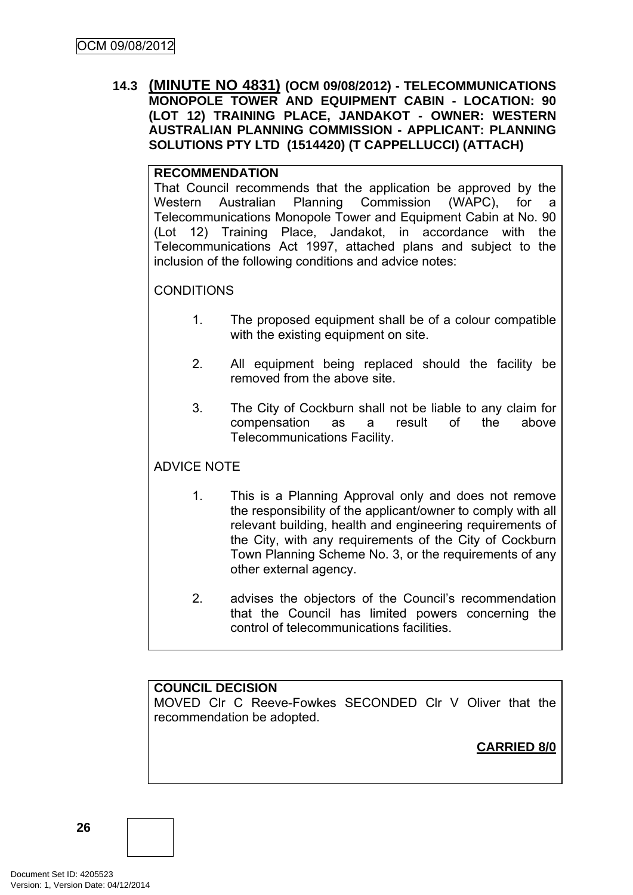### 14.3 (MINUTE NO 4831) (OCM 09/08/2012) - TELECOMMUNICATIONS MONOPOLE TOWER AND EQUIPMENT CABIN - LOCATION: 90 (LOT 12) TRAINING PLACE, JANDAKOT - OWNER: WESTERN AUSTRALIAN PLANNING COMMISSION - APPLICANT: PLANNING SOLUTIONS PTY LTD (1514420) (T CAPPELLUCCI) (ATTACH)

**RECOMMENDATION**

That Council recommends that the application be approved by the Western Australian Planning Commission (WAPC), for a Telecommunications Monopole Tower and Equipment Cabin at No. 90 (Lot 12) Training Place, Jandakot, in accordance with the Telecommunications Act 1997, attached plans and subject to the inclusion of the following conditions and advice notes:

CONDITIONS

1. The proposed equipment shall be of a colour compatible with the existing equipment on site.
2. All equipment being replaced should the facility be removed from the above site.
3. The City of Cockburn shall not be liable to any claim for compensation as a result of the above Telecommunications Facility.

ADVICE NOTE

1. This is a Planning Approval only and does not remove the responsibility of the applicant/owner to comply with all relevant building, health and engineering requirements of the City, with any requirements of the City of Cockburn Town Planning Scheme No. 3, or the requirements of any other external agency.
2. advises the objectors of the Council's recommendation that the Council has limited powers concerning the control of telecommunications facilities.

**COUNCIL DECISION**

MOVED Clr C Reeve-Fowkes SECONDED Clr V Oliver that the recommendation be adopted.

**CARRIED 8/0**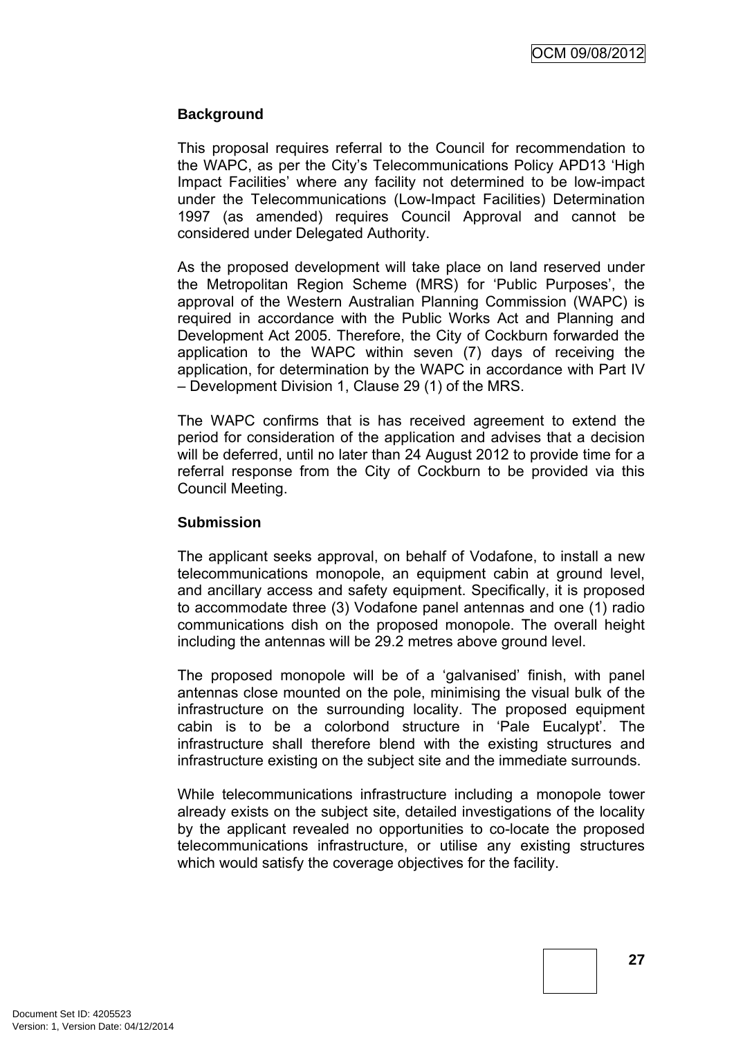## Background

This proposal requires referral to the Council for recommendation to the WAPC, as per the City's Telecommunications Policy APD13 'High Impact Facilities' where any facility not determined to be low-impact under the Telecommunications (Low-Impact Facilities) Determination 1997 (as amended) requires Council Approval and cannot be considered under Delegated Authority.

As the proposed development will take place on land reserved under the Metropolitan Region Scheme (MRS) for 'Public Purposes', the approval of the Western Australian Planning Commission (WAPC) is required in accordance with the Public Works Act and Planning and Development Act 2005. Therefore, the City of Cockburn forwarded the application to the WAPC within seven (7) days of receiving the application, for determination by the WAPC in accordance with Part IV – Development Division 1, Clause 29 (1) of the MRS.

The WAPC confirms that is has received agreement to extend the period for consideration of the application and advises that a decision will be deferred, until no later than 24 August 2012 to provide time for a referral response from the City of Cockburn to be provided via this Council Meeting.

## Submission

The applicant seeks approval, on behalf of Vodafone, to install a new telecommunications monopole, an equipment cabin at ground level, and ancillary access and safety equipment. Specifically, it is proposed to accommodate three (3) Vodafone panel antennas and one (1) radio communications dish on the proposed monopole. The overall height including the antennas will be 29.2 metres above ground level.

The proposed monopole will be of a 'galvanised' finish, with panel antennas close mounted on the pole, minimising the visual bulk of the infrastructure on the surrounding locality. The proposed equipment cabin is to be a colorbond structure in 'Pale Eucalypt'. The infrastructure shall therefore blend with the existing structures and infrastructure existing on the subject site and the immediate surrounds.

While telecommunications infrastructure including a monopole tower already exists on the subject site, detailed investigations of the locality by the applicant revealed no opportunities to co-locate the proposed telecommunications infrastructure, or utilise any existing structures which would satisfy the coverage objectives for the facility.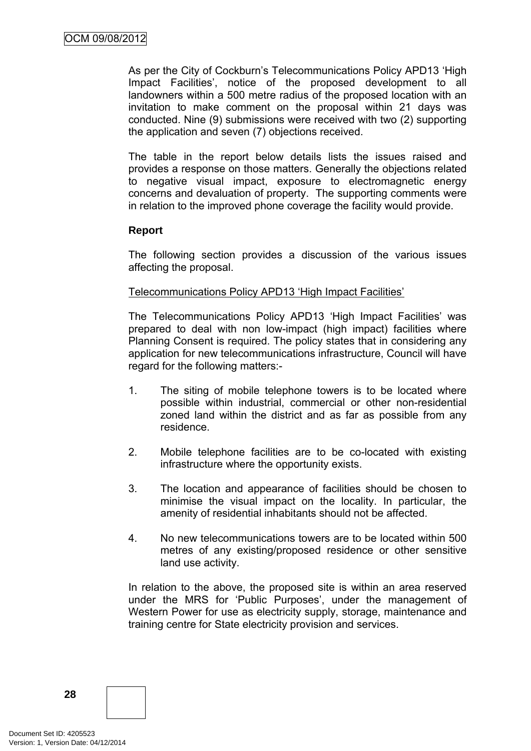As per the City of Cockburn's Telecommunications Policy APD13 'High Impact Facilities', notice of the proposed development to all landowners within a 500 metre radius of the proposed location with an invitation to make comment on the proposal within 21 days was conducted. Nine (9) submissions were received with two (2) supporting the application and seven (7) objections received.

The table in the report below details lists the issues raised and provides a response on those matters. Generally the objections related to negative visual impact, exposure to electromagnetic energy concerns and devaluation of property. The supporting comments were in relation to the improved phone coverage the facility would provide.

**Report**

The following section provides a discussion of the various issues affecting the proposal.

Telecommunications Policy APD13 'High Impact Facilities'

The Telecommunications Policy APD13 'High Impact Facilities' was prepared to deal with non low-impact (high impact) facilities where Planning Consent is required. The policy states that in considering any application for new telecommunications infrastructure, Council will have regard for the following matters:-

1. The siting of mobile telephone towers is to be located where possible within industrial, commercial or other non-residential zoned land within the district and as far as possible from any residence.

2. Mobile telephone facilities are to be co-located with existing infrastructure where the opportunity exists.

3. The location and appearance of facilities should be chosen to minimise the visual impact on the locality. In particular, the amenity of residential inhabitants should not be affected.

4. No new telecommunications towers are to be located within 500 metres of any existing/proposed residence or other sensitive land use activity.

In relation to the above, the proposed site is within an area reserved under the MRS for 'Public Purposes', under the management of Western Power for use as electricity supply, storage, maintenance and training centre for State electricity provision and services.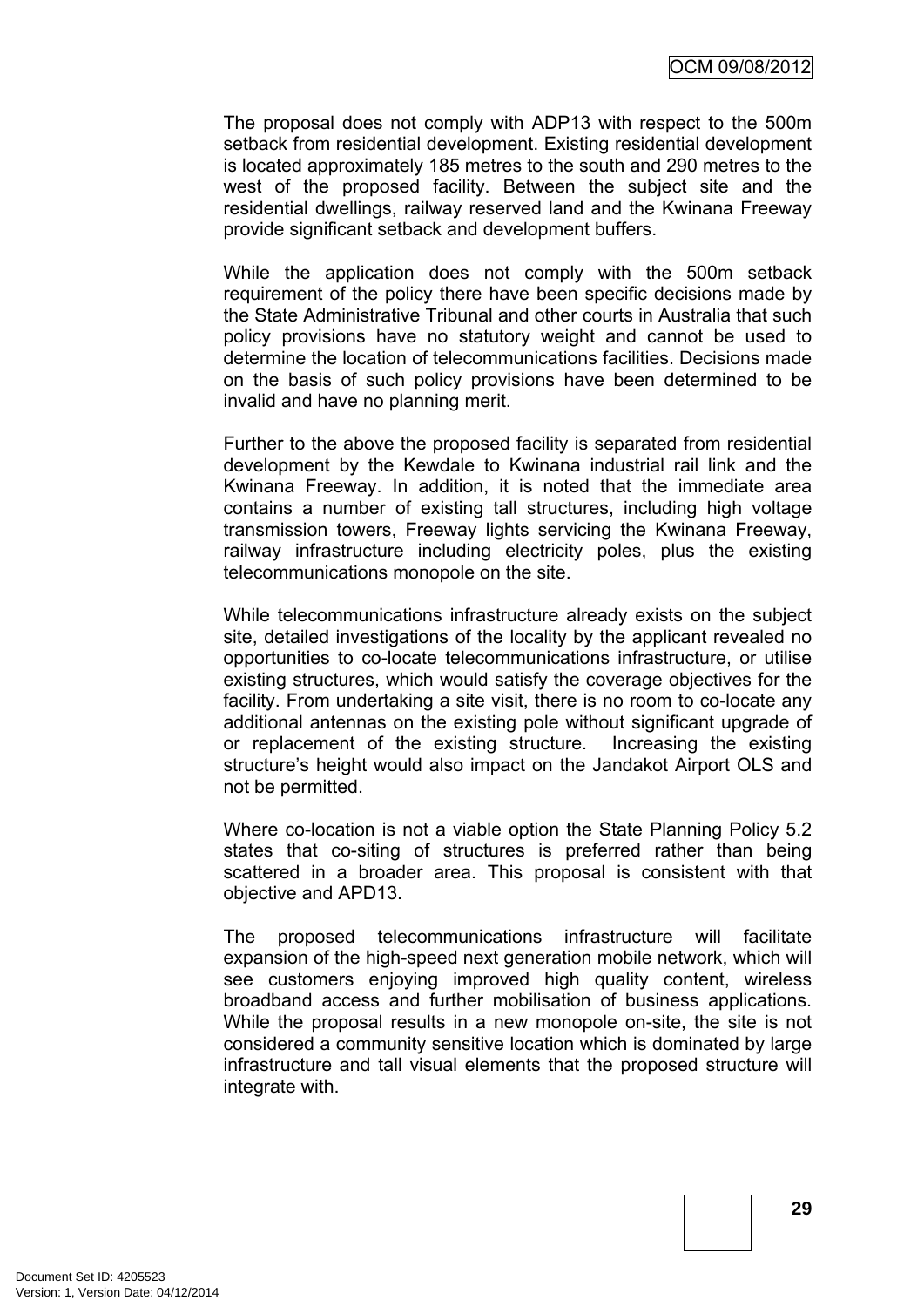The proposal does not comply with ADP13 with respect to the 500m setback from residential development. Existing residential development is located approximately 185 metres to the south and 290 metres to the west of the proposed facility. Between the subject site and the residential dwellings, railway reserved land and the Kwinana Freeway provide significant setback and development buffers.

While the application does not comply with the 500m setback requirement of the policy there have been specific decisions made by the State Administrative Tribunal and other courts in Australia that such policy provisions have no statutory weight and cannot be used to determine the location of telecommunications facilities. Decisions made on the basis of such policy provisions have been determined to be invalid and have no planning merit.

Further to the above the proposed facility is separated from residential development by the Kewdale to Kwinana industrial rail link and the Kwinana Freeway. In addition, it is noted that the immediate area contains a number of existing tall structures, including high voltage transmission towers, Freeway lights servicing the Kwinana Freeway, railway infrastructure including electricity poles, plus the existing telecommunications monopole on the site.

While telecommunications infrastructure already exists on the subject site, detailed investigations of the locality by the applicant revealed no opportunities to co-locate telecommunications infrastructure, or utilise existing structures, which would satisfy the coverage objectives for the facility. From undertaking a site visit, there is no room to co-locate any additional antennas on the existing pole without significant upgrade of or replacement of the existing structure. Increasing the existing structure's height would also impact on the Jandakot Airport OLS and not be permitted.

Where co-location is not a viable option the State Planning Policy 5.2 states that co-siting of structures is preferred rather than being scattered in a broader area. This proposal is consistent with that objective and APD13.

The proposed telecommunications infrastructure will facilitate expansion of the high-speed next generation mobile network, which will see customers enjoying improved high quality content, wireless broadband access and further mobilisation of business applications. While the proposal results in a new monopole on-site, the site is not considered a community sensitive location which is dominated by large infrastructure and tall visual elements that the proposed structure will integrate with.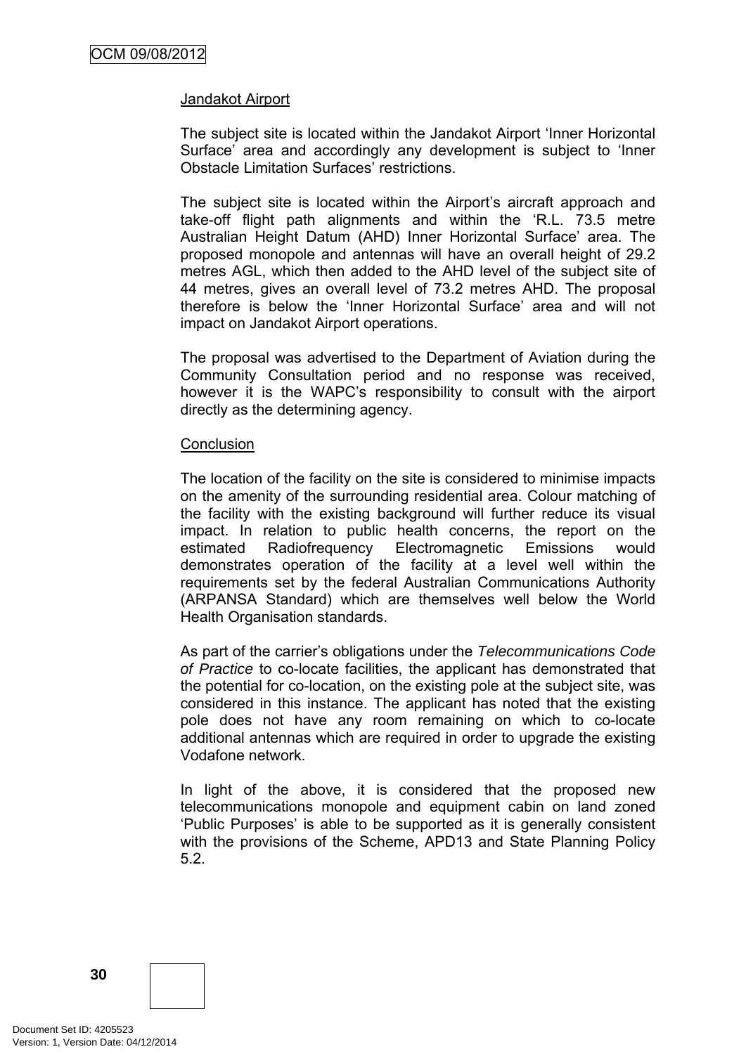Jandakot Airport

The subject site is located within the Jandakot Airport 'Inner Horizontal Surface' area and accordingly any development is subject to 'Inner Obstacle Limitation Surfaces' restrictions.

The subject site is located within the Airport's aircraft approach and take-off flight path alignments and within the 'R.L. 73.5 metre Australian Height Datum (AHD) Inner Horizontal Surface' area. The proposed monopole and antennas will have an overall height of 29.2 metres AGL, which then added to the AHD level of the subject site of 44 metres, gives an overall level of 73.2 metres AHD. The proposal therefore is below the 'Inner Horizontal Surface' area and will not impact on Jandakot Airport operations.

The proposal was advertised to the Department of Aviation during the Community Consultation period and no response was received, however it is the WAPC's responsibility to consult with the airport directly as the determining agency.

Conclusion

The location of the facility on the site is considered to minimise impacts on the amenity of the surrounding residential area. Colour matching of the facility with the existing background will further reduce its visual impact. In relation to public health concerns, the report on the estimated Radiofrequency Electromagnetic Emissions would demonstrates operation of the facility at a level well within the requirements set by the federal Australian Communications Authority (ARPANSA Standard) which are themselves well below the World Health Organisation standards.

As part of the carrier's obligations under the *Telecommunications Code of Practice* to co-locate facilities, the applicant has demonstrated that the potential for co-location, on the existing pole at the subject site, was considered in this instance. The applicant has noted that the existing pole does not have any room remaining on which to co-locate additional antennas which are required in order to upgrade the existing Vodafone network.

In light of the above, it is considered that the proposed new telecommunications monopole and equipment cabin on land zoned 'Public Purposes' is able to be supported as it is generally consistent with the provisions of the Scheme, APD13 and State Planning Policy 5.2.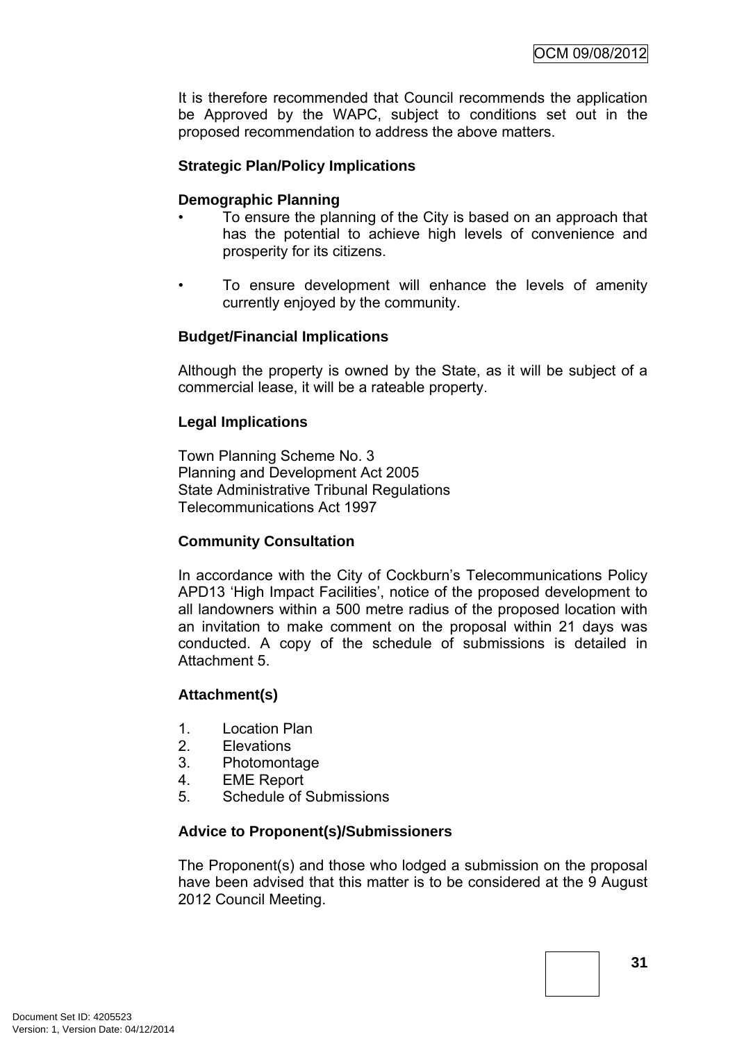It is therefore recommended that Council recommends the application be Approved by the WAPC, subject to conditions set out in the proposed recommendation to address the above matters.

**Strategic Plan/Policy Implications**

**Demographic Planning**

- To ensure the planning of the City is based on an approach that has the potential to achieve high levels of convenience and prosperity for its citizens.

- To ensure development will enhance the levels of amenity currently enjoyed by the community.

**Budget/Financial Implications**

Although the property is owned by the State, as it will be subject of a commercial lease, it will be a rateable property.

**Legal Implications**

Town Planning Scheme No. 3
Planning and Development Act 2005
State Administrative Tribunal Regulations
Telecommunications Act 1997

**Community Consultation**

In accordance with the City of Cockburn's Telecommunications Policy APD13 'High Impact Facilities', notice of the proposed development to all landowners within a 500 metre radius of the proposed location with an invitation to make comment on the proposal within 21 days was conducted. A copy of the schedule of submissions is detailed in Attachment 5.

**Attachment(s)**

1. Location Plan
2. Elevations
3. Photomontage
4. EME Report
5. Schedule of Submissions

**Advice to Proponent(s)/Submissioners**

The Proponent(s) and those who lodged a submission on the proposal have been advised that this matter is to be considered at the 9 August 2012 Council Meeting.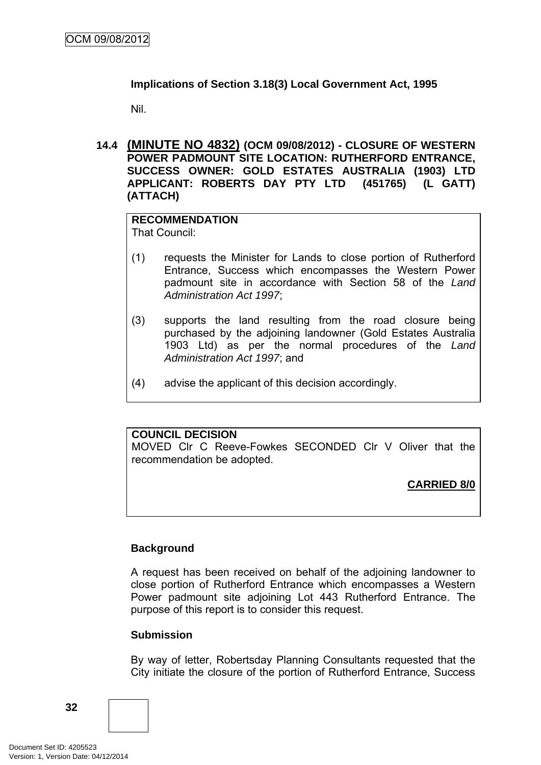**Implications of Section 3.18(3) Local Government Act, 1995**

Nil.

### 14.4 (MINUTE NO 4832) (OCM 09/08/2012) - CLOSURE OF WESTERN POWER PADMOUNT SITE LOCATION: RUTHERFORD ENTRANCE, SUCCESS OWNER: GOLD ESTATES AUSTRALIA (1903) LTD APPLICANT: ROBERTS DAY PTY LTD (451765) (L GATT) (ATTACH)

**RECOMMENDATION**
That Council:

(1) requests the Minister for Lands to close portion of Rutherford Entrance, Success which encompasses the Western Power padmount site in accordance with Section 58 of the *Land Administration Act 1997*;

(3) supports the land resulting from the road closure being purchased by the adjoining landowner (Gold Estates Australia 1903 Ltd) as per the normal procedures of the *Land Administration Act 1997*; and

(4) advise the applicant of this decision accordingly.

**COUNCIL DECISION**
MOVED Clr C Reeve-Fowkes SECONDED Clr V Oliver that the recommendation be adopted.

**CARRIED 8/0**

**Background**

A request has been received on behalf of the adjoining landowner to close portion of Rutherford Entrance which encompasses a Western Power padmount site adjoining Lot 443 Rutherford Entrance. The purpose of this report is to consider this request.

**Submission**

By way of letter, Robertsday Planning Consultants requested that the City initiate the closure of the portion of Rutherford Entrance, Success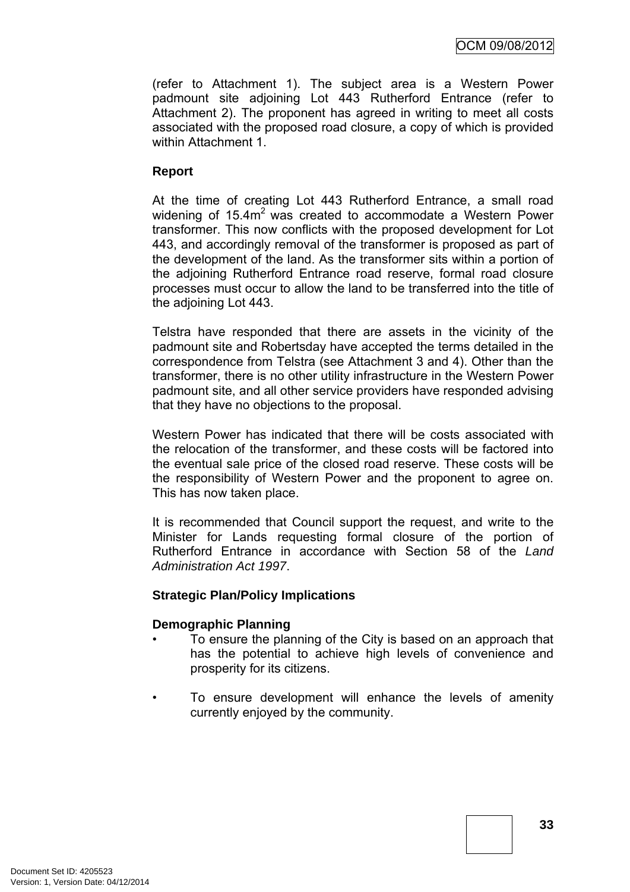(refer to Attachment 1). The subject area is a Western Power padmount site adjoining Lot 443 Rutherford Entrance (refer to Attachment 2). The proponent has agreed in writing to meet all costs associated with the proposed road closure, a copy of which is provided within Attachment 1.

**Report**

At the time of creating Lot 443 Rutherford Entrance, a small road widening of $15.4m^2$ was created to accommodate a Western Power transformer. This now conflicts with the proposed development for Lot 443, and accordingly removal of the transformer is proposed as part of the development of the land. As the transformer sits within a portion of the adjoining Rutherford Entrance road reserve, formal road closure processes must occur to allow the land to be transferred into the title of the adjoining Lot 443.

Telstra have responded that there are assets in the vicinity of the padmount site and Robertsday have accepted the terms detailed in the correspondence from Telstra (see Attachment 3 and 4). Other than the transformer, there is no other utility infrastructure in the Western Power padmount site, and all other service providers have responded advising that they have no objections to the proposal.

Western Power has indicated that there will be costs associated with the relocation of the transformer, and these costs will be factored into the eventual sale price of the closed road reserve. These costs will be the responsibility of Western Power and the proponent to agree on. This has now taken place.

It is recommended that Council support the request, and write to the Minister for Lands requesting formal closure of the portion of Rutherford Entrance in accordance with Section 58 of the *Land Administration Act 1997*.

**Strategic Plan/Policy Implications**

**Demographic Planning**

- To ensure the planning of the City is based on an approach that has the potential to achieve high levels of convenience and prosperity for its citizens.

- To ensure development will enhance the levels of amenity currently enjoyed by the community.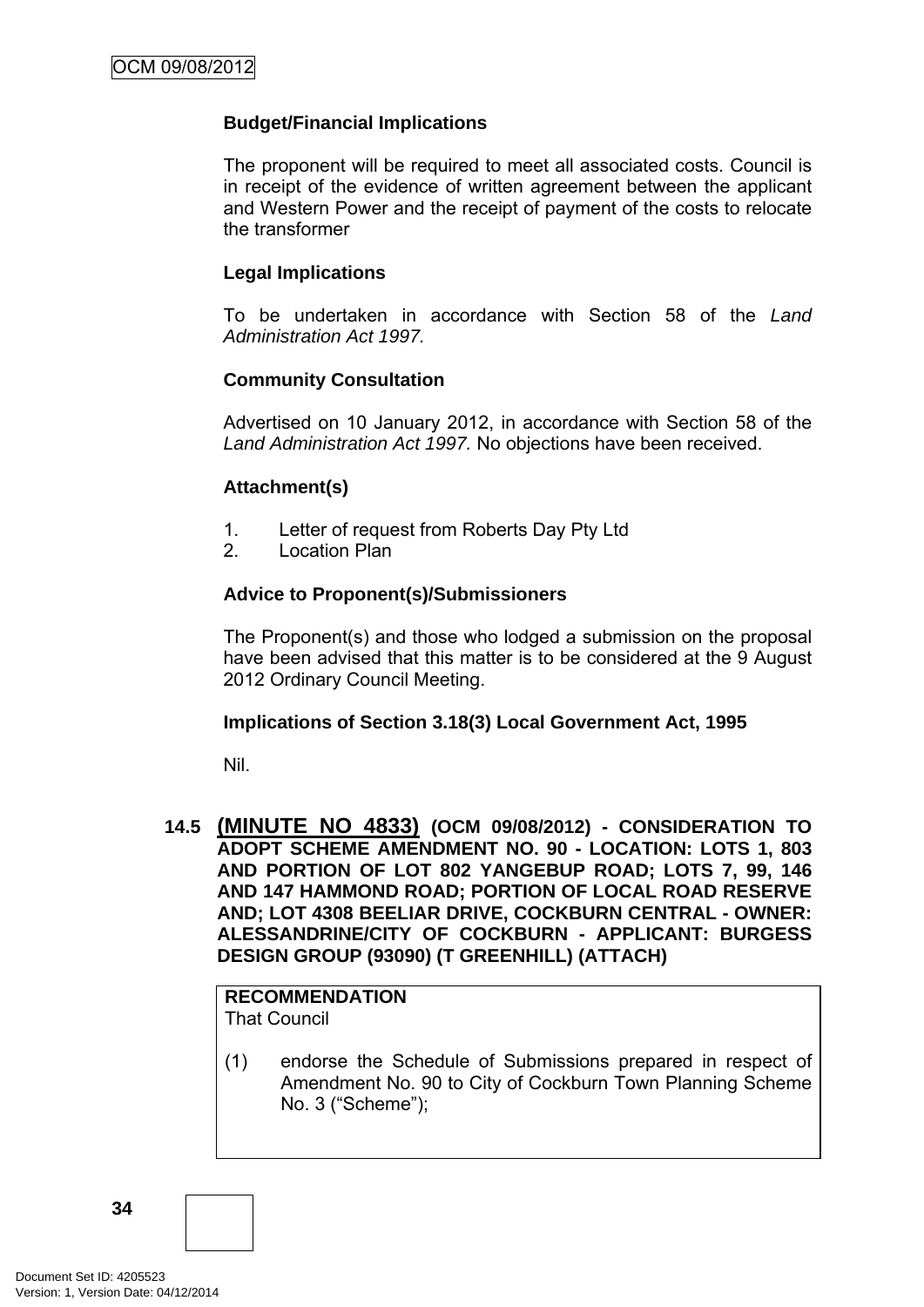**Budget/Financial Implications**

The proponent will be required to meet all associated costs. Council is in receipt of the evidence of written agreement between the applicant and Western Power and the receipt of payment of the costs to relocate the transformer

**Legal Implications**

To be undertaken in accordance with Section 58 of the *Land Administration Act 1997.*

**Community Consultation**

Advertised on 10 January 2012, in accordance with Section 58 of the *Land Administration Act 1997.* No objections have been received.

**Attachment(s)**

1. Letter of request from Roberts Day Pty Ltd
2. Location Plan

**Advice to Proponent(s)/Submissioners**

The Proponent(s) and those who lodged a submission on the proposal have been advised that this matter is to be considered at the 9 August 2012 Ordinary Council Meeting.

**Implications of Section 3.18(3) Local Government Act, 1995**

Nil.

## 14.5 (MINUTE NO 4833) (OCM 09/08/2012) - CONSIDERATION TO ADOPT SCHEME AMENDMENT NO. 90 - LOCATION: LOTS 1, 803 AND PORTION OF LOT 802 YANGEBUP ROAD; LOTS 7, 99, 146 AND 147 HAMMOND ROAD; PORTION OF LOCAL ROAD RESERVE AND; LOT 4308 BEELIAR DRIVE, COCKBURN CENTRAL - OWNER: ALESSANDRINE/CITY OF COCKBURN - APPLICANT: BURGESS DESIGN GROUP (93090) (T GREENHILL) (ATTACH)

**RECOMMENDATION**
That Council

(1) endorse the Schedule of Submissions prepared in respect of Amendment No. 90 to City of Cockburn Town Planning Scheme No. 3 (“Scheme”);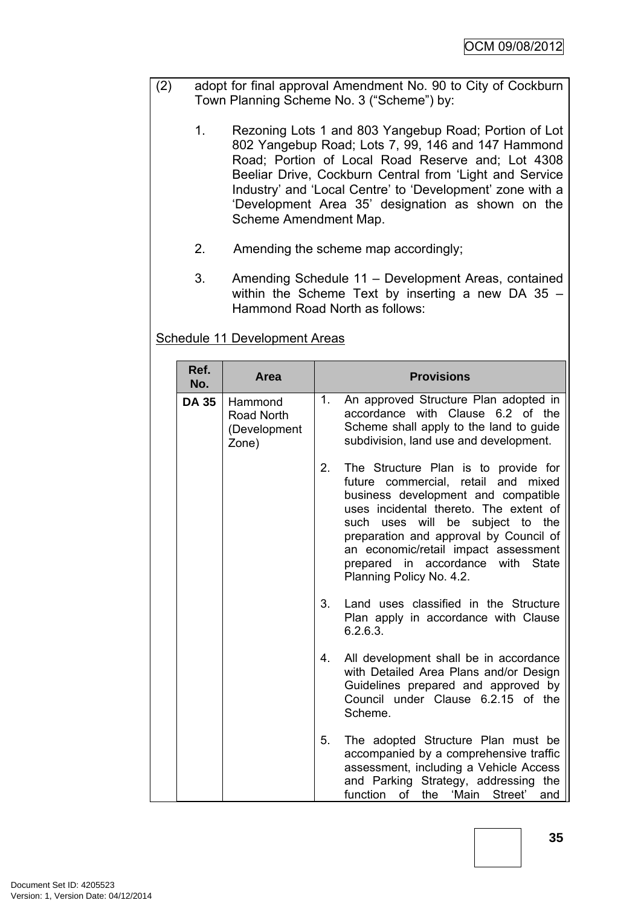(2) adopt for final approval Amendment No. 90 to City of Cockburn Town Planning Scheme No. 3 ("Scheme") by:

1. Rezoning Lots 1 and 803 Yangebup Road; Portion of Lot 802 Yangebup Road; Lots 7, 99, 146 and 147 Hammond Road; Portion of Local Road Reserve and; Lot 4308 Beeliar Drive, Cockburn Central from 'Light and Service Industry' and 'Local Centre' to 'Development' zone with a 'Development Area 35' designation as shown on the Scheme Amendment Map.

2. Amending the scheme map accordingly;

3. Amending Schedule 11 – Development Areas, contained within the Scheme Text by inserting a new DA 35 – Hammond Road North as follows:

Schedule 11 Development Areas

| Ref. No. | Area | Provisions |
|---|---|---|
| **DA 35** | Hammond Road North (Development Zone) | 1. An approved Structure Plan adopted in accordance with Clause 6.2 of the Scheme shall apply to the land to guide subdivision, land use and development.<br><br>2. The Structure Plan is to provide for future commercial, retail and mixed business development and compatible uses incidental thereto. The extent of such uses will be subject to the preparation and approval by Council of an economic/retail impact assessment prepared in accordance with State Planning Policy No. 4.2.<br><br>3. Land uses classified in the Structure Plan apply in accordance with Clause 6.2.6.3.<br><br>4. All development shall be in accordance with Detailed Area Plans and/or Design Guidelines prepared and approved by Council under Clause 6.2.15 of the Scheme.<br><br>5. The adopted Structure Plan must be accompanied by a comprehensive traffic assessment, including a Vehicle Access and Parking Strategy, addressing the function of the 'Main Street' and |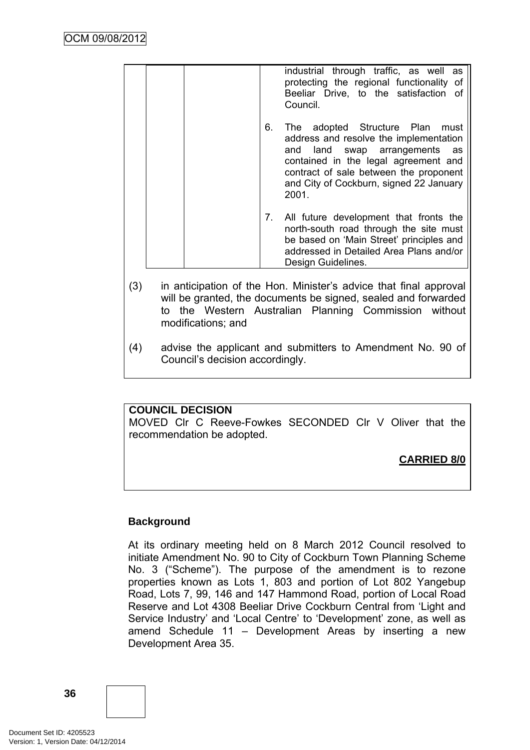| | | | industrial through traffic, as well as protecting the regional functionality of Beeliar Drive, to the satisfaction of Council.<br><br>6. The adopted Structure Plan must address and resolve the implementation and land swap arrangements as contained in the legal agreement and contract of sale between the proponent and City of Cockburn, signed 22 January 2001.<br><br>7. All future development that fronts the north-south road through the site must be based on 'Main Street' principles and addressed in Detailed Area Plans and/or Design Guidelines. |
|---|---|---|---|

(3) in anticipation of the Hon. Minister's advice that final approval will be granted, the documents be signed, sealed and forwarded to the Western Australian Planning Commission without modifications; and

(4) advise the applicant and submitters to Amendment No. 90 of Council's decision accordingly.

**COUNCIL DECISION**

MOVED Clr C Reeve-Fowkes SECONDED Clr V Oliver that the recommendation be adopted.

**CARRIED 8/0**

**Background**

At its ordinary meeting held on 8 March 2012 Council resolved to initiate Amendment No. 90 to City of Cockburn Town Planning Scheme No. 3 ("Scheme"). The purpose of the amendment is to rezone properties known as Lots 1, 803 and portion of Lot 802 Yangebup Road, Lots 7, 99, 146 and 147 Hammond Road, portion of Local Road Reserve and Lot 4308 Beeliar Drive Cockburn Central from 'Light and Service Industry' and 'Local Centre' to 'Development' zone, as well as amend Schedule 11 – Development Areas by inserting a new Development Area 35.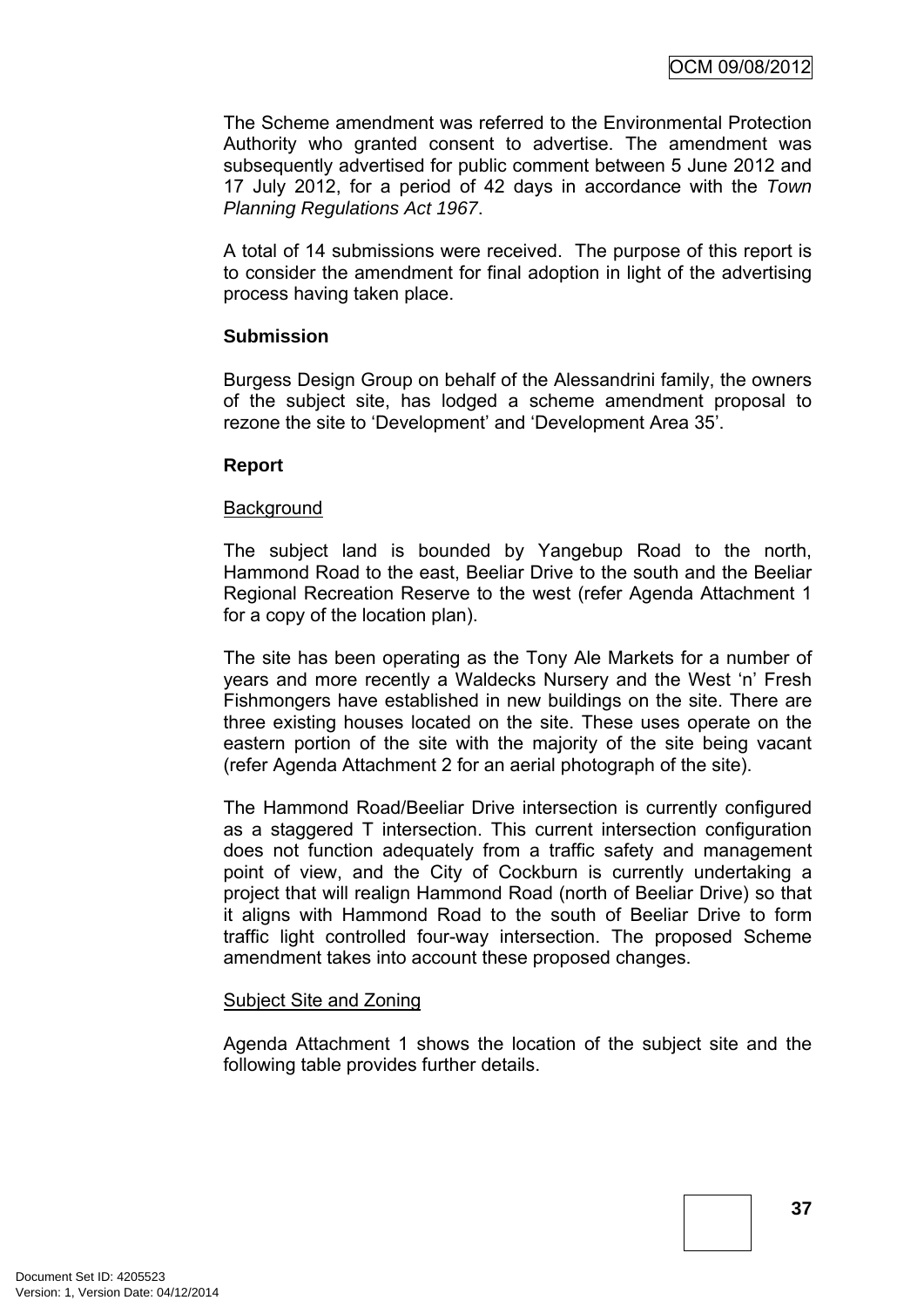The Scheme amendment was referred to the Environmental Protection Authority who granted consent to advertise. The amendment was subsequently advertised for public comment between 5 June 2012 and 17 July 2012, for a period of 42 days in accordance with the *Town Planning Regulations Act 1967*.

A total of 14 submissions were received. The purpose of this report is to consider the amendment for final adoption in light of the advertising process having taken place.

**Submission**

Burgess Design Group on behalf of the Alessandrini family, the owners of the subject site, has lodged a scheme amendment proposal to rezone the site to 'Development' and 'Development Area 35'.

**Report**

Background

The subject land is bounded by Yangebup Road to the north, Hammond Road to the east, Beeliar Drive to the south and the Beeliar Regional Recreation Reserve to the west (refer Agenda Attachment 1 for a copy of the location plan).

The site has been operating as the Tony Ale Markets for a number of years and more recently a Waldecks Nursery and the West 'n' Fresh Fishmongers have established in new buildings on the site. There are three existing houses located on the site. These uses operate on the eastern portion of the site with the majority of the site being vacant (refer Agenda Attachment 2 for an aerial photograph of the site).

The Hammond Road/Beeliar Drive intersection is currently configured as a staggered T intersection. This current intersection configuration does not function adequately from a traffic safety and management point of view, and the City of Cockburn is currently undertaking a project that will realign Hammond Road (north of Beeliar Drive) so that it aligns with Hammond Road to the south of Beeliar Drive to form traffic light controlled four-way intersection. The proposed Scheme amendment takes into account these proposed changes.

Subject Site and Zoning

Agenda Attachment 1 shows the location of the subject site and the following table provides further details.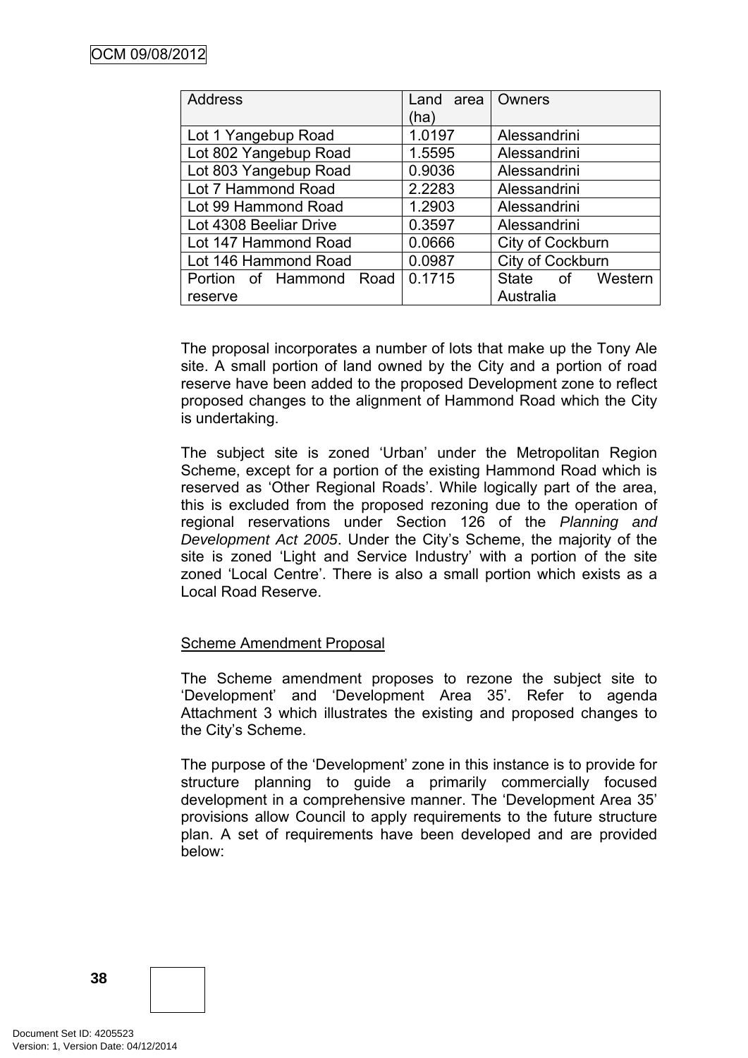| Address | Land area (ha) | Owners |
|---|---|---|
| Lot 1 Yangebup Road | 1.0197 | Alessandrini |
| Lot 802 Yangebup Road | 1.5595 | Alessandrini |
| Lot 803 Yangebup Road | 0.9036 | Alessandrini |
| Lot 7 Hammond Road | 2.2283 | Alessandrini |
| Lot 99 Hammond Road | 1.2903 | Alessandrini |
| Lot 4308 Beeliar Drive | 0.3597 | Alessandrini |
| Lot 147 Hammond Road | 0.0666 | City of Cockburn |
| Lot 146 Hammond Road | 0.0987 | City of Cockburn |
| Portion of Hammond Road reserve | 0.1715 | State of Western Australia |

The proposal incorporates a number of lots that make up the Tony Ale site. A small portion of land owned by the City and a portion of road reserve have been added to the proposed Development zone to reflect proposed changes to the alignment of Hammond Road which the City is undertaking.

The subject site is zoned 'Urban' under the Metropolitan Region Scheme, except for a portion of the existing Hammond Road which is reserved as 'Other Regional Roads'. While logically part of the area, this is excluded from the proposed rezoning due to the operation of regional reservations under Section 126 of the *Planning and Development Act 2005*. Under the City's Scheme, the majority of the site is zoned 'Light and Service Industry' with a portion of the site zoned 'Local Centre'. There is also a small portion which exists as a Local Road Reserve.

Scheme Amendment Proposal

The Scheme amendment proposes to rezone the subject site to 'Development' and 'Development Area 35'. Refer to agenda Attachment 3 which illustrates the existing and proposed changes to the City's Scheme.

The purpose of the 'Development' zone in this instance is to provide for structure planning to guide a primarily commercially focused development in a comprehensive manner. The 'Development Area 35' provisions allow Council to apply requirements to the future structure plan. A set of requirements have been developed and are provided below: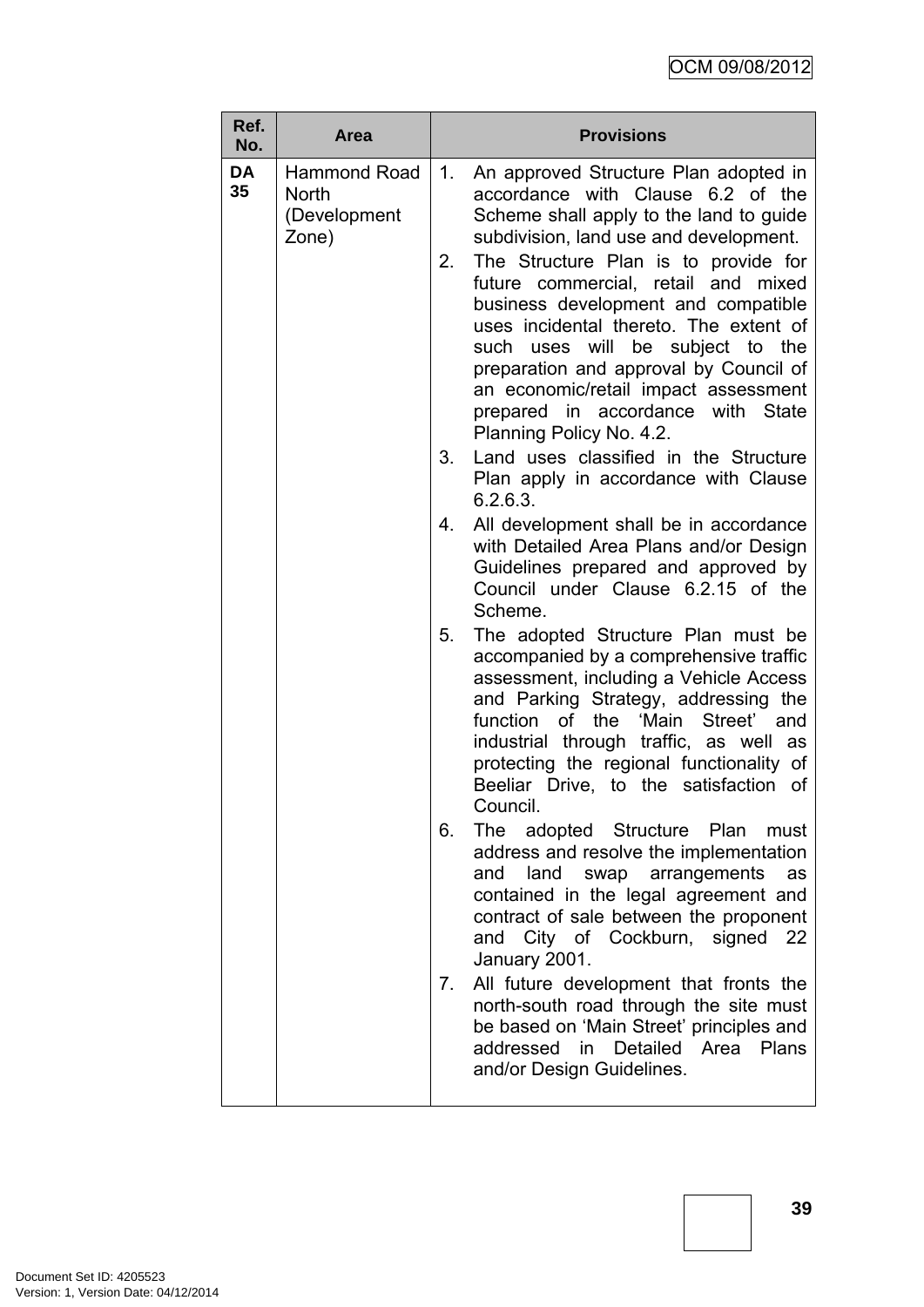| Ref. No. | Area | Provisions |
|---|---|---|
| DA 35 | Hammond Road North (Development Zone) | 1. An approved Structure Plan adopted in accordance with Clause 6.2 of the Scheme shall apply to the land to guide subdivision, land use and development.<br>2. The Structure Plan is to provide for future commercial, retail and mixed business development and compatible uses incidental thereto. The extent of such uses will be subject to the preparation and approval by Council of an economic/retail impact assessment prepared in accordance with State Planning Policy No. 4.2.<br>3. Land uses classified in the Structure Plan apply in accordance with Clause 6.2.6.3.<br>4. All development shall be in accordance with Detailed Area Plans and/or Design Guidelines prepared and approved by Council under Clause 6.2.15 of the Scheme.<br>5. The adopted Structure Plan must be accompanied by a comprehensive traffic assessment, including a Vehicle Access and Parking Strategy, addressing the function of the 'Main Street' and industrial through traffic, as well as protecting the regional functionality of Beeliar Drive, to the satisfaction of Council.<br>6. The adopted Structure Plan must address and resolve the implementation and land swap arrangements as contained in the legal agreement and contract of sale between the proponent and City of Cockburn, signed 22 January 2001.<br>7. All future development that fronts the north-south road through the site must be based on 'Main Street' principles and addressed in Detailed Area Plans and/or Design Guidelines. |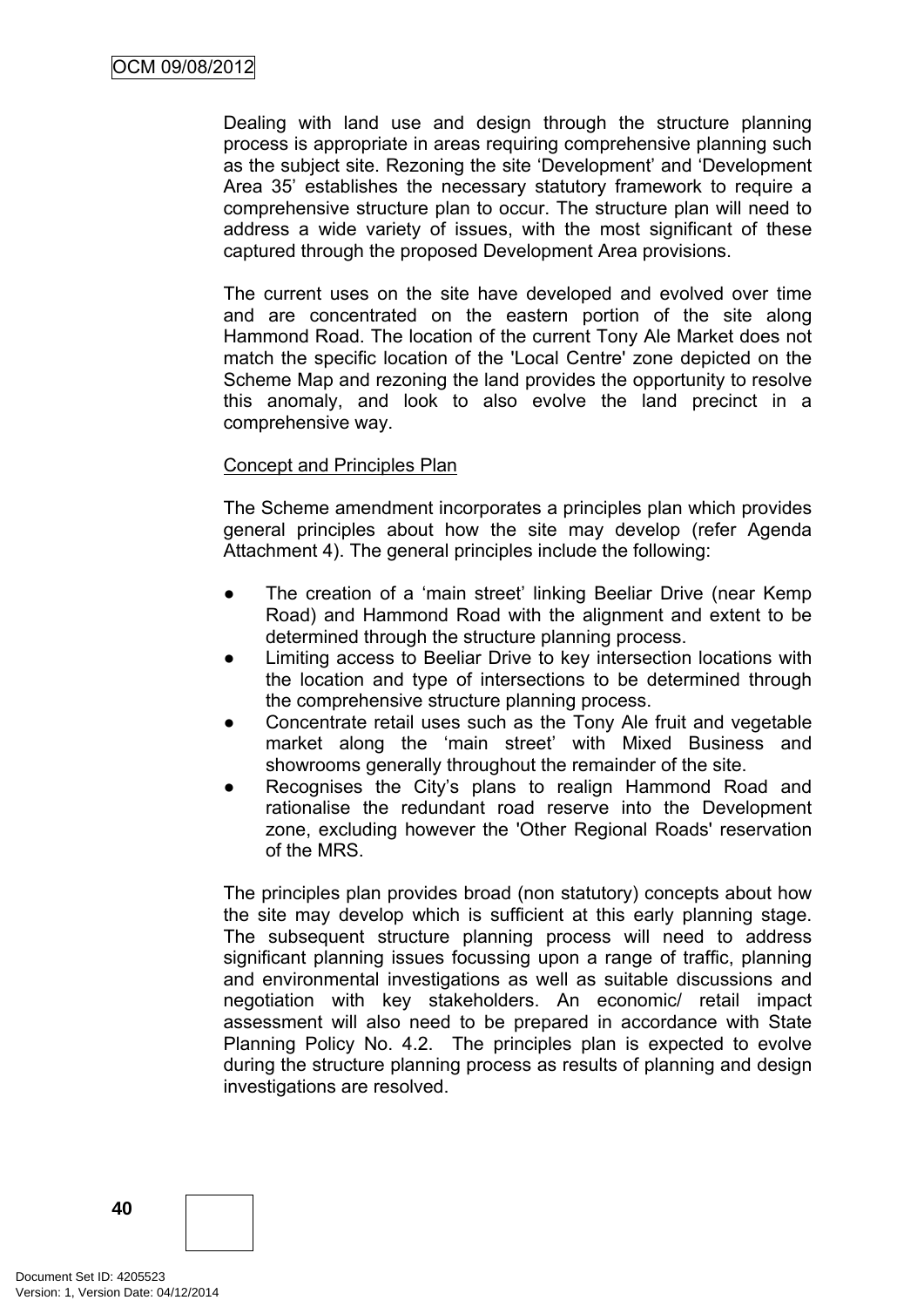Dealing with land use and design through the structure planning process is appropriate in areas requiring comprehensive planning such as the subject site. Rezoning the site 'Development' and 'Development Area 35' establishes the necessary statutory framework to require a comprehensive structure plan to occur. The structure plan will need to address a wide variety of issues, with the most significant of these captured through the proposed Development Area provisions.

The current uses on the site have developed and evolved over time and are concentrated on the eastern portion of the site along Hammond Road. The location of the current Tony Ale Market does not match the specific location of the 'Local Centre' zone depicted on the Scheme Map and rezoning the land provides the opportunity to resolve this anomaly, and look to also evolve the land precinct in a comprehensive way.

Concept and Principles Plan

The Scheme amendment incorporates a principles plan which provides general principles about how the site may develop (refer Agenda Attachment 4). The general principles include the following:

- The creation of a 'main street' linking Beeliar Drive (near Kemp Road) and Hammond Road with the alignment and extent to be determined through the structure planning process.
- Limiting access to Beeliar Drive to key intersection locations with the location and type of intersections to be determined through the comprehensive structure planning process.
- Concentrate retail uses such as the Tony Ale fruit and vegetable market along the 'main street' with Mixed Business and showrooms generally throughout the remainder of the site.
- Recognises the City's plans to realign Hammond Road and rationalise the redundant road reserve into the Development zone, excluding however the 'Other Regional Roads' reservation of the MRS.

The principles plan provides broad (non statutory) concepts about how the site may develop which is sufficient at this early planning stage. The subsequent structure planning process will need to address significant planning issues focussing upon a range of traffic, planning and environmental investigations as well as suitable discussions and negotiation with key stakeholders. An economic/ retail impact assessment will also need to be prepared in accordance with State Planning Policy No. 4.2. The principles plan is expected to evolve during the structure planning process as results of planning and design investigations are resolved.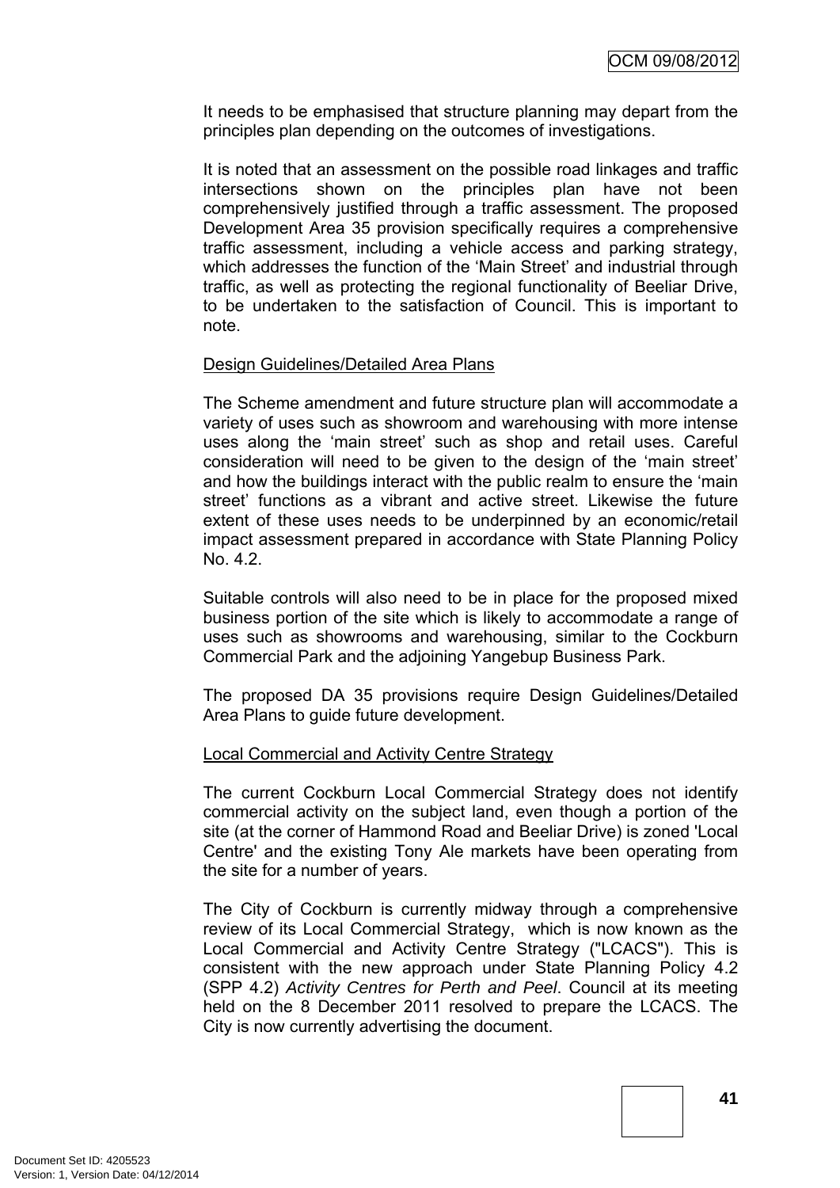It needs to be emphasised that structure planning may depart from the principles plan depending on the outcomes of investigations.

It is noted that an assessment on the possible road linkages and traffic intersections shown on the principles plan have not been comprehensively justified through a traffic assessment. The proposed Development Area 35 provision specifically requires a comprehensive traffic assessment, including a vehicle access and parking strategy, which addresses the function of the 'Main Street' and industrial through traffic, as well as protecting the regional functionality of Beeliar Drive, to be undertaken to the satisfaction of Council. This is important to note.

Design Guidelines/Detailed Area Plans

The Scheme amendment and future structure plan will accommodate a variety of uses such as showroom and warehousing with more intense uses along the 'main street' such as shop and retail uses. Careful consideration will need to be given to the design of the 'main street' and how the buildings interact with the public realm to ensure the 'main street' functions as a vibrant and active street. Likewise the future extent of these uses needs to be underpinned by an economic/retail impact assessment prepared in accordance with State Planning Policy No. 4.2.

Suitable controls will also need to be in place for the proposed mixed business portion of the site which is likely to accommodate a range of uses such as showrooms and warehousing, similar to the Cockburn Commercial Park and the adjoining Yangebup Business Park.

The proposed DA 35 provisions require Design Guidelines/Detailed Area Plans to guide future development.

Local Commercial and Activity Centre Strategy

The current Cockburn Local Commercial Strategy does not identify commercial activity on the subject land, even though a portion of the site (at the corner of Hammond Road and Beeliar Drive) is zoned 'Local Centre' and the existing Tony Ale markets have been operating from the site for a number of years.

The City of Cockburn is currently midway through a comprehensive review of its Local Commercial Strategy, which is now known as the Local Commercial and Activity Centre Strategy ("LCACS"). This is consistent with the new approach under State Planning Policy 4.2 (SPP 4.2) *Activity Centres for Perth and Peel*. Council at its meeting held on the 8 December 2011 resolved to prepare the LCACS. The City is now currently advertising the document.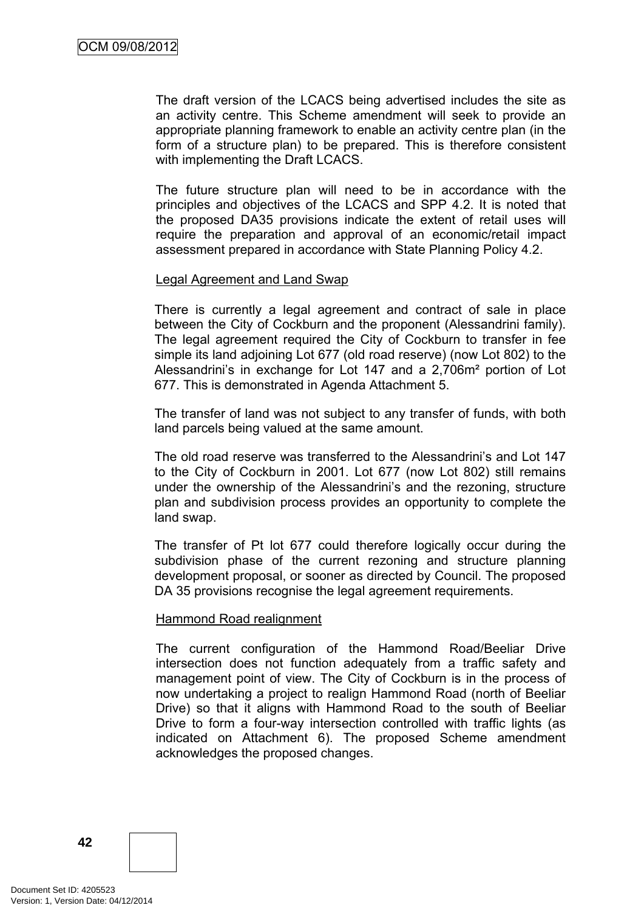The draft version of the LCACS being advertised includes the site as an activity centre. This Scheme amendment will seek to provide an appropriate planning framework to enable an activity centre plan (in the form of a structure plan) to be prepared. This is therefore consistent with implementing the Draft LCACS.

The future structure plan will need to be in accordance with the principles and objectives of the LCACS and SPP 4.2. It is noted that the proposed DA35 provisions indicate the extent of retail uses will require the preparation and approval of an economic/retail impact assessment prepared in accordance with State Planning Policy 4.2.

Legal Agreement and Land Swap

There is currently a legal agreement and contract of sale in place between the City of Cockburn and the proponent (Alessandrini family). The legal agreement required the City of Cockburn to transfer in fee simple its land adjoining Lot 677 (old road reserve) (now Lot 802) to the Alessandrini's in exchange for Lot 147 and a 2,706m² portion of Lot 677. This is demonstrated in Agenda Attachment 5.

The transfer of land was not subject to any transfer of funds, with both land parcels being valued at the same amount.

The old road reserve was transferred to the Alessandrini's and Lot 147 to the City of Cockburn in 2001. Lot 677 (now Lot 802) still remains under the ownership of the Alessandrini's and the rezoning, structure plan and subdivision process provides an opportunity to complete the land swap.

The transfer of Pt lot 677 could therefore logically occur during the subdivision phase of the current rezoning and structure planning development proposal, or sooner as directed by Council. The proposed DA 35 provisions recognise the legal agreement requirements.

Hammond Road realignment

The current configuration of the Hammond Road/Beeliar Drive intersection does not function adequately from a traffic safety and management point of view. The City of Cockburn is in the process of now undertaking a project to realign Hammond Road (north of Beeliar Drive) so that it aligns with Hammond Road to the south of Beeliar Drive to form a four-way intersection controlled with traffic lights (as indicated on Attachment 6). The proposed Scheme amendment acknowledges the proposed changes.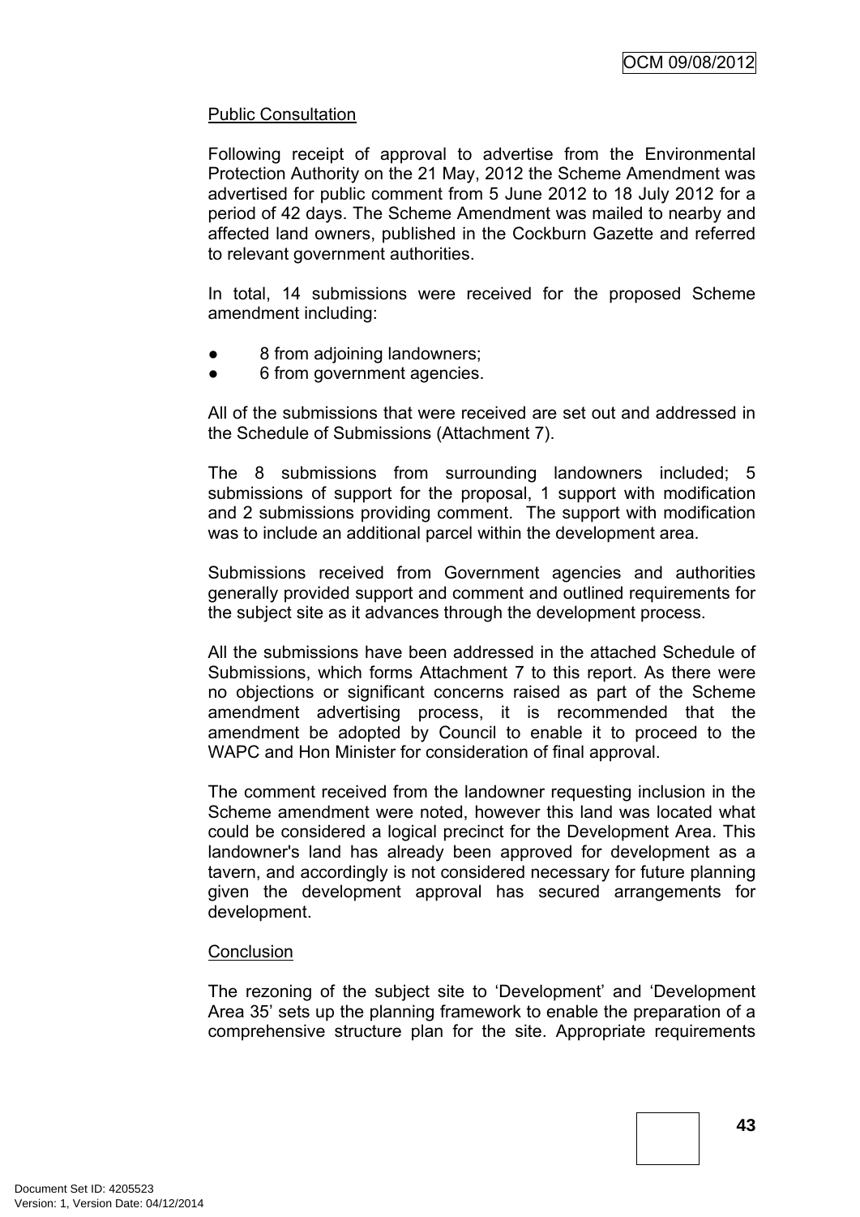Public Consultation

Following receipt of approval to advertise from the Environmental Protection Authority on the 21 May, 2012 the Scheme Amendment was advertised for public comment from 5 June 2012 to 18 July 2012 for a period of 42 days. The Scheme Amendment was mailed to nearby and affected land owners, published in the Cockburn Gazette and referred to relevant government authorities.

In total, 14 submissions were received for the proposed Scheme amendment including:

- 8 from adjoining landowners;
- 6 from government agencies.

All of the submissions that were received are set out and addressed in the Schedule of Submissions (Attachment 7).

The 8 submissions from surrounding landowners included; 5 submissions of support for the proposal, 1 support with modification and 2 submissions providing comment. The support with modification was to include an additional parcel within the development area.

Submissions received from Government agencies and authorities generally provided support and comment and outlined requirements for the subject site as it advances through the development process.

All the submissions have been addressed in the attached Schedule of Submissions, which forms Attachment 7 to this report. As there were no objections or significant concerns raised as part of the Scheme amendment advertising process, it is recommended that the amendment be adopted by Council to enable it to proceed to the WAPC and Hon Minister for consideration of final approval.

The comment received from the landowner requesting inclusion in the Scheme amendment were noted, however this land was located what could be considered a logical precinct for the Development Area. This landowner's land has already been approved for development as a tavern, and accordingly is not considered necessary for future planning given the development approval has secured arrangements for development.

Conclusion

The rezoning of the subject site to 'Development' and 'Development Area 35' sets up the planning framework to enable the preparation of a comprehensive structure plan for the site. Appropriate requirements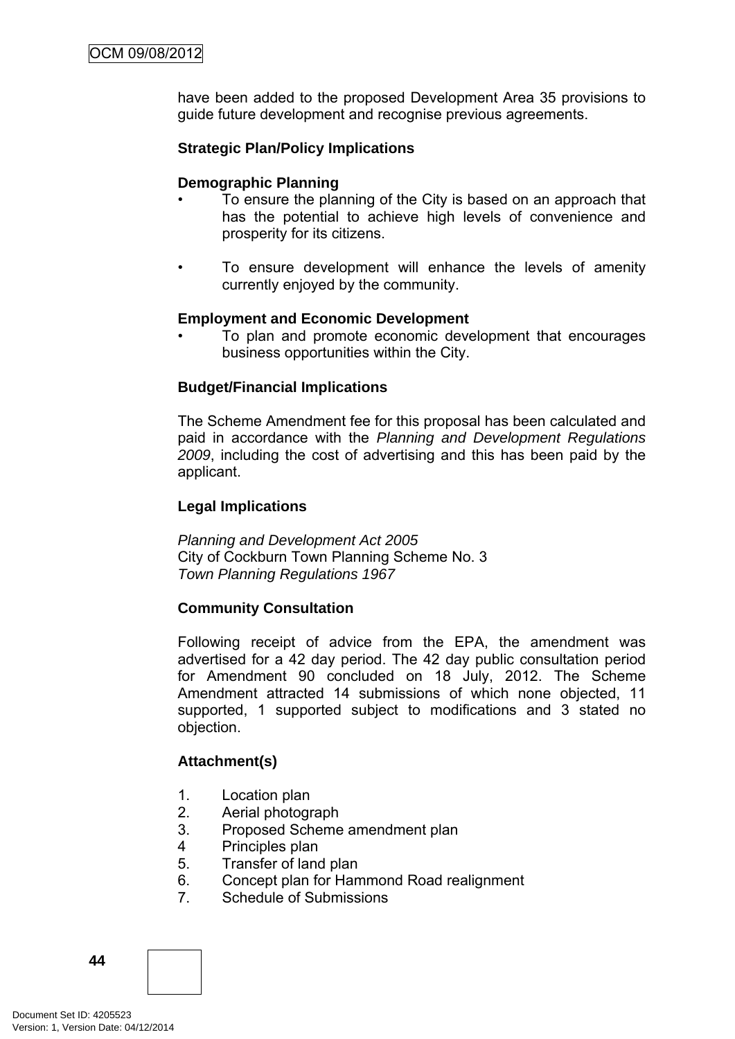have been added to the proposed Development Area 35 provisions to guide future development and recognise previous agreements.

**Strategic Plan/Policy Implications**

**Demographic Planning**

- To ensure the planning of the City is based on an approach that has the potential to achieve high levels of convenience and prosperity for its citizens.
- To ensure development will enhance the levels of amenity currently enjoyed by the community.

**Employment and Economic Development**

- To plan and promote economic development that encourages business opportunities within the City.

**Budget/Financial Implications**

The Scheme Amendment fee for this proposal has been calculated and paid in accordance with the *Planning and Development Regulations 2009*, including the cost of advertising and this has been paid by the applicant.

**Legal Implications**

*Planning and Development Act 2005*
City of Cockburn Town Planning Scheme No. 3
*Town Planning Regulations 1967*

**Community Consultation**

Following receipt of advice from the EPA, the amendment was advertised for a 42 day period. The 42 day public consultation period for Amendment 90 concluded on 18 July, 2012. The Scheme Amendment attracted 14 submissions of which none objected, 11 supported, 1 supported subject to modifications and 3 stated no objection.

**Attachment(s)**

1. Location plan
2. Aerial photograph
3. Proposed Scheme amendment plan
4. Principles plan
5. Transfer of land plan
6. Concept plan for Hammond Road realignment
7. Schedule of Submissions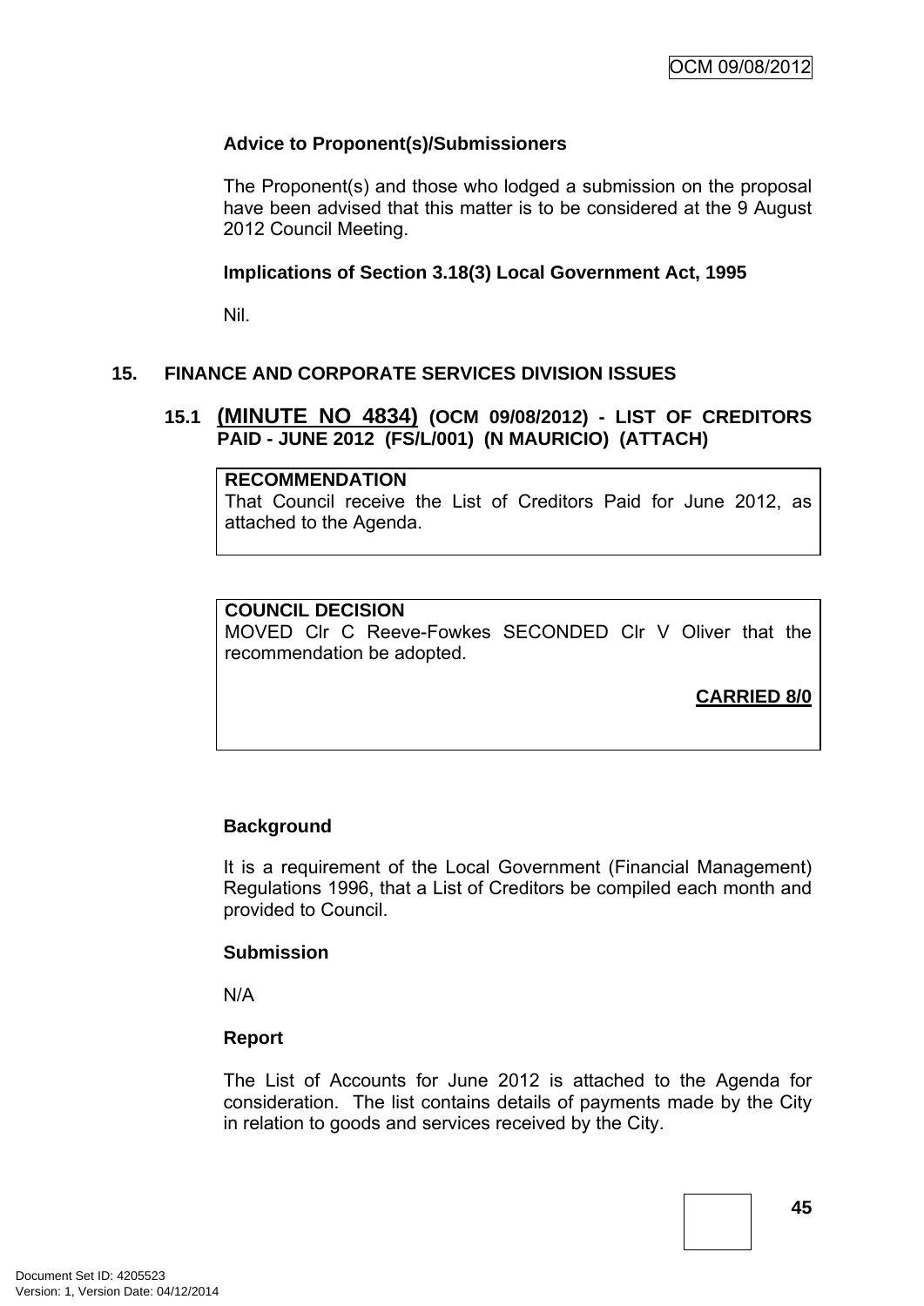**Advice to Proponent(s)/Submissioners**

The Proponent(s) and those who lodged a submission on the proposal have been advised that this matter is to be considered at the 9 August 2012 Council Meeting.

**Implications of Section 3.18(3) Local Government Act, 1995**

Nil.

## 15. FINANCE AND CORPORATE SERVICES DIVISION ISSUES

### 15.1 (MINUTE NO 4834) (OCM 09/08/2012) - LIST OF CREDITORS PAID - JUNE 2012 (FS/L/001) (N MAURICIO) (ATTACH)

**RECOMMENDATION**
That Council receive the List of Creditors Paid for June 2012, as attached to the Agenda.

**COUNCIL DECISION**
MOVED Clr C Reeve-Fowkes SECONDED Clr V Oliver that the recommendation be adopted.

**CARRIED 8/0**

**Background**

It is a requirement of the Local Government (Financial Management) Regulations 1996, that a List of Creditors be compiled each month and provided to Council.

**Submission**

N/A

**Report**

The List of Accounts for June 2012 is attached to the Agenda for consideration. The list contains details of payments made by the City in relation to goods and services received by the City.

Document Set ID: 4205523
Version: 1, Version Date: 04/12/2014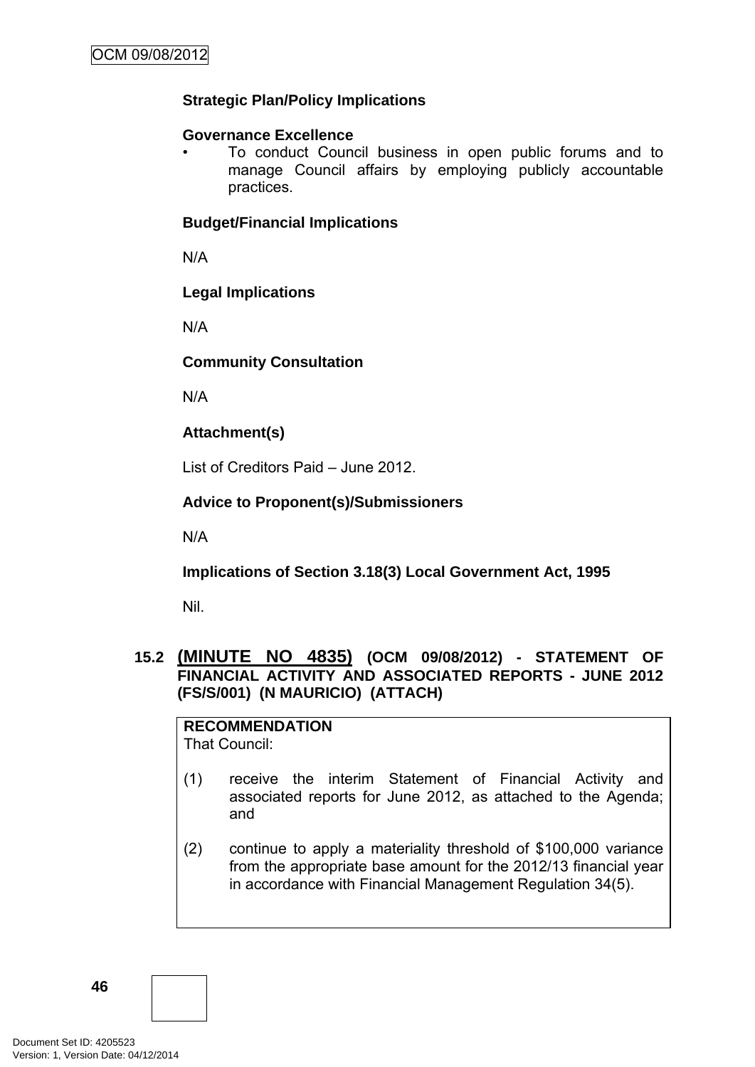**Strategic Plan/Policy Implications**

**Governance Excellence**

- To conduct Council business in open public forums and to manage Council affairs by employing publicly accountable practices.

**Budget/Financial Implications**

N/A

**Legal Implications**

N/A

**Community Consultation**

N/A

**Attachment(s)**

List of Creditors Paid – June 2012.

**Advice to Proponent(s)/Submissioners**

N/A

**Implications of Section 3.18(3) Local Government Act, 1995**

Nil.

## 15.2 (MINUTE NO 4835) (OCM 09/08/2012) - STATEMENT OF FINANCIAL ACTIVITY AND ASSOCIATED REPORTS - JUNE 2012 (FS/S/001) (N MAURICIO) (ATTACH)

**RECOMMENDATION**
That Council:

(1) receive the interim Statement of Financial Activity and associated reports for June 2012, as attached to the Agenda; and

(2) continue to apply a materiality threshold of $100,000 variance from the appropriate base amount for the 2012/13 financial year in accordance with Financial Management Regulation 34(5).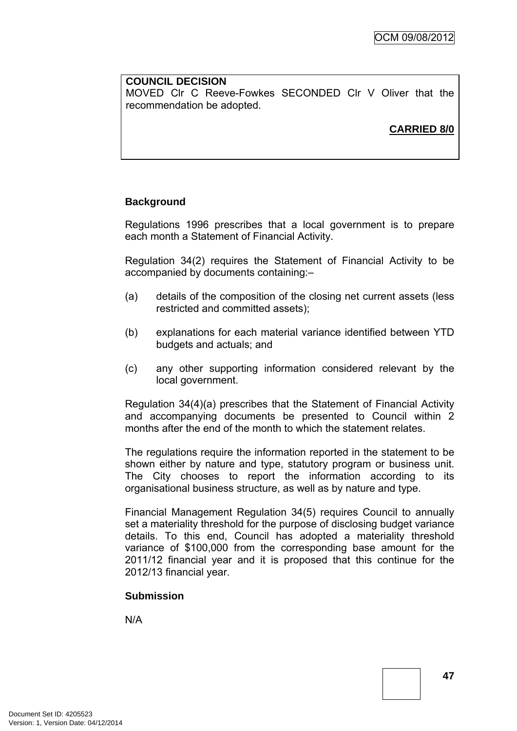**COUNCIL DECISION**
MOVED Clr C Reeve-Fowkes SECONDED Clr V Oliver that the recommendation be adopted.

**CARRIED 8/0**

**Background**

Regulations 1996 prescribes that a local government is to prepare each month a Statement of Financial Activity.

Regulation 34(2) requires the Statement of Financial Activity to be accompanied by documents containing:–

(a) details of the composition of the closing net current assets (less restricted and committed assets);

(b) explanations for each material variance identified between YTD budgets and actuals; and

(c) any other supporting information considered relevant by the local government.

Regulation 34(4)(a) prescribes that the Statement of Financial Activity and accompanying documents be presented to Council within 2 months after the end of the month to which the statement relates.

The regulations require the information reported in the statement to be shown either by nature and type, statutory program or business unit. The City chooses to report the information according to its organisational business structure, as well as by nature and type.

Financial Management Regulation 34(5) requires Council to annually set a materiality threshold for the purpose of disclosing budget variance details. To this end, Council has adopted a materiality threshold variance of $100,000 from the corresponding base amount for the 2011/12 financial year and it is proposed that this continue for the 2012/13 financial year.

**Submission**

N/A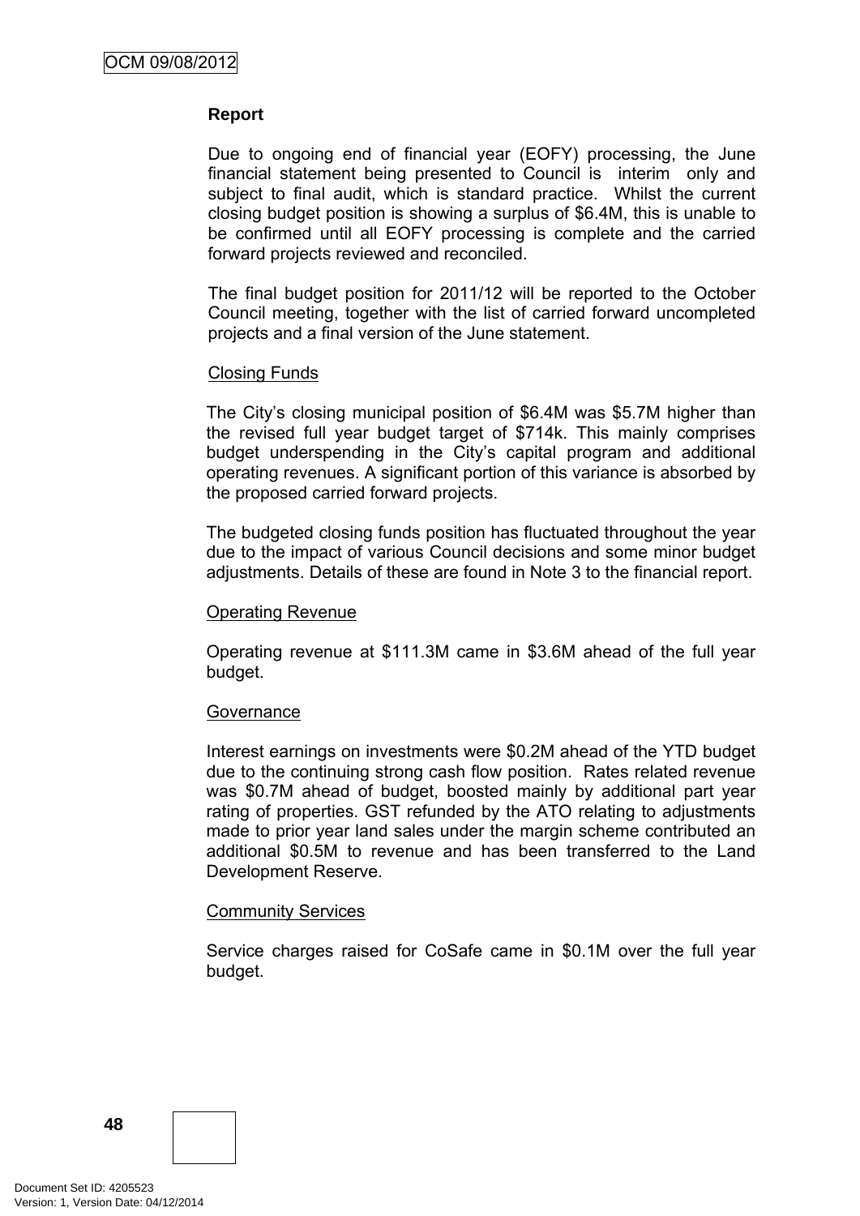**Report**

Due to ongoing end of financial year (EOFY) processing, the June financial statement being presented to Council is interim only and subject to final audit, which is standard practice. Whilst the current closing budget position is showing a surplus of $6.4M, this is unable to be confirmed until all EOFY processing is complete and the carried forward projects reviewed and reconciled.

The final budget position for 2011/12 will be reported to the October Council meeting, together with the list of carried forward uncompleted projects and a final version of the June statement.

<u>Closing Funds</u>

The City's closing municipal position of $6.4M was $5.7M higher than the revised full year budget target of $714k. This mainly comprises budget underspending in the City's capital program and additional operating revenues. A significant portion of this variance is absorbed by the proposed carried forward projects.

The budgeted closing funds position has fluctuated throughout the year due to the impact of various Council decisions and some minor budget adjustments. Details of these are found in Note 3 to the financial report.

<u>Operating Revenue</u>

Operating revenue at $111.3M came in $3.6M ahead of the full year budget.

<u>Governance</u>

Interest earnings on investments were $0.2M ahead of the YTD budget due to the continuing strong cash flow position. Rates related revenue was $0.7M ahead of budget, boosted mainly by additional part year rating of properties. GST refunded by the ATO relating to adjustments made to prior year land sales under the margin scheme contributed an additional $0.5M to revenue and has been transferred to the Land Development Reserve.

<u>Community Services</u>

Service charges raised for CoSafe came in $0.1M over the full year budget.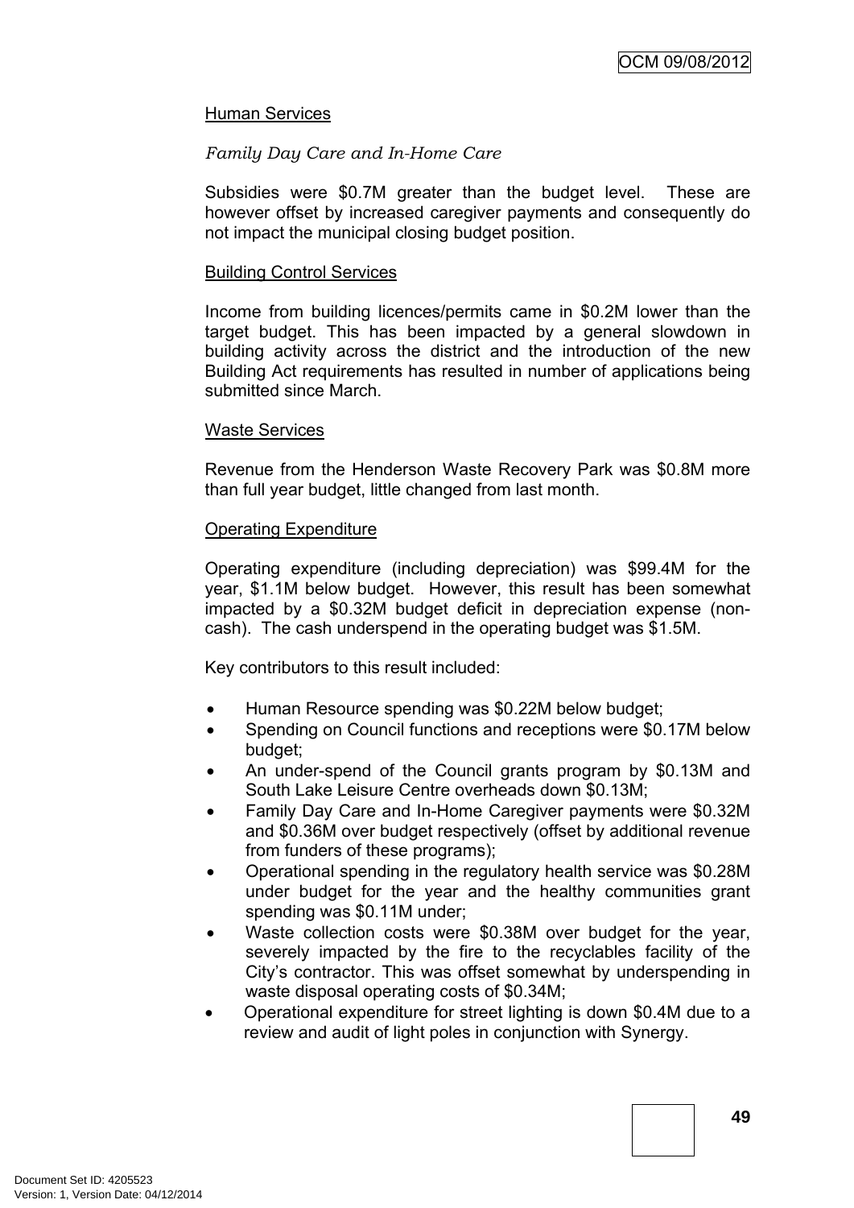## Human Services

*Family Day Care and In-Home Care*

Subsidies were $0.7M greater than the budget level. These are however offset by increased caregiver payments and consequently do not impact the municipal closing budget position.

## Building Control Services

Income from building licences/permits came in $0.2M lower than the target budget. This has been impacted by a general slowdown in building activity across the district and the introduction of the new Building Act requirements has resulted in number of applications being submitted since March.

## Waste Services

Revenue from the Henderson Waste Recovery Park was $0.8M more than full year budget, little changed from last month.

## Operating Expenditure

Operating expenditure (including depreciation) was $99.4M for the year, $1.1M below budget. However, this result has been somewhat impacted by a $0.32M budget deficit in depreciation expense (non-cash). The cash underspend in the operating budget was $1.5M.

Key contributors to this result included:

- Human Resource spending was $0.22M below budget;
- Spending on Council functions and receptions were $0.17M below budget;
- An under-spend of the Council grants program by $0.13M and South Lake Leisure Centre overheads down $0.13M;
- Family Day Care and In-Home Caregiver payments were $0.32M and $0.36M over budget respectively (offset by additional revenue from funders of these programs);
- Operational spending in the regulatory health service was $0.28M under budget for the year and the healthy communities grant spending was $0.11M under;
- Waste collection costs were $0.38M over budget for the year, severely impacted by the fire to the recyclables facility of the City's contractor. This was offset somewhat by underspending in waste disposal operating costs of $0.34M;
- Operational expenditure for street lighting is down $0.4M due to a review and audit of light poles in conjunction with Synergy.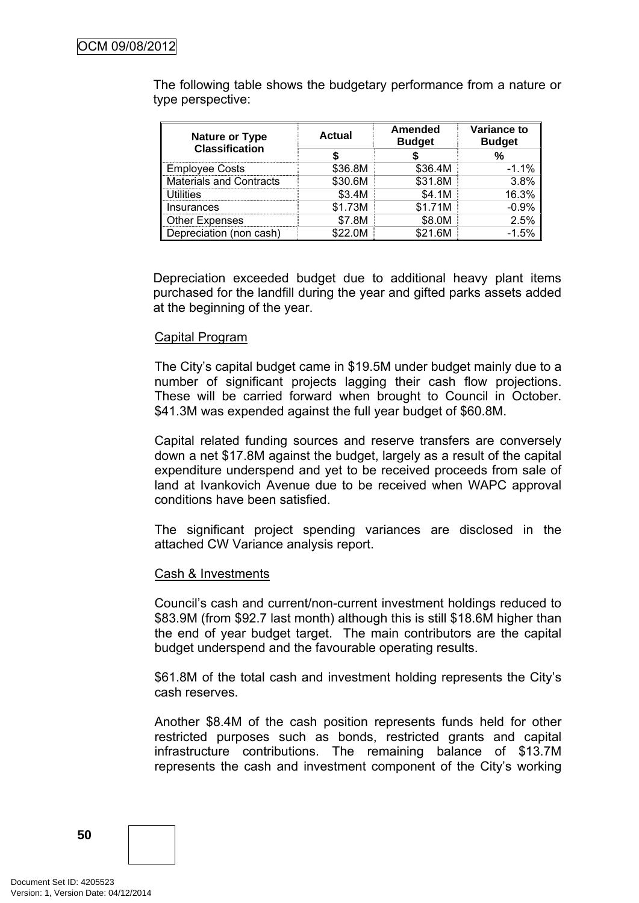The following table shows the budgetary performance from a nature or type perspective:

| Nature or Type Classification | Actual | Amended Budget | Variance to Budget |
|---|---|---|---|
| | $ | $ | % |
| Employee Costs | $36.8M | $36.4M | -1.1% |
| Materials and Contracts | $30.6M | $31.8M | 3.8% |
| Utilities | $3.4M | $4.1M | 16.3% |
| Insurances | $1.73M | $1.71M | -0.9% |
| Other Expenses | $7.8M | $8.0M | 2.5% |
| Depreciation (non cash) | $22.0M | $21.6M | -1.5% |

Depreciation exceeded budget due to additional heavy plant items purchased for the landfill during the year and gifted parks assets added at the beginning of the year.

Capital Program

The City's capital budget came in $19.5M under budget mainly due to a number of significant projects lagging their cash flow projections. These will be carried forward when brought to Council in October. $41.3M was expended against the full year budget of $60.8M.

Capital related funding sources and reserve transfers are conversely down a net $17.8M against the budget, largely as a result of the capital expenditure underspend and yet to be received proceeds from sale of land at Ivankovich Avenue due to be received when WAPC approval conditions have been satisfied.

The significant project spending variances are disclosed in the attached CW Variance analysis report.

Cash & Investments

Council's cash and current/non-current investment holdings reduced to $83.9M (from $92.7 last month) although this is still $18.6M higher than the end of year budget target. The main contributors are the capital budget underspend and the favourable operating results.

$61.8M of the total cash and investment holding represents the City's cash reserves.

Another $8.4M of the cash position represents funds held for other restricted purposes such as bonds, restricted grants and capital infrastructure contributions. The remaining balance of $13.7M represents the cash and investment component of the City's working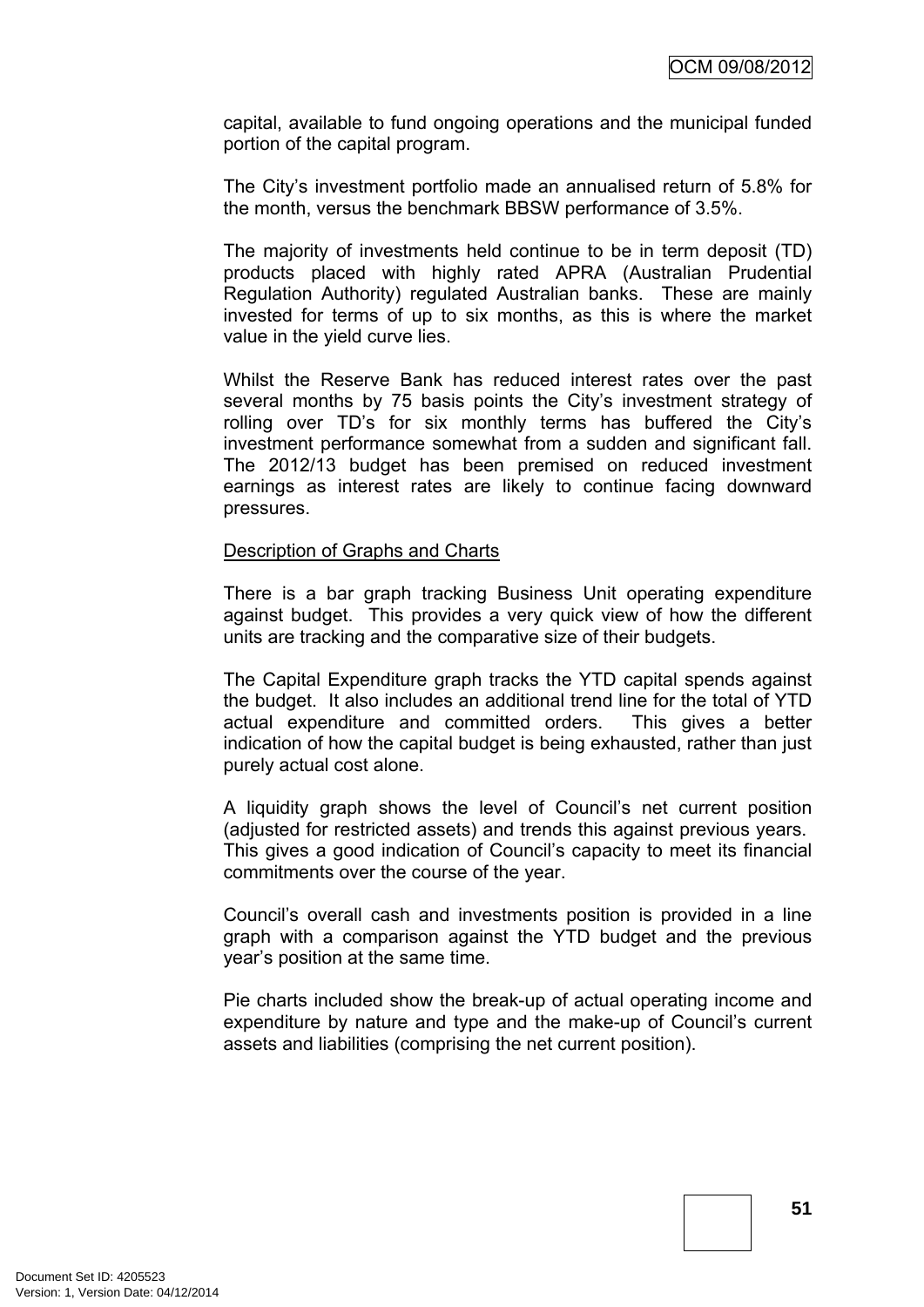capital, available to fund ongoing operations and the municipal funded portion of the capital program.

The City's investment portfolio made an annualised return of 5.8% for the month, versus the benchmark BBSW performance of 3.5%.

The majority of investments held continue to be in term deposit (TD) products placed with highly rated APRA (Australian Prudential Regulation Authority) regulated Australian banks. These are mainly invested for terms of up to six months, as this is where the market value in the yield curve lies.

Whilst the Reserve Bank has reduced interest rates over the past several months by 75 basis points the City's investment strategy of rolling over TD's for six monthly terms has buffered the City's investment performance somewhat from a sudden and significant fall. The 2012/13 budget has been premised on reduced investment earnings as interest rates are likely to continue facing downward pressures.

Description of Graphs and Charts

There is a bar graph tracking Business Unit operating expenditure against budget. This provides a very quick view of how the different units are tracking and the comparative size of their budgets.

The Capital Expenditure graph tracks the YTD capital spends against the budget. It also includes an additional trend line for the total of YTD actual expenditure and committed orders. This gives a better indication of how the capital budget is being exhausted, rather than just purely actual cost alone.

A liquidity graph shows the level of Council's net current position (adjusted for restricted assets) and trends this against previous years. This gives a good indication of Council's capacity to meet its financial commitments over the course of the year.

Council's overall cash and investments position is provided in a line graph with a comparison against the YTD budget and the previous year's position at the same time.

Pie charts included show the break-up of actual operating income and expenditure by nature and type and the make-up of Council's current assets and liabilities (comprising the net current position).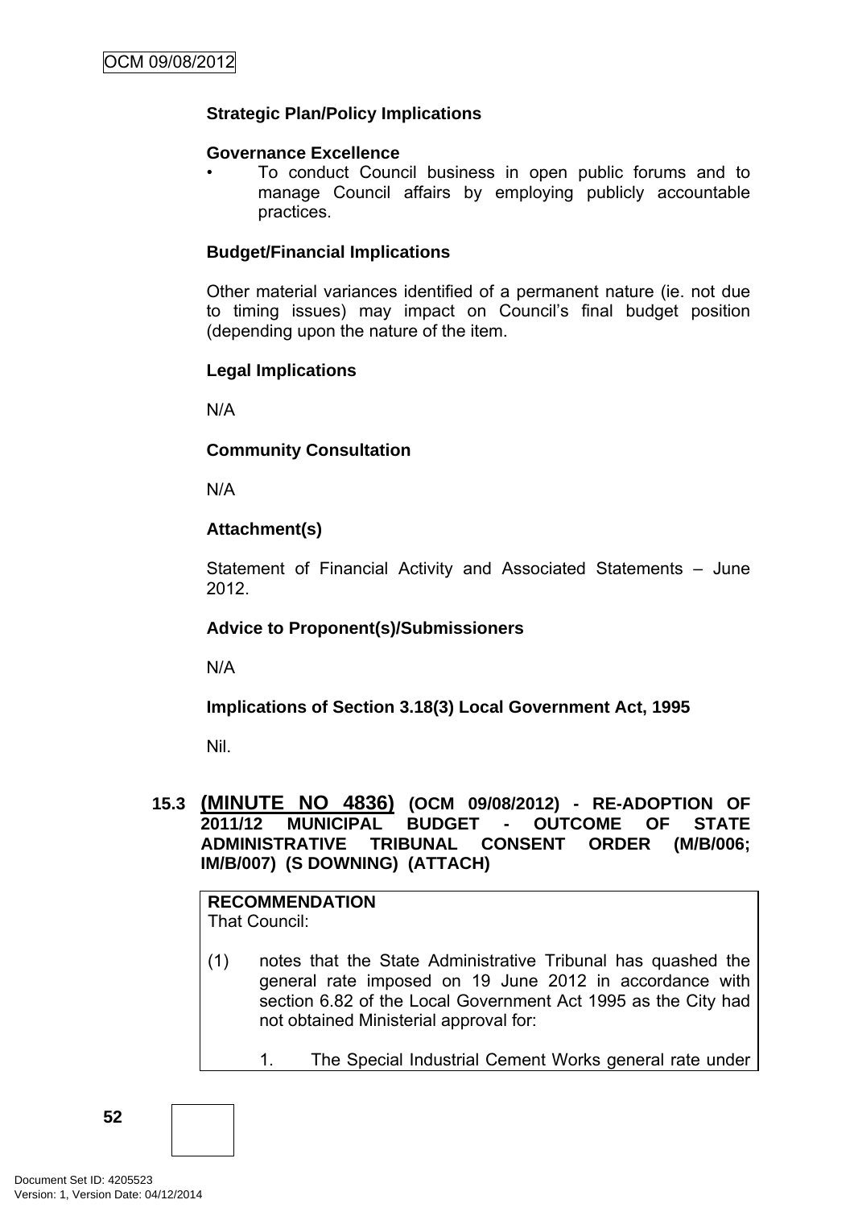**Strategic Plan/Policy Implications**

**Governance Excellence**

- To conduct Council business in open public forums and to manage Council affairs by employing publicly accountable practices.

**Budget/Financial Implications**

Other material variances identified of a permanent nature (ie. not due to timing issues) may impact on Council's final budget position (depending upon the nature of the item.

**Legal Implications**

N/A

**Community Consultation**

N/A

**Attachment(s)**

Statement of Financial Activity and Associated Statements – June 2012.

**Advice to Proponent(s)/Submissioners**

N/A

**Implications of Section 3.18(3) Local Government Act, 1995**

Nil.

## 15.3 (MINUTE NO 4836) (OCM 09/08/2012) - RE-ADOPTION OF 2011/12 MUNICIPAL BUDGET - OUTCOME OF STATE ADMINISTRATIVE TRIBUNAL CONSENT ORDER (M/B/006; IM/B/007) (S DOWNING) (ATTACH)

**RECOMMENDATION**
That Council:

(1) notes that the State Administrative Tribunal has quashed the general rate imposed on 19 June 2012 in accordance with section 6.82 of the Local Government Act 1995 as the City had not obtained Ministerial approval for:

1. The Special Industrial Cement Works general rate under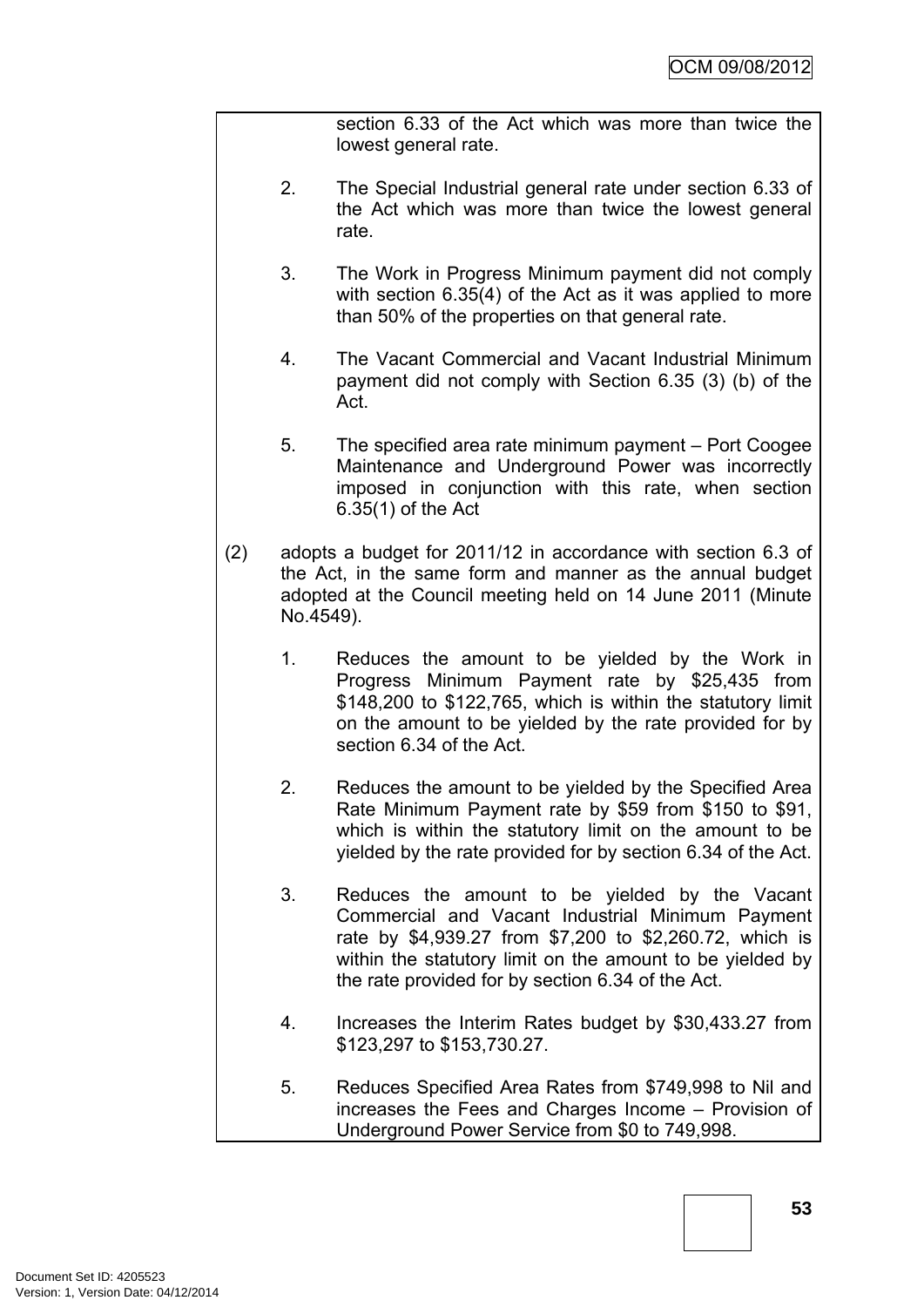section 6.33 of the Act which was more than twice the lowest general rate.

2. The Special Industrial general rate under section 6.33 of the Act which was more than twice the lowest general rate.

3. The Work in Progress Minimum payment did not comply with section 6.35(4) of the Act as it was applied to more than 50% of the properties on that general rate.

4. The Vacant Commercial and Vacant Industrial Minimum payment did not comply with Section 6.35 (3) (b) of the Act.

5. The specified area rate minimum payment – Port Coogee Maintenance and Underground Power was incorrectly imposed in conjunction with this rate, when section 6.35(1) of the Act

(2) adopts a budget for 2011/12 in accordance with section 6.3 of the Act, in the same form and manner as the annual budget adopted at the Council meeting held on 14 June 2011 (Minute No.4549).

1. Reduces the amount to be yielded by the Work in Progress Minimum Payment rate by $25,435 from $148,200 to $122,765, which is within the statutory limit on the amount to be yielded by the rate provided for by section 6.34 of the Act.

2. Reduces the amount to be yielded by the Specified Area Rate Minimum Payment rate by $59 from $150 to $91, which is within the statutory limit on the amount to be yielded by the rate provided for by section 6.34 of the Act.

3. Reduces the amount to be yielded by the Vacant Commercial and Vacant Industrial Minimum Payment rate by $4,939.27 from $7,200 to $2,260.72, which is within the statutory limit on the amount to be yielded by the rate provided for by section 6.34 of the Act.

4. Increases the Interim Rates budget by $30,433.27 from $123,297 to $153,730.27.

5. Reduces Specified Area Rates from $749,998 to Nil and increases the Fees and Charges Income – Provision of Underground Power Service from $0 to 749,998.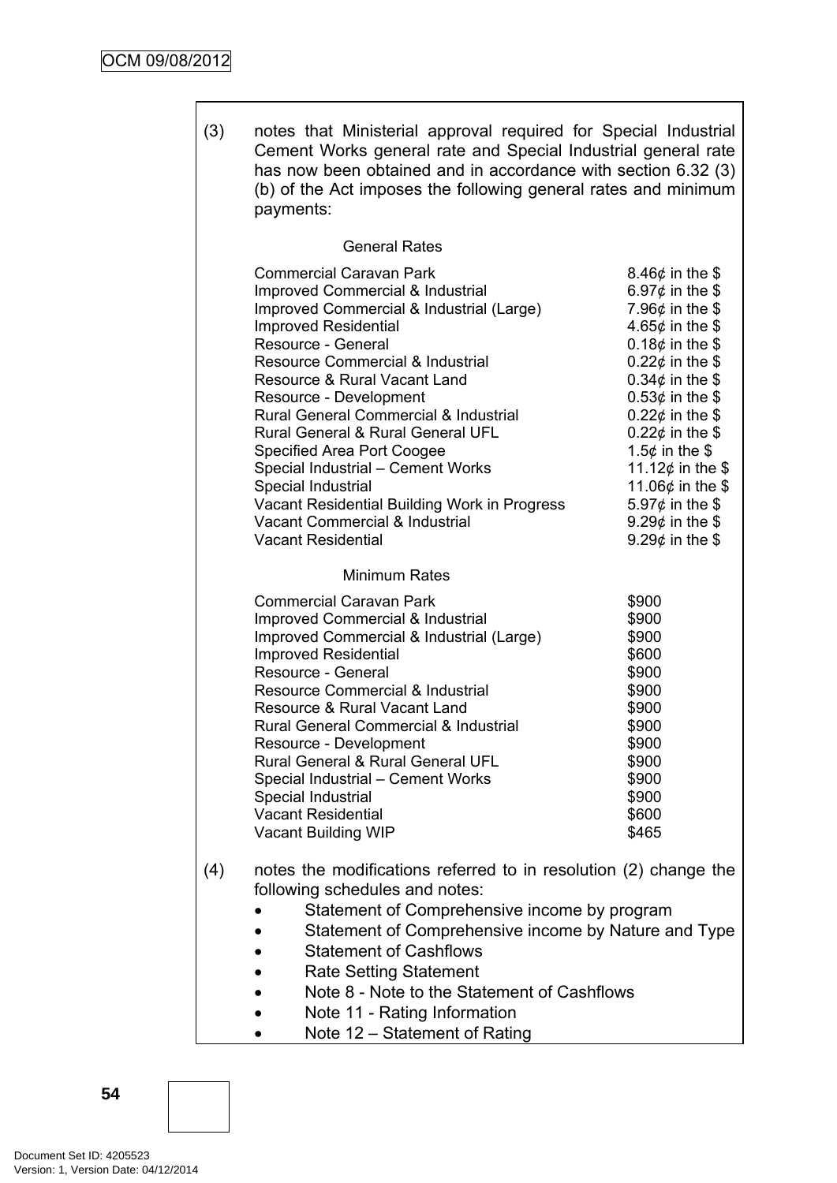(3) notes that Ministerial approval required for Special Industrial Cement Works general rate and Special Industrial general rate has now been obtained and in accordance with section 6.32 (3) (b) of the Act imposes the following general rates and minimum payments:

General Rates

| | |
|---|---|
| Commercial Caravan Park | 8.46¢ in the $ |
| Improved Commercial & Industrial | 6.97¢ in the $ |
| Improved Commercial & Industrial (Large) | 7.96¢ in the $ |
| Improved Residential | 4.65¢ in the $ |
| Resource - General | 0.18¢ in the $ |
| Resource Commercial & Industrial | 0.22¢ in the $ |
| Resource & Rural Vacant Land | 0.34¢ in the $ |
| Resource - Development | 0.53¢ in the $ |
| Rural General Commercial & Industrial | 0.22¢ in the $ |
| Rural General & Rural General UFL | 0.22¢ in the $ |
| Specified Area Port Coogee | 1.5¢ in the $ |
| Special Industrial – Cement Works | 11.12¢ in the $ |
| Special Industrial | 11.06¢ in the $ |
| Vacant Residential Building Work in Progress | 5.97¢ in the $ |
| Vacant Commercial & Industrial | 9.29¢ in the $ |
| Vacant Residential | 9.29¢ in the $ |

Minimum Rates

| | |
|---|---|
| Commercial Caravan Park | $900 |
| Improved Commercial & Industrial | $900 |
| Improved Commercial & Industrial (Large) | $900 |
| Improved Residential | $600 |
| Resource - General | $900 |
| Resource Commercial & Industrial | $900 |
| Resource & Rural Vacant Land | $900 |
| Rural General Commercial & Industrial | $900 |
| Resource - Development | $900 |
| Rural General & Rural General UFL | $900 |
| Special Industrial – Cement Works | $900 |
| Special Industrial | $900 |
| Vacant Residential | $600 |
| Vacant Building WIP | $465 |

(4) notes the modifications referred to in resolution (2) change the following schedules and notes:

- Statement of Comprehensive income by program
- Statement of Comprehensive income by Nature and Type
- Statement of Cashflows
- Rate Setting Statement
- Note 8 - Note to the Statement of Cashflows
- Note 11 - Rating Information
- Note 12 – Statement of Rating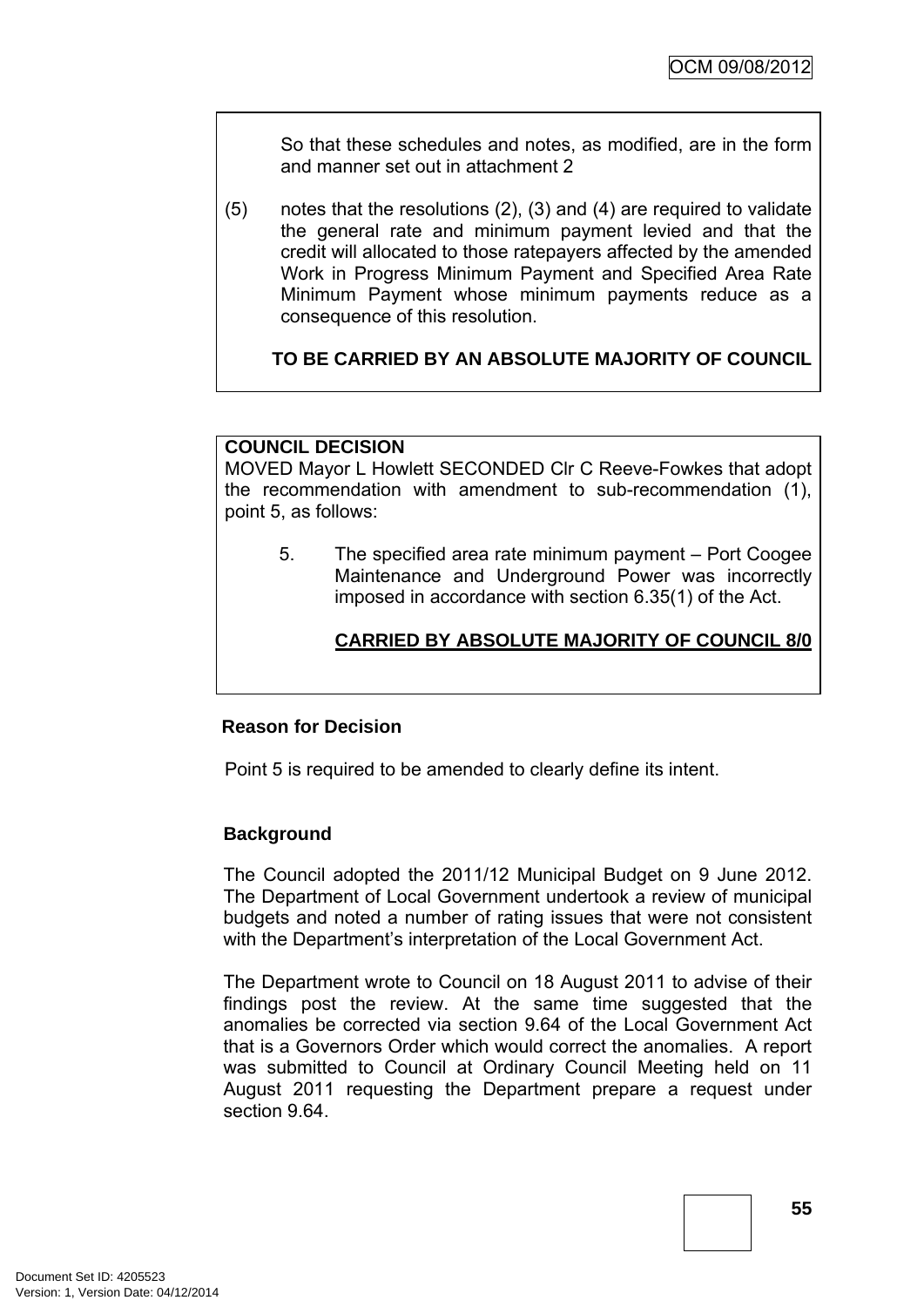So that these schedules and notes, as modified, are in the form and manner set out in attachment 2

(5) notes that the resolutions (2), (3) and (4) are required to validate the general rate and minimum payment levied and that the credit will allocated to those ratepayers affected by the amended Work in Progress Minimum Payment and Specified Area Rate Minimum Payment whose minimum payments reduce as a consequence of this resolution.

**TO BE CARRIED BY AN ABSOLUTE MAJORITY OF COUNCIL**

**COUNCIL DECISION**

MOVED Mayor L Howlett SECONDED Clr C Reeve-Fowkes that adopt the recommendation with amendment to sub-recommendation (1), point 5, as follows:

5. The specified area rate minimum payment – Port Coogee Maintenance and Underground Power was incorrectly imposed in accordance with section 6.35(1) of the Act.

**CARRIED BY ABSOLUTE MAJORITY OF COUNCIL 8/0**

**Reason for Decision**

Point 5 is required to be amended to clearly define its intent.

**Background**

The Council adopted the 2011/12 Municipal Budget on 9 June 2012. The Department of Local Government undertook a review of municipal budgets and noted a number of rating issues that were not consistent with the Department's interpretation of the Local Government Act.

The Department wrote to Council on 18 August 2011 to advise of their findings post the review. At the same time suggested that the anomalies be corrected via section 9.64 of the Local Government Act that is a Governors Order which would correct the anomalies. A report was submitted to Council at Ordinary Council Meeting held on 11 August 2011 requesting the Department prepare a request under section 9.64.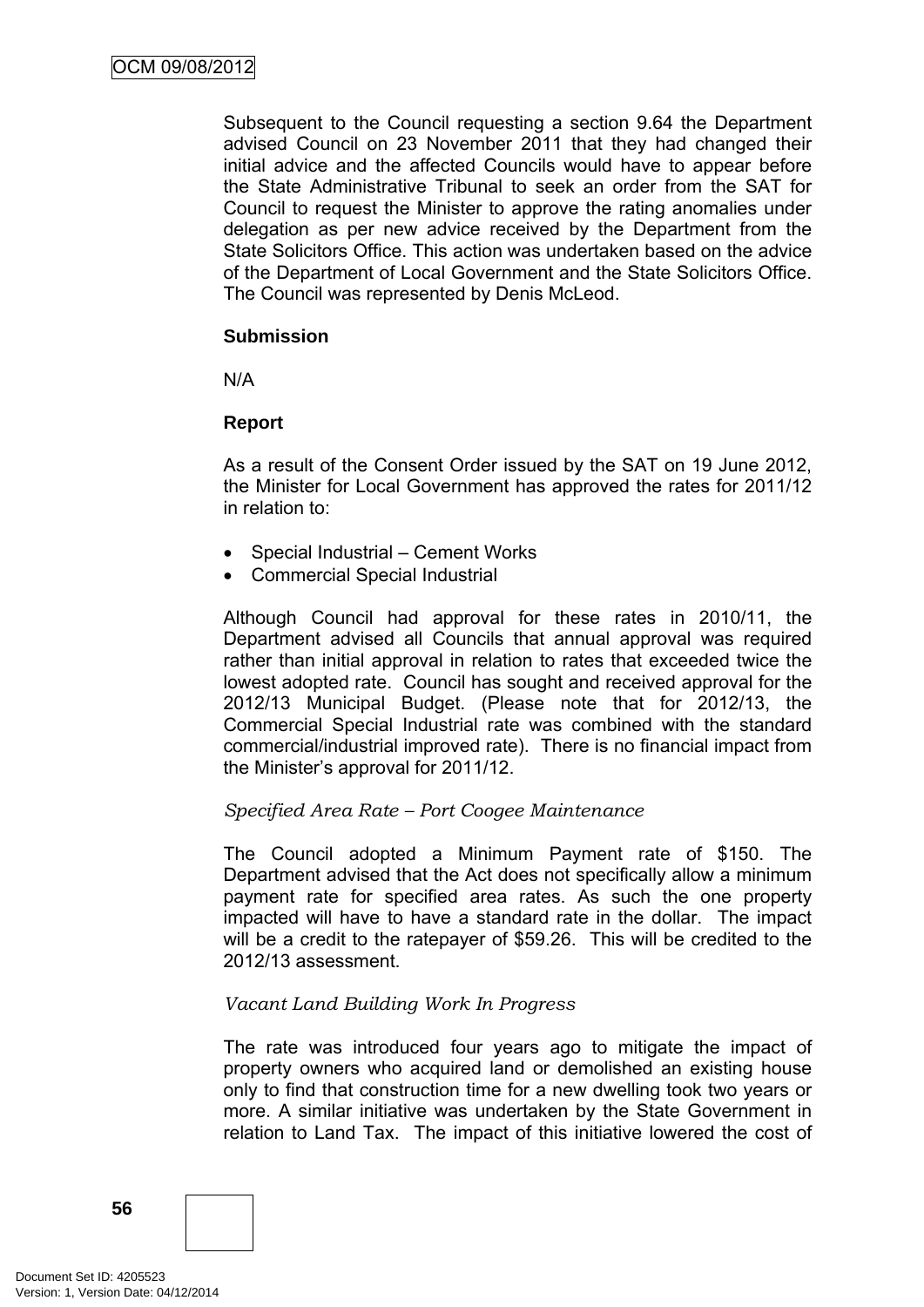Subsequent to the Council requesting a section 9.64 the Department advised Council on 23 November 2011 that they had changed their initial advice and the affected Councils would have to appear before the State Administrative Tribunal to seek an order from the SAT for Council to request the Minister to approve the rating anomalies under delegation as per new advice received by the Department from the State Solicitors Office. This action was undertaken based on the advice of the Department of Local Government and the State Solicitors Office. The Council was represented by Denis McLeod.

**Submission**

N/A

**Report**

As a result of the Consent Order issued by the SAT on 19 June 2012, the Minister for Local Government has approved the rates for 2011/12 in relation to:

- Special Industrial – Cement Works
- Commercial Special Industrial

Although Council had approval for these rates in 2010/11, the Department advised all Councils that annual approval was required rather than initial approval in relation to rates that exceeded twice the lowest adopted rate. Council has sought and received approval for the 2012/13 Municipal Budget. (Please note that for 2012/13, the Commercial Special Industrial rate was combined with the standard commercial/industrial improved rate). There is no financial impact from the Minister's approval for 2011/12.

*Specified Area Rate – Port Coogee Maintenance*

The Council adopted a Minimum Payment rate of $150. The Department advised that the Act does not specifically allow a minimum payment rate for specified area rates. As such the one property impacted will have to have a standard rate in the dollar. The impact will be a credit to the ratepayer of $59.26. This will be credited to the 2012/13 assessment.

*Vacant Land Building Work In Progress*

The rate was introduced four years ago to mitigate the impact of property owners who acquired land or demolished an existing house only to find that construction time for a new dwelling took two years or more. A similar initiative was undertaken by the State Government in relation to Land Tax. The impact of this initiative lowered the cost of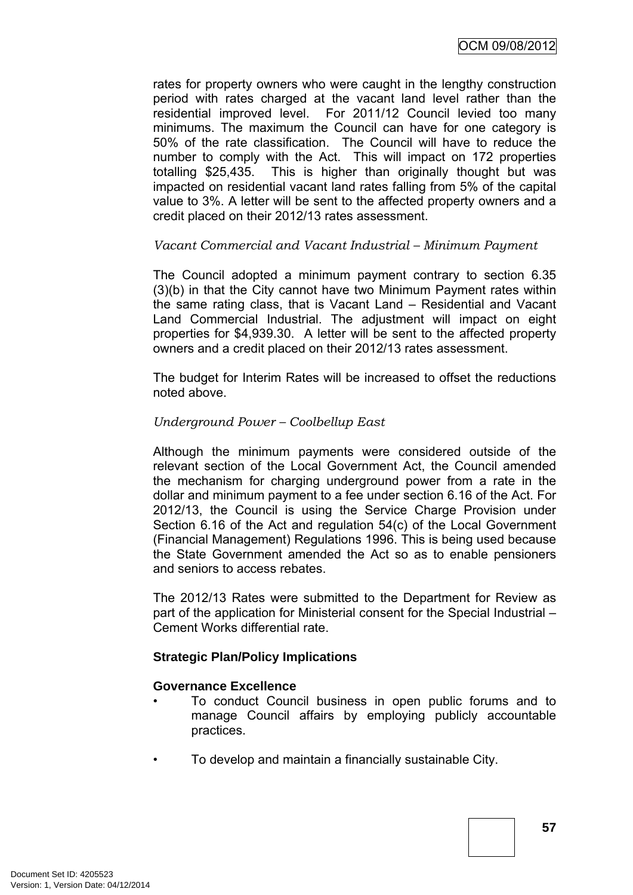rates for property owners who were caught in the lengthy construction period with rates charged at the vacant land level rather than the residential improved level. For 2011/12 Council levied too many minimums. The maximum the Council can have for one category is 50% of the rate classification. The Council will have to reduce the number to comply with the Act. This will impact on 172 properties totalling $25,435. This is higher than originally thought but was impacted on residential vacant land rates falling from 5% of the capital value to 3%. A letter will be sent to the affected property owners and a credit placed on their 2012/13 rates assessment.

*Vacant Commercial and Vacant Industrial – Minimum Payment*

The Council adopted a minimum payment contrary to section 6.35 (3)(b) in that the City cannot have two Minimum Payment rates within the same rating class, that is Vacant Land – Residential and Vacant Land Commercial Industrial. The adjustment will impact on eight properties for $4,939.30. A letter will be sent to the affected property owners and a credit placed on their 2012/13 rates assessment.

The budget for Interim Rates will be increased to offset the reductions noted above.

*Underground Power – Coolbellup East*

Although the minimum payments were considered outside of the relevant section of the Local Government Act, the Council amended the mechanism for charging underground power from a rate in the dollar and minimum payment to a fee under section 6.16 of the Act. For 2012/13, the Council is using the Service Charge Provision under Section 6.16 of the Act and regulation 54(c) of the Local Government (Financial Management) Regulations 1996. This is being used because the State Government amended the Act so as to enable pensioners and seniors to access rebates.

The 2012/13 Rates were submitted to the Department for Review as part of the application for Ministerial consent for the Special Industrial – Cement Works differential rate.

**Strategic Plan/Policy Implications**

**Governance Excellence**

- To conduct Council business in open public forums and to manage Council affairs by employing publicly accountable practices.
- To develop and maintain a financially sustainable City.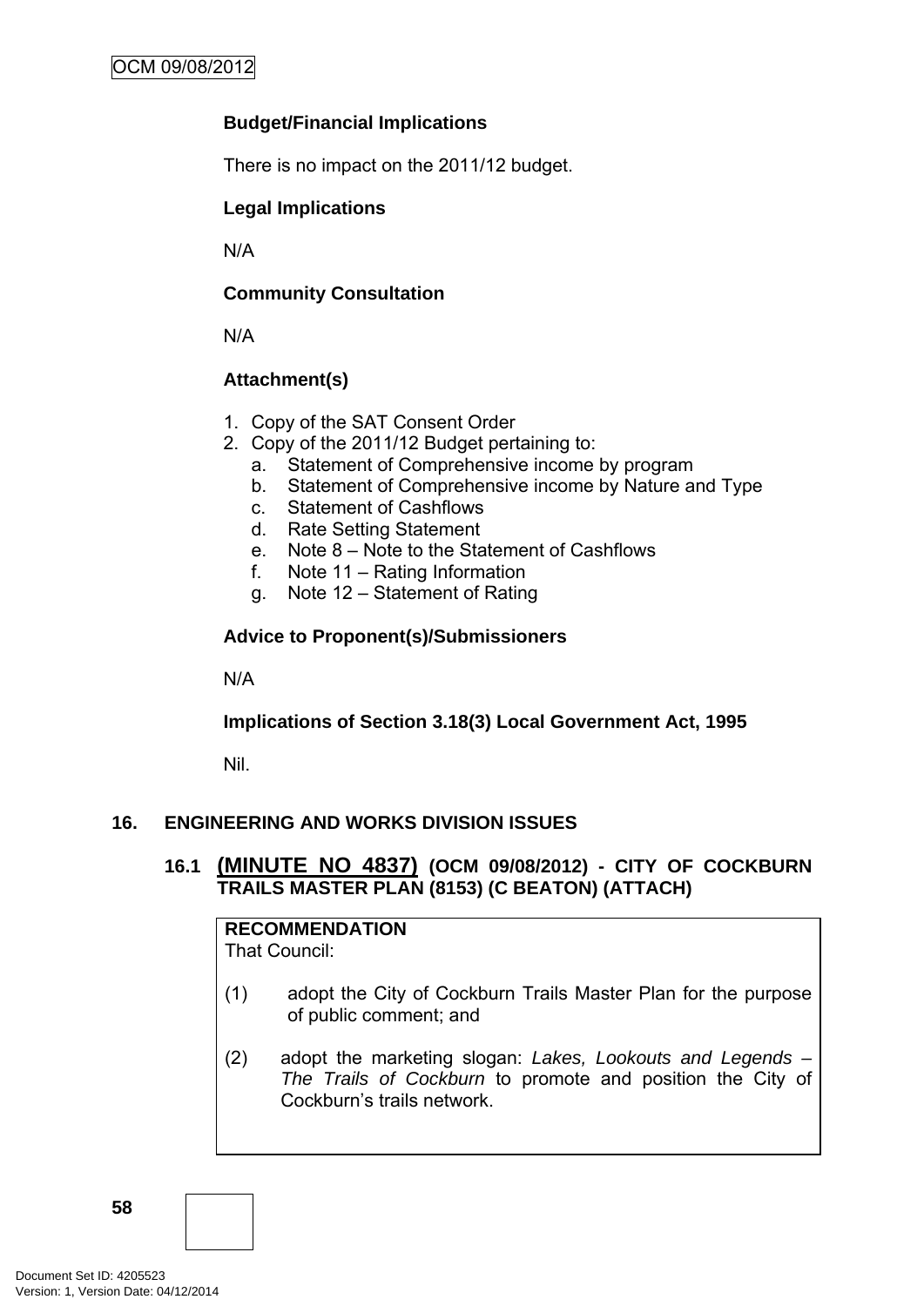**Budget/Financial Implications**

There is no impact on the 2011/12 budget.

**Legal Implications**

N/A

**Community Consultation**

N/A

**Attachment(s)**

1. Copy of the SAT Consent Order
2. Copy of the 2011/12 Budget pertaining to:
    a. Statement of Comprehensive income by program
    b. Statement of Comprehensive income by Nature and Type
    c. Statement of Cashflows
    d. Rate Setting Statement
    e. Note 8 – Note to the Statement of Cashflows
    f. Note 11 – Rating Information
    g. Note 12 – Statement of Rating

**Advice to Proponent(s)/Submissioners**

N/A

**Implications of Section 3.18(3) Local Government Act, 1995**

Nil.

## 16. ENGINEERING AND WORKS DIVISION ISSUES

### 16.1 (MINUTE NO 4837) (OCM 09/08/2012) - CITY OF COCKBURN TRAILS MASTER PLAN (8153) (C BEATON) (ATTACH)

**RECOMMENDATION**
That Council:

(1) adopt the City of Cockburn Trails Master Plan for the purpose of public comment; and

(2) adopt the marketing slogan: *Lakes, Lookouts and Legends – The Trails of Cockburn* to promote and position the City of Cockburn's trails network.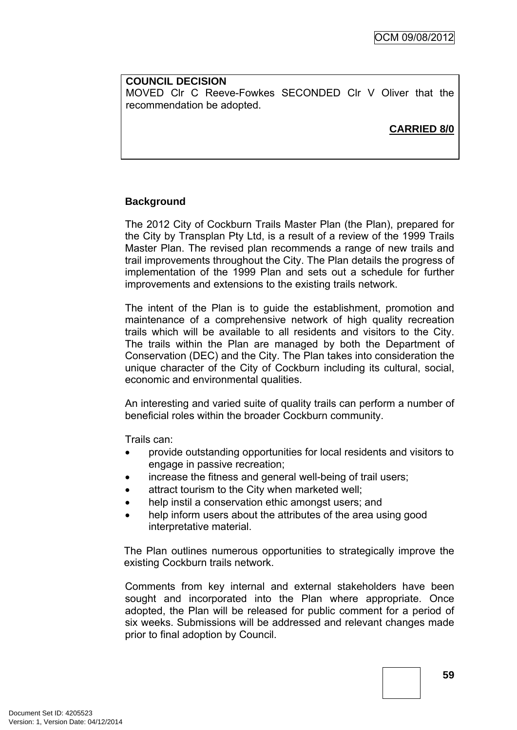**COUNCIL DECISION**
MOVED Clr C Reeve-Fowkes SECONDED Clr V Oliver that the recommendation be adopted.

**CARRIED 8/0**

**Background**

The 2012 City of Cockburn Trails Master Plan (the Plan), prepared for the City by Transplan Pty Ltd, is a result of a review of the 1999 Trails Master Plan. The revised plan recommends a range of new trails and trail improvements throughout the City. The Plan details the progress of implementation of the 1999 Plan and sets out a schedule for further improvements and extensions to the existing trails network.

The intent of the Plan is to guide the establishment, promotion and maintenance of a comprehensive network of high quality recreation trails which will be available to all residents and visitors to the City. The trails within the Plan are managed by both the Department of Conservation (DEC) and the City. The Plan takes into consideration the unique character of the City of Cockburn including its cultural, social, economic and environmental qualities.

An interesting and varied suite of quality trails can perform a number of beneficial roles within the broader Cockburn community.

Trails can:

- provide outstanding opportunities for local residents and visitors to engage in passive recreation;
- increase the fitness and general well-being of trail users;
- attract tourism to the City when marketed well;
- help instil a conservation ethic amongst users; and
- help inform users about the attributes of the area using good interpretative material.

The Plan outlines numerous opportunities to strategically improve the existing Cockburn trails network.

Comments from key internal and external stakeholders have been sought and incorporated into the Plan where appropriate. Once adopted, the Plan will be released for public comment for a period of six weeks. Submissions will be addressed and relevant changes made prior to final adoption by Council.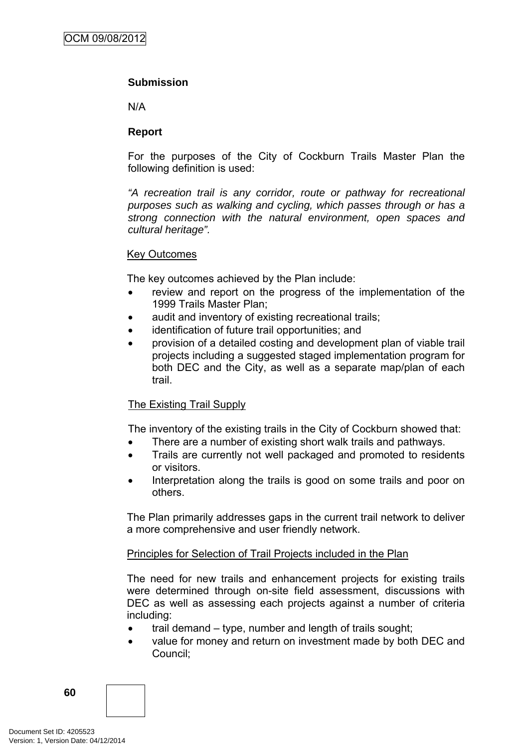**Submission**

N/A

**Report**

For the purposes of the City of Cockburn Trails Master Plan the following definition is used:

*"A recreation trail is any corridor, route or pathway for recreational purposes such as walking and cycling, which passes through or has a strong connection with the natural environment, open spaces and cultural heritage".*

Key Outcomes

The key outcomes achieved by the Plan include:

- review and report on the progress of the implementation of the 1999 Trails Master Plan;
- audit and inventory of existing recreational trails;
- identification of future trail opportunities; and
- provision of a detailed costing and development plan of viable trail projects including a suggested staged implementation program for both DEC and the City, as well as a separate map/plan of each trail.

The Existing Trail Supply

The inventory of the existing trails in the City of Cockburn showed that:

- There are a number of existing short walk trails and pathways.
- Trails are currently not well packaged and promoted to residents or visitors.
- Interpretation along the trails is good on some trails and poor on others.

The Plan primarily addresses gaps in the current trail network to deliver a more comprehensive and user friendly network.

Principles for Selection of Trail Projects included in the Plan

The need for new trails and enhancement projects for existing trails were determined through on-site field assessment, discussions with DEC as well as assessing each projects against a number of criteria including:

- trail demand – type, number and length of trails sought;
- value for money and return on investment made by both DEC and Council;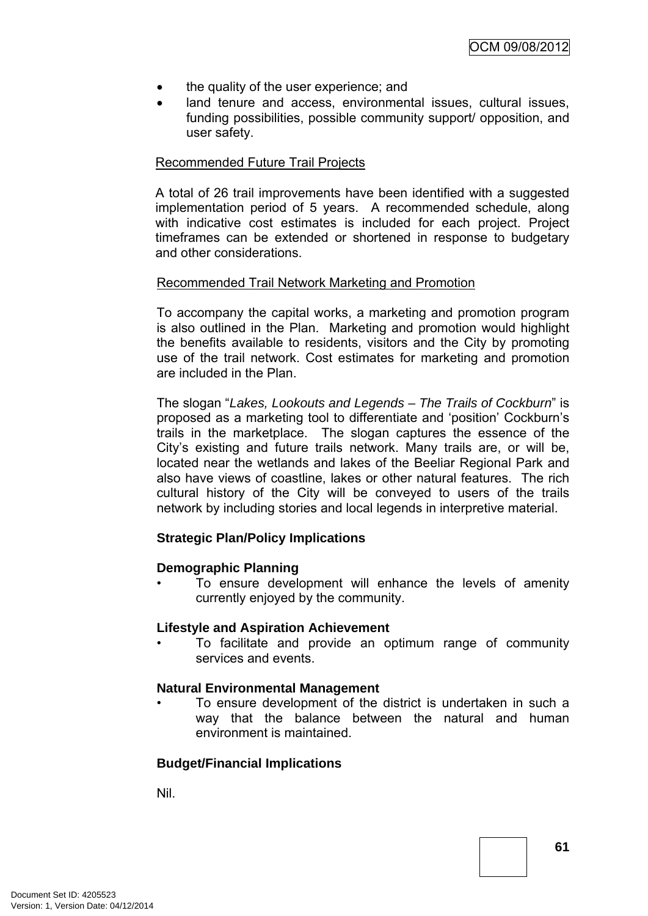- the quality of the user experience; and
- land tenure and access, environmental issues, cultural issues, funding possibilities, possible community support/ opposition, and user safety.

Recommended Future Trail Projects

A total of 26 trail improvements have been identified with a suggested implementation period of 5 years. A recommended schedule, along with indicative cost estimates is included for each project. Project timeframes can be extended or shortened in response to budgetary and other considerations.

Recommended Trail Network Marketing and Promotion

To accompany the capital works, a marketing and promotion program is also outlined in the Plan. Marketing and promotion would highlight the benefits available to residents, visitors and the City by promoting use of the trail network. Cost estimates for marketing and promotion are included in the Plan.

The slogan "*Lakes, Lookouts and Legends – The Trails of Cockburn*" is proposed as a marketing tool to differentiate and 'position' Cockburn's trails in the marketplace. The slogan captures the essence of the City's existing and future trails network. Many trails are, or will be, located near the wetlands and lakes of the Beeliar Regional Park and also have views of coastline, lakes or other natural features. The rich cultural history of the City will be conveyed to users of the trails network by including stories and local legends in interpretive material.

**Strategic Plan/Policy Implications**

**Demographic Planning**

- To ensure development will enhance the levels of amenity currently enjoyed by the community.

**Lifestyle and Aspiration Achievement**

- To facilitate and provide an optimum range of community services and events.

**Natural Environmental Management**

- To ensure development of the district is undertaken in such a way that the balance between the natural and human environment is maintained.

**Budget/Financial Implications**

Nil.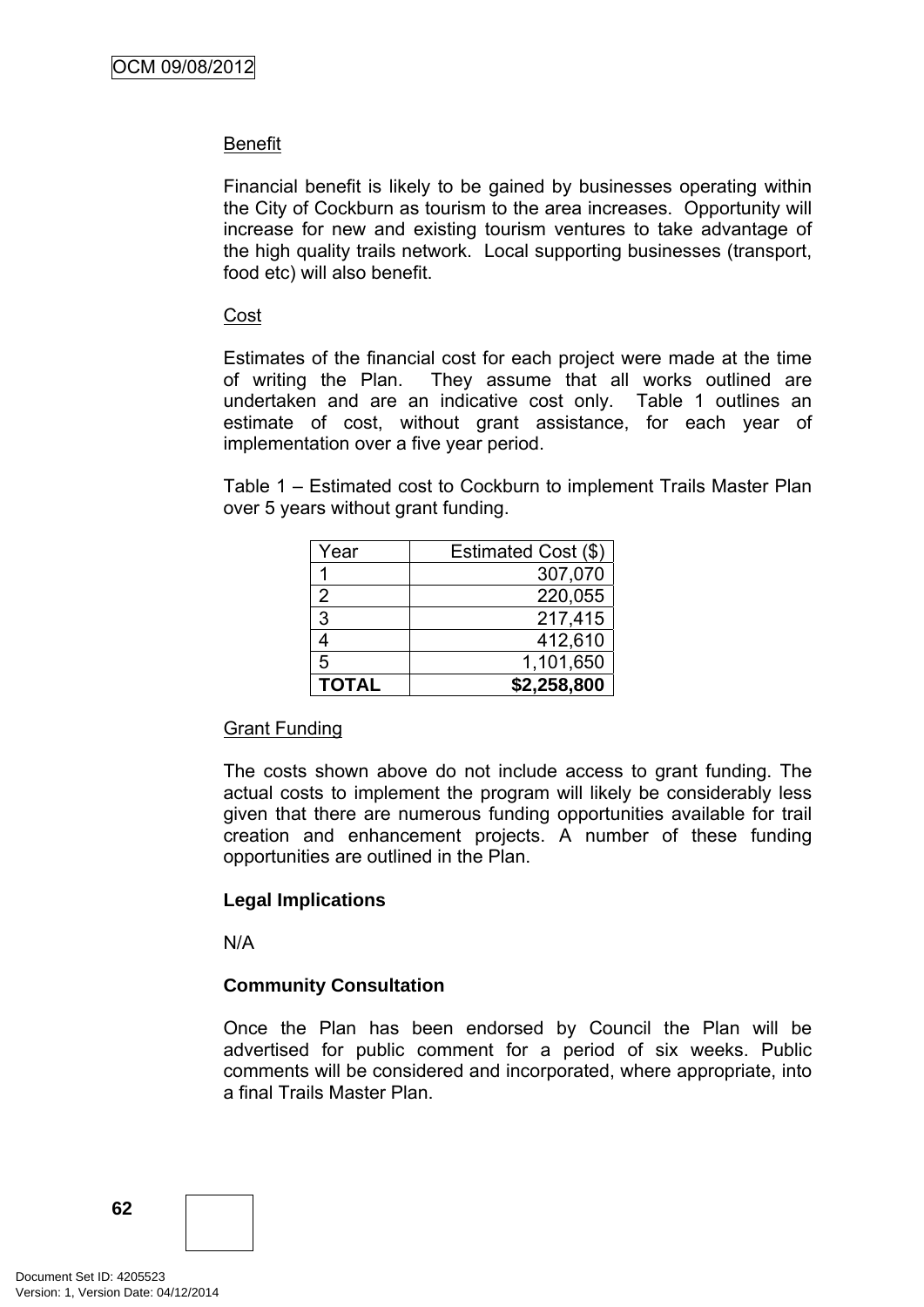Benefit

Financial benefit is likely to be gained by businesses operating within the City of Cockburn as tourism to the area increases. Opportunity will increase for new and existing tourism ventures to take advantage of the high quality trails network. Local supporting businesses (transport, food etc) will also benefit.

Cost

Estimates of the financial cost for each project were made at the time of writing the Plan. They assume that all works outlined are undertaken and are an indicative cost only. Table 1 outlines an estimate of cost, without grant assistance, for each year of implementation over a five year period.

Table 1 – Estimated cost to Cockburn to implement Trails Master Plan over 5 years without grant funding.

| Year | Estimated Cost ($) |
|---|---:|
| 1 | 307,070 |
| 2 | 220,055 |
| 3 | 217,415 |
| 4 | 412,610 |
| 5 | 1,101,650 |
| **TOTAL** | **$2,258,800** |

Grant Funding

The costs shown above do not include access to grant funding. The actual costs to implement the program will likely be considerably less given that there are numerous funding opportunities available for trail creation and enhancement projects. A number of these funding opportunities are outlined in the Plan.

**Legal Implications**

N/A

**Community Consultation**

Once the Plan has been endorsed by Council the Plan will be advertised for public comment for a period of six weeks. Public comments will be considered and incorporated, where appropriate, into a final Trails Master Plan.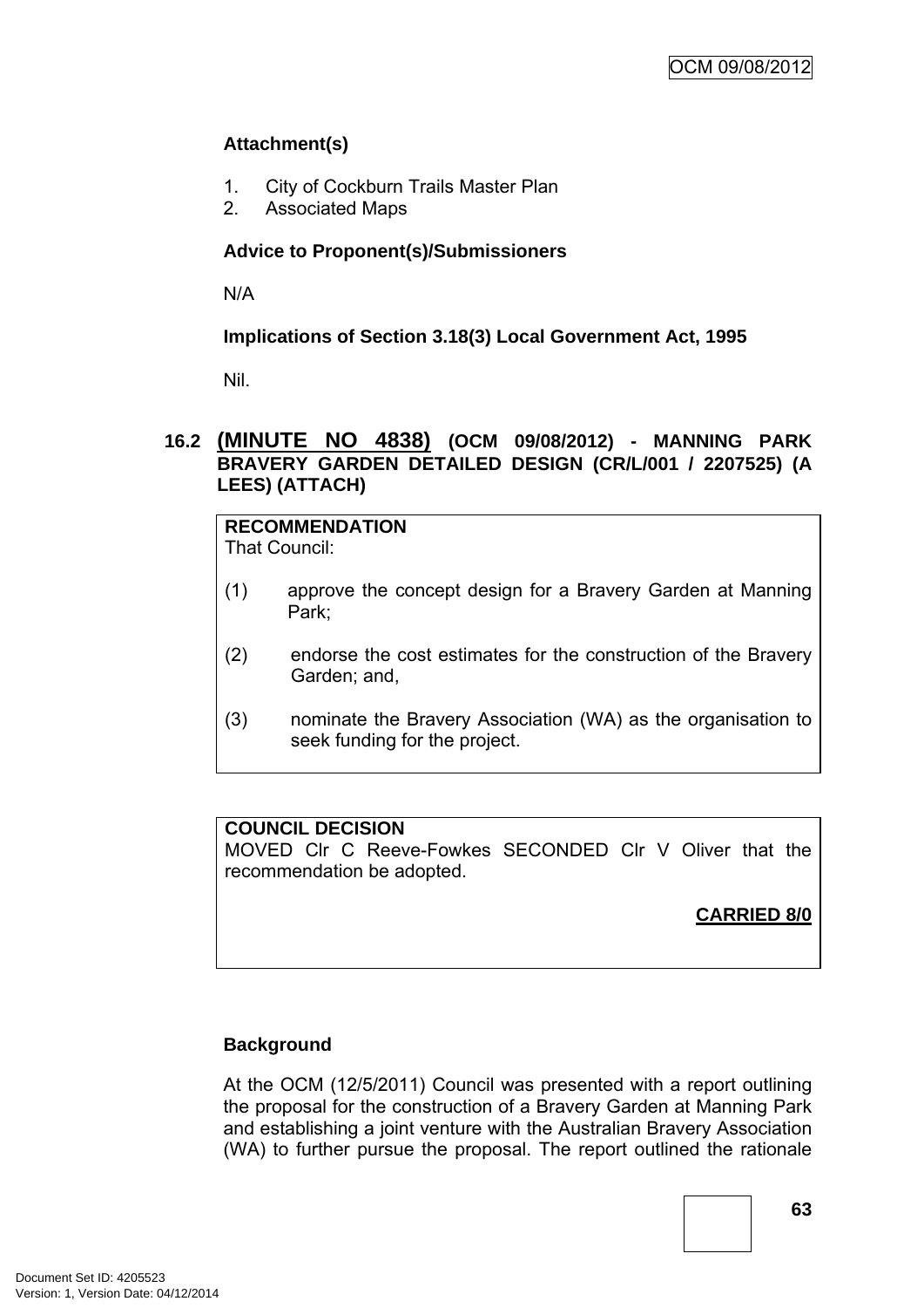### Attachment(s)

1. City of Cockburn Trails Master Plan
2. Associated Maps

### Advice to Proponent(s)/Submissioners

N/A

### Implications of Section 3.18(3) Local Government Act, 1995

Nil.

## 16.2 (MINUTE NO 4838) (OCM 09/08/2012) - MANNING PARK BRAVERY GARDEN DETAILED DESIGN (CR/L/001 / 2207525) (A LEES) (ATTACH)

**RECOMMENDATION**
That Council:

(1) approve the concept design for a Bravery Garden at Manning Park;

(2) endorse the cost estimates for the construction of the Bravery Garden; and,

(3) nominate the Bravery Association (WA) as the organisation to seek funding for the project.

**COUNCIL DECISION**
MOVED Clr C Reeve-Fowkes SECONDED Clr V Oliver that the recommendation be adopted.

**CARRIED 8/0**

### Background

At the OCM (12/5/2011) Council was presented with a report outlining the proposal for the construction of a Bravery Garden at Manning Park and establishing a joint venture with the Australian Bravery Association (WA) to further pursue the proposal. The report outlined the rationale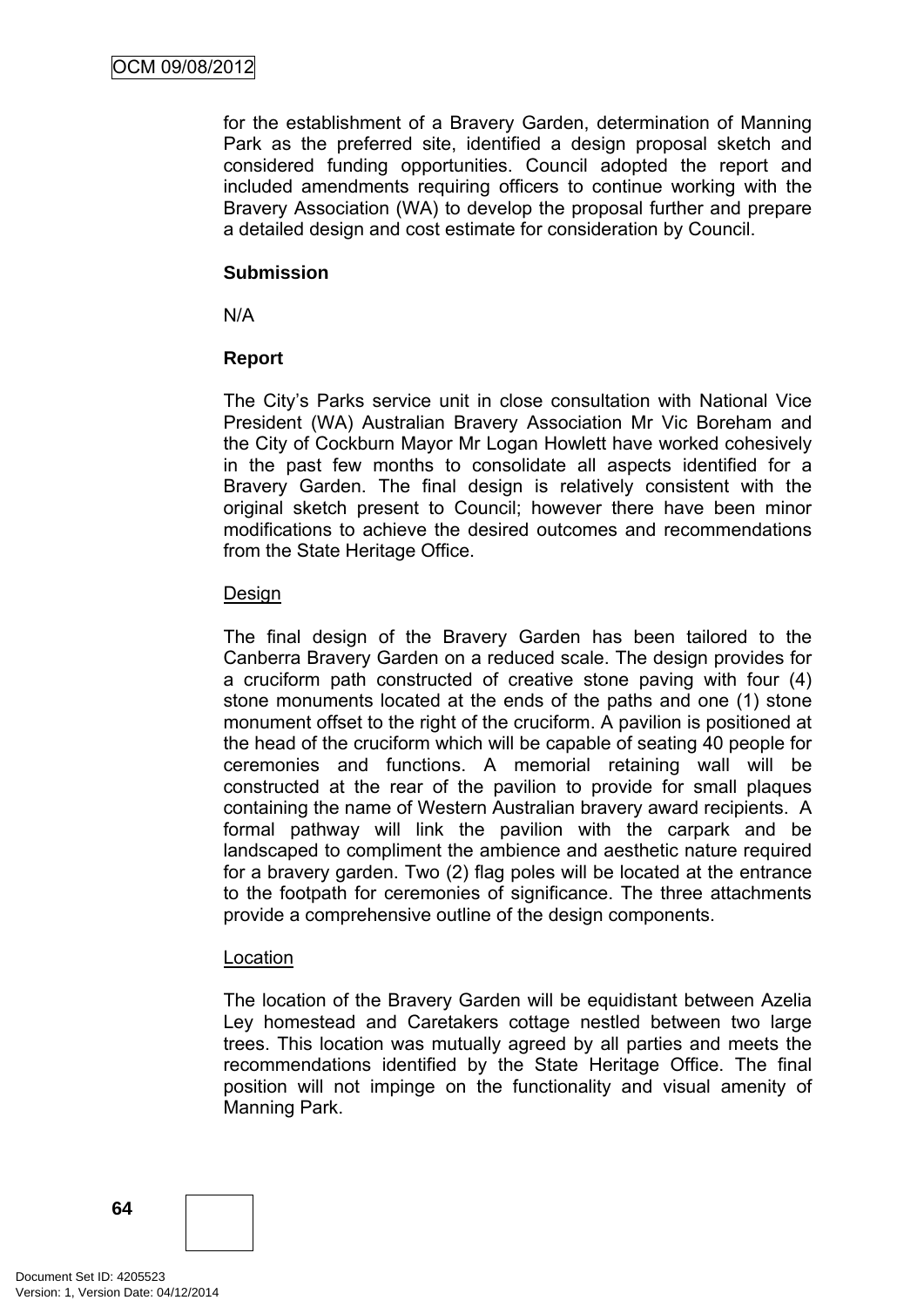for the establishment of a Bravery Garden, determination of Manning Park as the preferred site, identified a design proposal sketch and considered funding opportunities. Council adopted the report and included amendments requiring officers to continue working with the Bravery Association (WA) to develop the proposal further and prepare a detailed design and cost estimate for consideration by Council.

**Submission**

N/A

**Report**

The City's Parks service unit in close consultation with National Vice President (WA) Australian Bravery Association Mr Vic Boreham and the City of Cockburn Mayor Mr Logan Howlett have worked cohesively in the past few months to consolidate all aspects identified for a Bravery Garden. The final design is relatively consistent with the original sketch present to Council; however there have been minor modifications to achieve the desired outcomes and recommendations from the State Heritage Office.

<u>Design</u>

The final design of the Bravery Garden has been tailored to the Canberra Bravery Garden on a reduced scale. The design provides for a cruciform path constructed of creative stone paving with four (4) stone monuments located at the ends of the paths and one (1) stone monument offset to the right of the cruciform. A pavilion is positioned at the head of the cruciform which will be capable of seating 40 people for ceremonies and functions. A memorial retaining wall will be constructed at the rear of the pavilion to provide for small plaques containing the name of Western Australian bravery award recipients. A formal pathway will link the pavilion with the carpark and be landscaped to compliment the ambience and aesthetic nature required for a bravery garden. Two (2) flag poles will be located at the entrance to the footpath for ceremonies of significance. The three attachments provide a comprehensive outline of the design components.

<u>Location</u>

The location of the Bravery Garden will be equidistant between Azelia Ley homestead and Caretakers cottage nestled between two large trees. This location was mutually agreed by all parties and meets the recommendations identified by the State Heritage Office. The final position will not impinge on the functionality and visual amenity of Manning Park.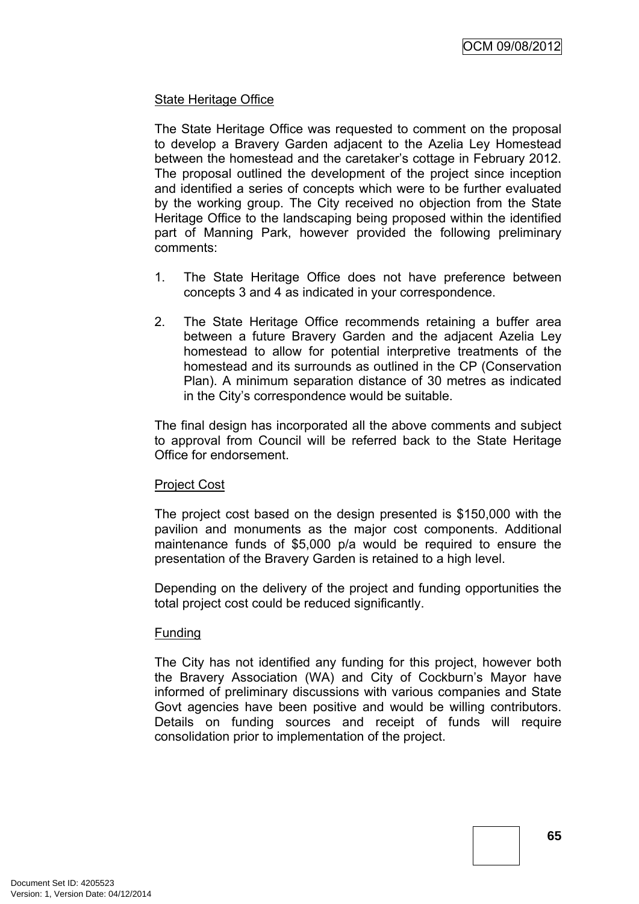State Heritage Office

The State Heritage Office was requested to comment on the proposal to develop a Bravery Garden adjacent to the Azelia Ley Homestead between the homestead and the caretaker's cottage in February 2012. The proposal outlined the development of the project since inception and identified a series of concepts which were to be further evaluated by the working group. The City received no objection from the State Heritage Office to the landscaping being proposed within the identified part of Manning Park, however provided the following preliminary comments:

1. The State Heritage Office does not have preference between concepts 3 and 4 as indicated in your correspondence.

2. The State Heritage Office recommends retaining a buffer area between a future Bravery Garden and the adjacent Azelia Ley homestead to allow for potential interpretive treatments of the homestead and its surrounds as outlined in the CP (Conservation Plan). A minimum separation distance of 30 metres as indicated in the City's correspondence would be suitable.

The final design has incorporated all the above comments and subject to approval from Council will be referred back to the State Heritage Office for endorsement.

Project Cost

The project cost based on the design presented is $150,000 with the pavilion and monuments as the major cost components. Additional maintenance funds of $5,000 p/a would be required to ensure the presentation of the Bravery Garden is retained to a high level.

Depending on the delivery of the project and funding opportunities the total project cost could be reduced significantly.

Funding

The City has not identified any funding for this project, however both the Bravery Association (WA) and City of Cockburn's Mayor have informed of preliminary discussions with various companies and State Govt agencies have been positive and would be willing contributors. Details on funding sources and receipt of funds will require consolidation prior to implementation of the project.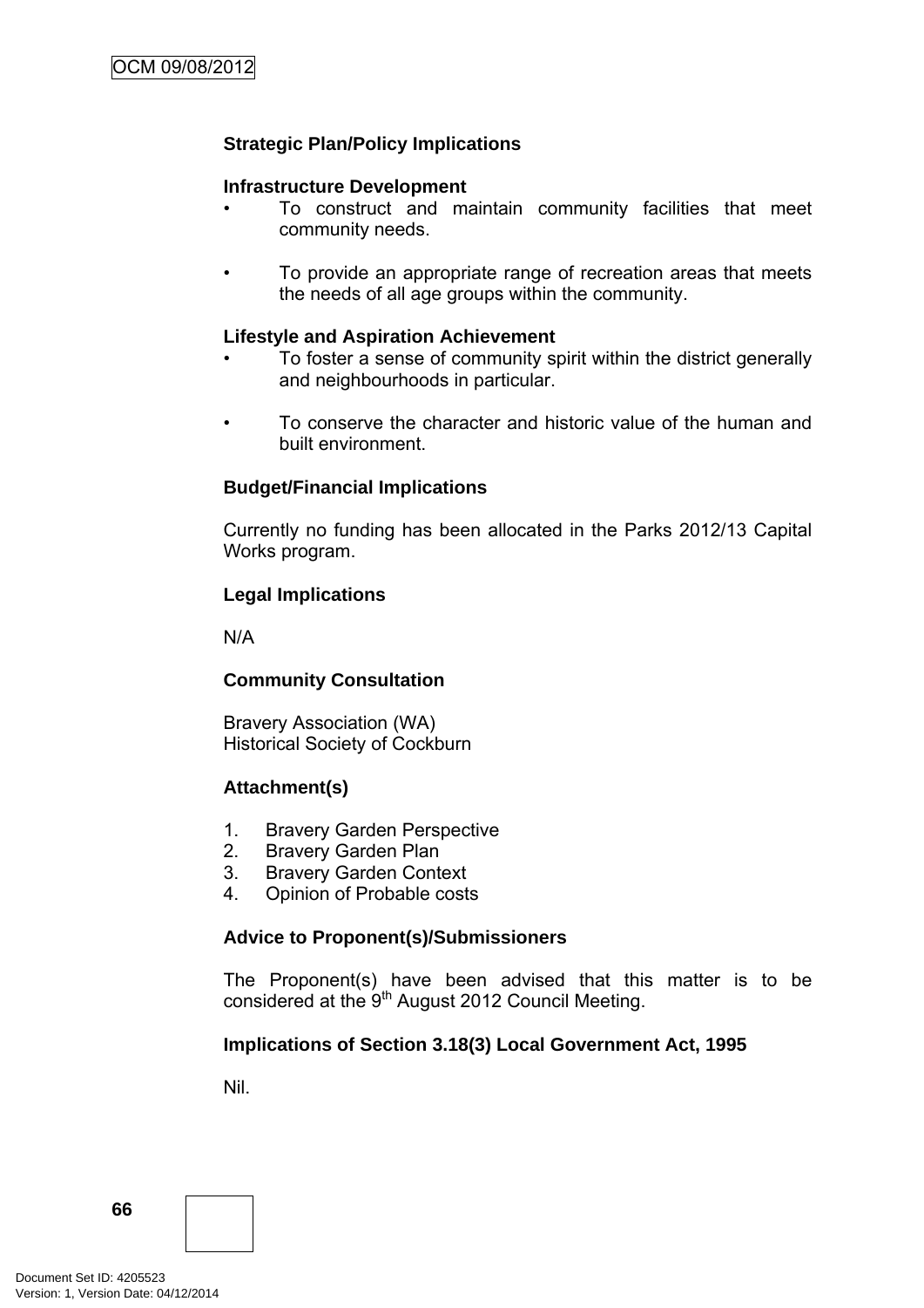**Strategic Plan/Policy Implications**

**Infrastructure Development**

- To construct and maintain community facilities that meet community needs.

- To provide an appropriate range of recreation areas that meets the needs of all age groups within the community.

**Lifestyle and Aspiration Achievement**

- To foster a sense of community spirit within the district generally and neighbourhoods in particular.

- To conserve the character and historic value of the human and built environment.

**Budget/Financial Implications**

Currently no funding has been allocated in the Parks 2012/13 Capital Works program.

**Legal Implications**

N/A

**Community Consultation**

Bravery Association (WA)
Historical Society of Cockburn

**Attachment(s)**

1. Bravery Garden Perspective
2. Bravery Garden Plan
3. Bravery Garden Context
4. Opinion of Probable costs

**Advice to Proponent(s)/Submissioners**

The Proponent(s) have been advised that this matter is to be considered at the 9th August 2012 Council Meeting.

**Implications of Section 3.18(3) Local Government Act, 1995**

Nil.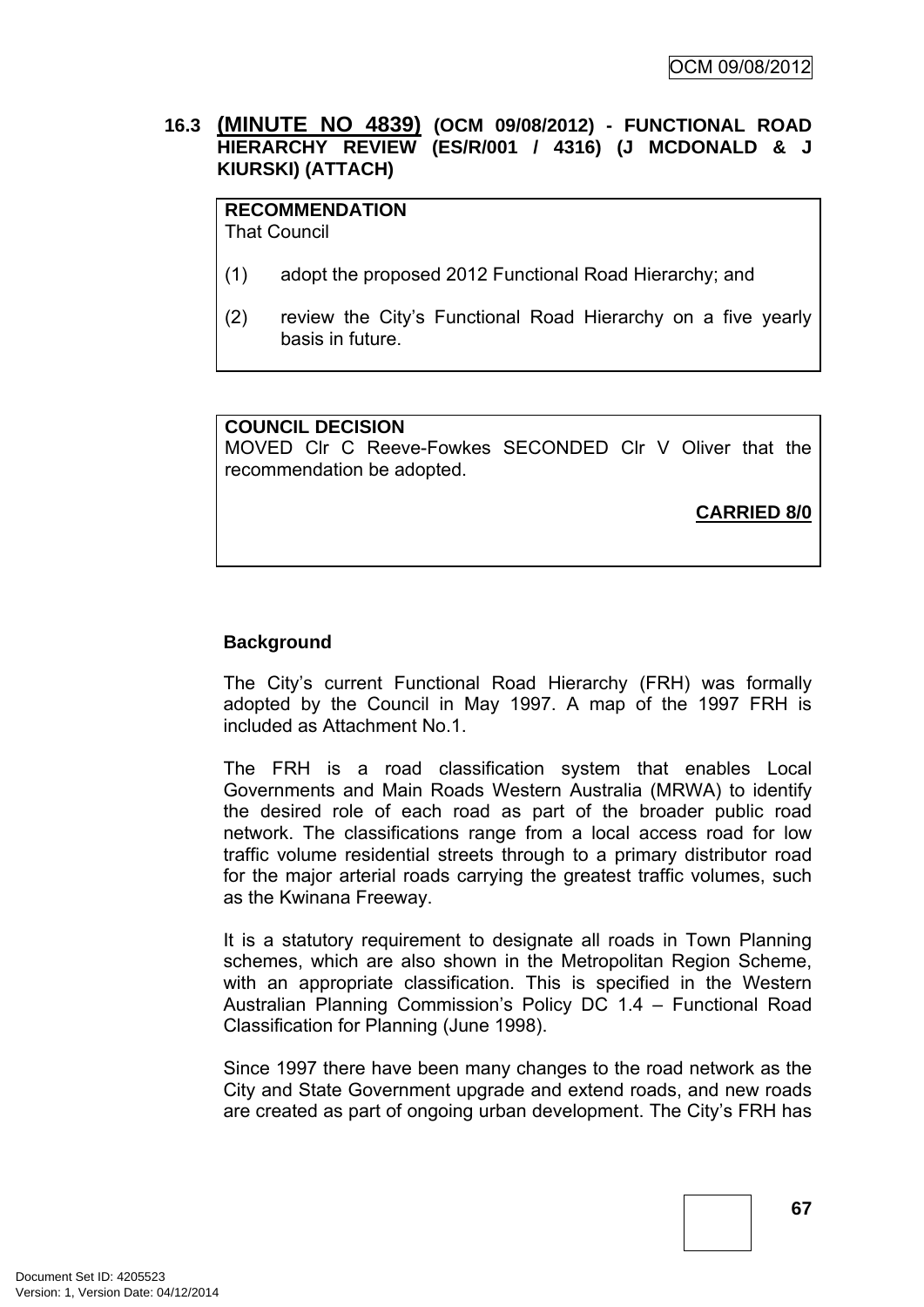### 16.3 **(MINUTE NO 4839)** (OCM 09/08/2012) - FUNCTIONAL ROAD HIERARCHY REVIEW (ES/R/001 / 4316) (J MCDONALD & J KIURSKI) (ATTACH)

**RECOMMENDATION**
That Council

(1) adopt the proposed 2012 Functional Road Hierarchy; and

(2) review the City's Functional Road Hierarchy on a five yearly basis in future.

**COUNCIL DECISION**
MOVED Clr C Reeve-Fowkes SECONDED Clr V Oliver that the recommendation be adopted.

**CARRIED 8/0**

**Background**

The City's current Functional Road Hierarchy (FRH) was formally adopted by the Council in May 1997. A map of the 1997 FRH is included as Attachment No.1.

The FRH is a road classification system that enables Local Governments and Main Roads Western Australia (MRWA) to identify the desired role of each road as part of the broader public road network. The classifications range from a local access road for low traffic volume residential streets through to a primary distributor road for the major arterial roads carrying the greatest traffic volumes, such as the Kwinana Freeway.

It is a statutory requirement to designate all roads in Town Planning schemes, which are also shown in the Metropolitan Region Scheme, with an appropriate classification. This is specified in the Western Australian Planning Commission's Policy DC 1.4 – Functional Road Classification for Planning (June 1998).

Since 1997 there have been many changes to the road network as the City and State Government upgrade and extend roads, and new roads are created as part of ongoing urban development. The City's FRH has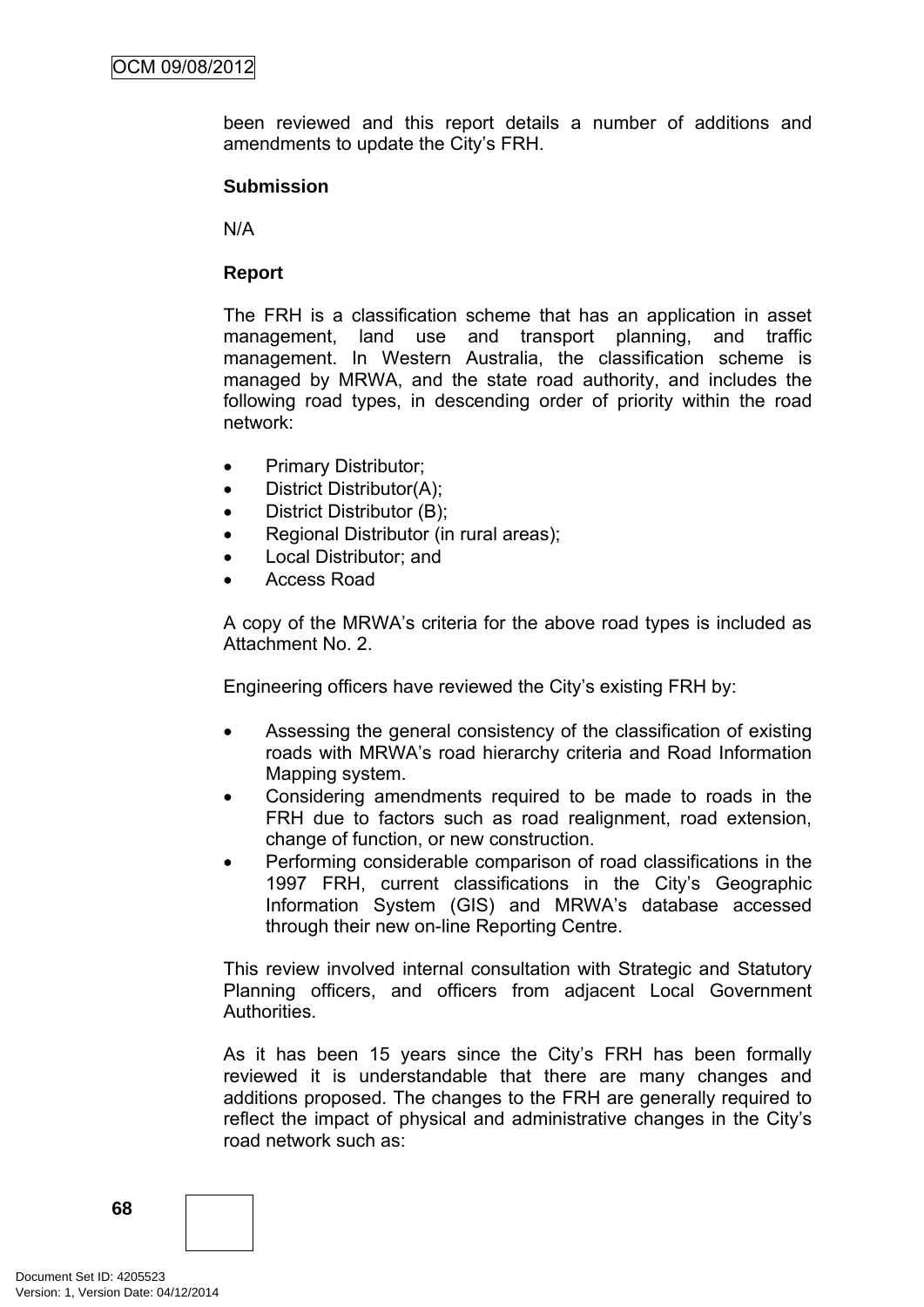been reviewed and this report details a number of additions and amendments to update the City's FRH.

**Submission**

N/A

**Report**

The FRH is a classification scheme that has an application in asset management, land use and transport planning, and traffic management. In Western Australia, the classification scheme is managed by MRWA, and the state road authority, and includes the following road types, in descending order of priority within the road network:

- Primary Distributor;
- District Distributor(A);
- District Distributor (B);
- Regional Distributor (in rural areas);
- Local Distributor; and
- Access Road

A copy of the MRWA's criteria for the above road types is included as Attachment No. 2.

Engineering officers have reviewed the City's existing FRH by:

- Assessing the general consistency of the classification of existing roads with MRWA's road hierarchy criteria and Road Information Mapping system.
- Considering amendments required to be made to roads in the FRH due to factors such as road realignment, road extension, change of function, or new construction.
- Performing considerable comparison of road classifications in the 1997 FRH, current classifications in the City's Geographic Information System (GIS) and MRWA's database accessed through their new on-line Reporting Centre.

This review involved internal consultation with Strategic and Statutory Planning officers, and officers from adjacent Local Government Authorities.

As it has been 15 years since the City's FRH has been formally reviewed it is understandable that there are many changes and additions proposed. The changes to the FRH are generally required to reflect the impact of physical and administrative changes in the City's road network such as: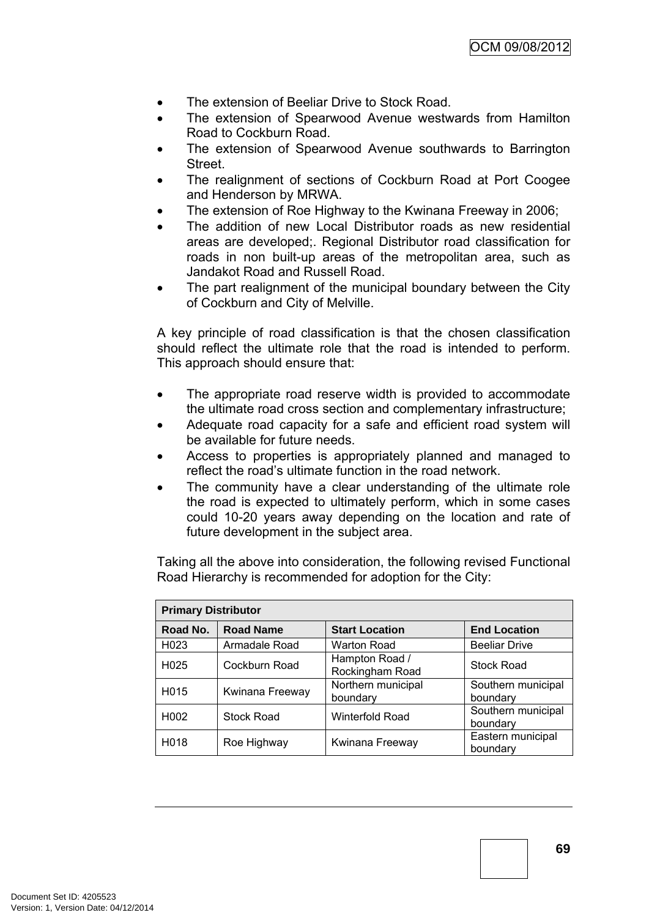- The extension of Beeliar Drive to Stock Road.
- The extension of Spearwood Avenue westwards from Hamilton Road to Cockburn Road.
- The extension of Spearwood Avenue southwards to Barrington Street.
- The realignment of sections of Cockburn Road at Port Coogee and Henderson by MRWA.
- The extension of Roe Highway to the Kwinana Freeway in 2006;
- The addition of new Local Distributor roads as new residential areas are developed;. Regional Distributor road classification for roads in non built-up areas of the metropolitan area, such as Jandakot Road and Russell Road.
- The part realignment of the municipal boundary between the City of Cockburn and City of Melville.

A key principle of road classification is that the chosen classification should reflect the ultimate role that the road is intended to perform. This approach should ensure that:

- The appropriate road reserve width is provided to accommodate the ultimate road cross section and complementary infrastructure;
- Adequate road capacity for a safe and efficient road system will be available for future needs.
- Access to properties is appropriately planned and managed to reflect the road's ultimate function in the road network.
- The community have a clear understanding of the ultimate role the road is expected to ultimately perform, which in some cases could 10-20 years away depending on the location and rate of future development in the subject area.

Taking all the above into consideration, the following revised Functional Road Hierarchy is recommended for adoption for the City:

| **Primary Distributor** | | | |
|---|---|---|---|
| **Road No.** | **Road Name** | **Start Location** | **End Location** |
| H023 | Armadale Road | Warton Road | Beeliar Drive |
| H025 | Cockburn Road | Hampton Road / Rockingham Road | Stock Road |
| H015 | Kwinana Freeway | Northern municipal boundary | Southern municipal boundary |
| H002 | Stock Road | Winterfold Road | Southern municipal boundary |
| H018 | Roe Highway | Kwinana Freeway | Eastern municipal boundary |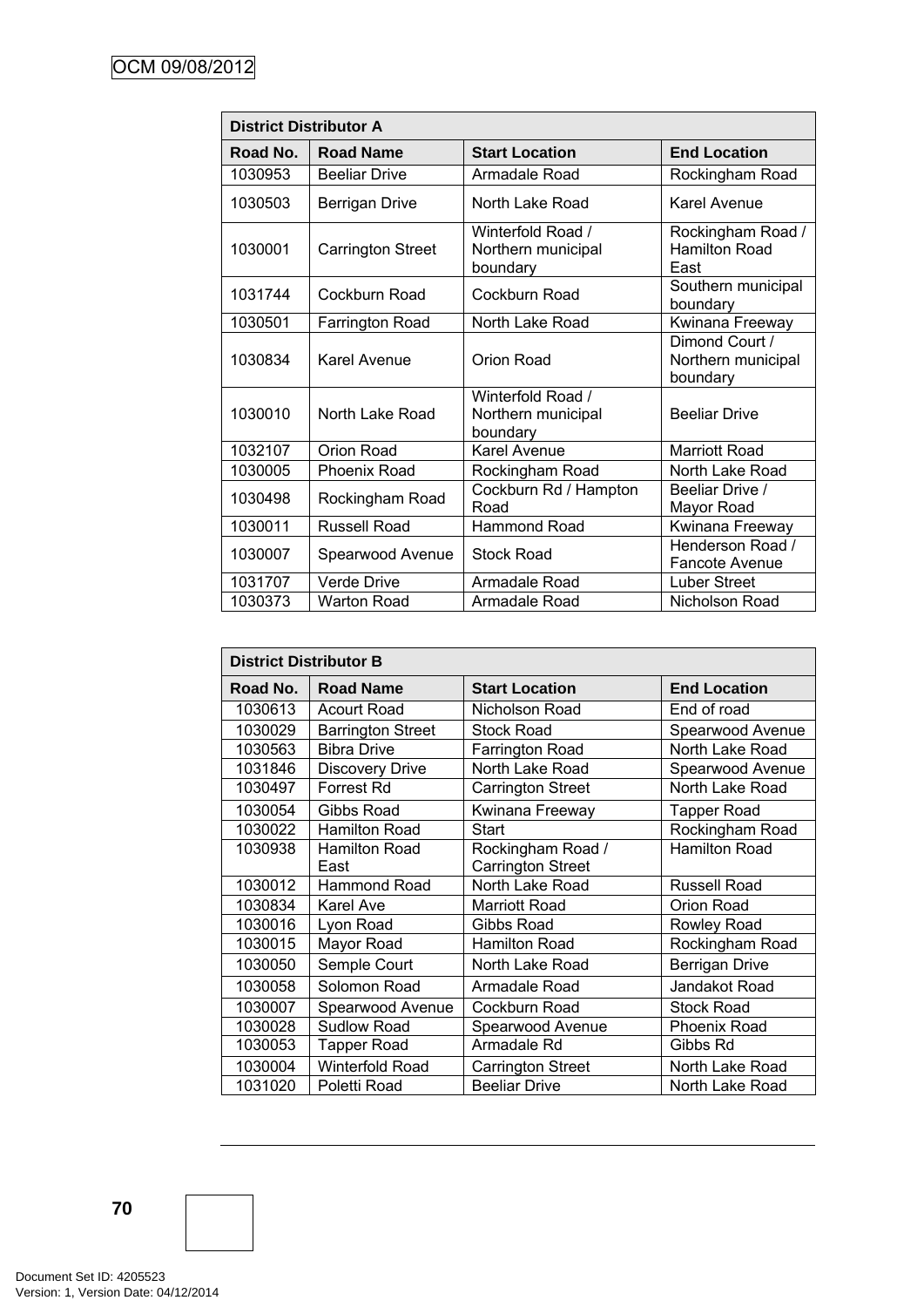| District Distributor A | | | |
|---|---|---|---|
| **Road No.** | **Road Name** | **Start Location** | **End Location** |
| 1030953 | Beeliar Drive | Armadale Road | Rockingham Road |
| 1030503 | Berrigan Drive | North Lake Road | Karel Avenue |
| 1030001 | Carrington Street | Winterfold Road / Northern municipal boundary | Rockingham Road / Hamilton Road East |
| 1031744 | Cockburn Road | Cockburn Road | Southern municipal boundary |
| 1030501 | Farrington Road | North Lake Road | Kwinana Freeway |
| 1030834 | Karel Avenue | Orion Road | Dimond Court / Northern municipal boundary |
| 1030010 | North Lake Road | Winterfold Road / Northern municipal boundary | Beeliar Drive |
| 1032107 | Orion Road | Karel Avenue | Marriott Road |
| 1030005 | Phoenix Road | Rockingham Road | North Lake Road |
| 1030498 | Rockingham Road | Cockburn Rd / Hampton Road | Beeliar Drive / Mayor Road |
| 1030011 | Russell Road | Hammond Road | Kwinana Freeway |
| 1030007 | Spearwood Avenue | Stock Road | Henderson Road / Fancote Avenue |
| 1031707 | Verde Drive | Armadale Road | Luber Street |
| 1030373 | Warton Road | Armadale Road | Nicholson Road |

| District Distributor B | | | |
|---|---|---|---|
| **Road No.** | **Road Name** | **Start Location** | **End Location** |
| 1030613 | Acourt Road | Nicholson Road | End of road |
| 1030029 | Barrington Street | Stock Road | Spearwood Avenue |
| 1030563 | Bibra Drive | Farrington Road | North Lake Road |
| 1031846 | Discovery Drive | North Lake Road | Spearwood Avenue |
| 1030497 | Forrest Rd | Carrington Street | North Lake Road |
| 1030054 | Gibbs Road | Kwinana Freeway | Tapper Road |
| 1030022 | Hamilton Road | Start | Rockingham Road |
| 1030938 | Hamilton Road East | Rockingham Road / Carrington Street | Hamilton Road |
| 1030012 | Hammond Road | North Lake Road | Russell Road |
| 1030834 | Karel Ave | Marriott Road | Orion Road |
| 1030016 | Lyon Road | Gibbs Road | Rowley Road |
| 1030015 | Mayor Road | Hamilton Road | Rockingham Road |
| 1030050 | Semple Court | North Lake Road | Berrigan Drive |
| 1030058 | Solomon Road | Armadale Road | Jandakot Road |
| 1030007 | Spearwood Avenue | Cockburn Road | Stock Road |
| 1030028 | Sudlow Road | Spearwood Avenue | Phoenix Road |
| 1030053 | Tapper Road | Armadale Rd | Gibbs Rd |
| 1030004 | Winterfold Road | Carrington Street | North Lake Road |
| 1031020 | Poletti Road | Beeliar Drive | North Lake Road |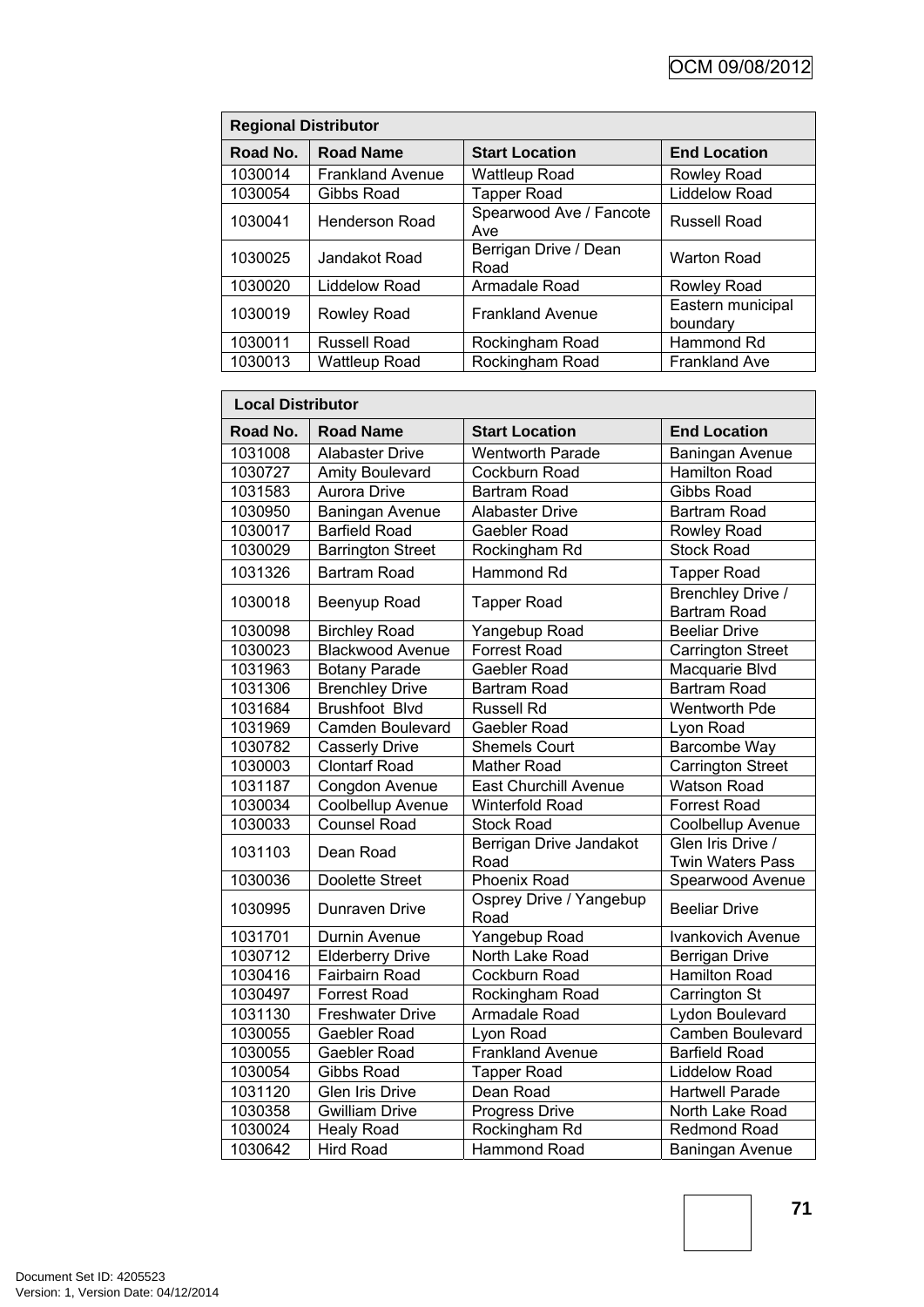| Regional Distributor | | | |
|---|---|---|---|
| **Road No.** | **Road Name** | **Start Location** | **End Location** |
| 1030014 | Frankland Avenue | Wattleup Road | Rowley Road |
| 1030054 | Gibbs Road | Tapper Road | Liddelow Road |
| 1030041 | Henderson Road | Spearwood Ave / Fancote Ave | Russell Road |
| 1030025 | Jandakot Road | Berrigan Drive / Dean Road | Warton Road |
| 1030020 | Liddelow Road | Armadale Road | Rowley Road |
| 1030019 | Rowley Road | Frankland Avenue | Eastern municipal boundary |
| 1030011 | Russell Road | Rockingham Road | Hammond Rd |
| 1030013 | Wattleup Road | Rockingham Road | Frankland Ave |

| Local Distributor | | | |
|---|---|---|---|
| **Road No.** | **Road Name** | **Start Location** | **End Location** |
| 1031008 | Alabaster Drive | Wentworth Parade | Baningan Avenue |
| 1030727 | Amity Boulevard | Cockburn Road | Hamilton Road |
| 1031583 | Aurora Drive | Bartram Road | Gibbs Road |
| 1030950 | Baningan Avenue | Alabaster Drive | Bartram Road |
| 1030017 | Barfield Road | Gaebler Road | Rowley Road |
| 1030029 | Barrington Street | Rockingham Rd | Stock Road |
| 1031326 | Bartram Road | Hammond Rd | Tapper Road |
| 1030018 | Beenyup Road | Tapper Road | Brenchley Drive / Bartram Road |
| 1030098 | Birchley Road | Yangebup Road | Beeliar Drive |
| 1030023 | Blackwood Avenue | Forrest Road | Carrington Street |
| 1031963 | Botany Parade | Gaebler Road | Macquarie Blvd |
| 1031306 | Brenchley Drive | Bartram Road | Bartram Road |
| 1031684 | Brushfoot Blvd | Russell Rd | Wentworth Pde |
| 1031969 | Camden Boulevard | Gaebler Road | Lyon Road |
| 1030782 | Casserly Drive | Shemels Court | Barcombe Way |
| 1030003 | Clontarf Road | Mather Road | Carrington Street |
| 1031187 | Congdon Avenue | East Churchill Avenue | Watson Road |
| 1030034 | Coolbellup Avenue | Winterfold Road | Forrest Road |
| 1030033 | Counsel Road | Stock Road | Coolbellup Avenue |
| 1031103 | Dean Road | Berrigan Drive Jandakot Road | Glen Iris Drive / Twin Waters Pass |
| 1030036 | Doolette Street | Phoenix Road | Spearwood Avenue |
| 1030995 | Dunraven Drive | Osprey Drive / Yangebup Road | Beeliar Drive |
| 1031701 | Durnin Avenue | Yangebup Road | Ivankovich Avenue |
| 1030712 | Elderberry Drive | North Lake Road | Berrigan Drive |
| 1030416 | Fairbairn Road | Cockburn Road | Hamilton Road |
| 1030497 | Forrest Road | Rockingham Road | Carrington St |
| 1031130 | Freshwater Drive | Armadale Road | Lydon Boulevard |
| 1030055 | Gaebler Road | Lyon Road | Camben Boulevard |
| 1030055 | Gaebler Road | Frankland Avenue | Barfield Road |
| 1030054 | Gibbs Road | Tapper Road | Liddelow Road |
| 1031120 | Glen Iris Drive | Dean Road | Hartwell Parade |
| 1030358 | Gwilliam Drive | Progress Drive | North Lake Road |
| 1030024 | Healy Road | Rockingham Rd | Redmond Road |
| 1030642 | Hird Road | Hammond Road | Baningan Avenue |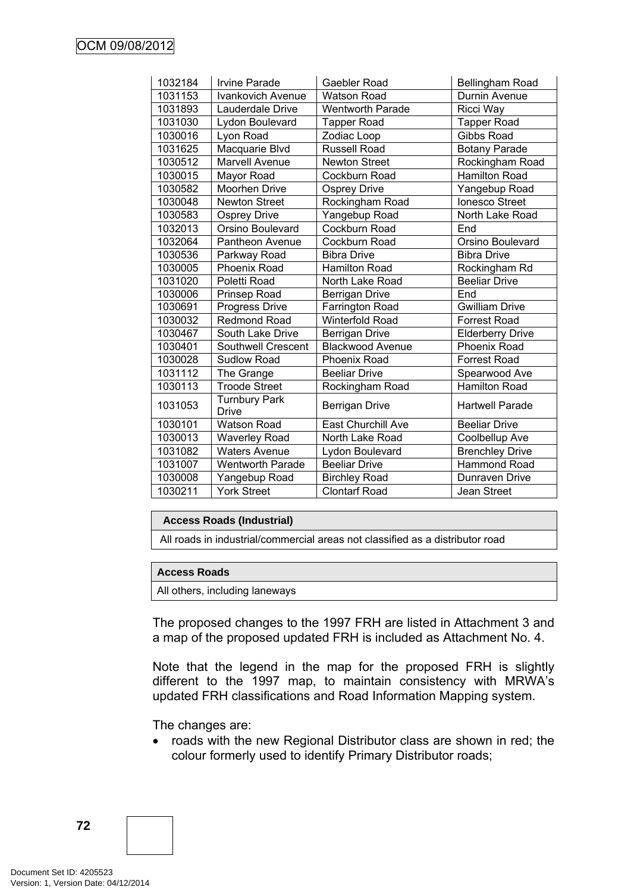| | | | |
|---|---|---|---|
| 1032184 | Irvine Parade | Gaebler Road | Bellingham Road |
| 1031153 | Ivankovich Avenue | Watson Road | Durnin Avenue |
| 1031893 | Lauderdale Drive | Wentworth Parade | Ricci Way |
| 1031030 | Lydon Boulevard | Tapper Road | Tapper Road |
| 1030016 | Lyon Road | Zodiac Loop | Gibbs Road |
| 1031625 | Macquarie Blvd | Russell Road | Botany Parade |
| 1030512 | Marvell Avenue | Newton Street | Rockingham Road |
| 1030015 | Mayor Road | Cockburn Road | Hamilton Road |
| 1030582 | Moorhen Drive | Osprey Drive | Yangebup Road |
| 1030048 | Newton Street | Rockingham Road | Ionesco Street |
| 1030583 | Osprey Drive | Yangebup Road | North Lake Road |
| 1032013 | Orsino Boulevard | Cockburn Road | End |
| 1032064 | Pantheon Avenue | Cockburn Road | Orsino Boulevard |
| 1030536 | Parkway Road | Bibra Drive | Bibra Drive |
| 1030005 | Phoenix Road | Hamilton Road | Rockingham Rd |
| 1031020 | Poletti Road | North Lake Road | Beeliar Drive |
| 1030006 | Prinsep Road | Berrigan Drive | End |
| 1030691 | Progress Drive | Farrington Road | Gwilliam Drive |
| 1030032 | Redmond Road | Winterfold Road | Forrest Road |
| 1030467 | South Lake Drive | Berrigan Drive | Elderberry Drive |
| 1030401 | Southwell Crescent | Blackwood Avenue | Phoenix Road |
| 1030028 | Sudlow Road | Phoenix Road | Forrest Road |
| 1031112 | The Grange | Beeliar Drive | Spearwood Ave |
| 1030113 | Troode Street | Rockingham Road | Hamilton Road |
| 1031053 | Turnbury Park Drive | Berrigan Drive | Hartwell Parade |
| 1030101 | Watson Road | East Churchill Ave | Beeliar Drive |
| 1030013 | Waverley Road | North Lake Road | Coolbellup Ave |
| 1031082 | Waters Avenue | Lydon Boulevard | Brenchley Drive |
| 1031007 | Wentworth Parade | Beeliar Drive | Hammond Road |
| 1030008 | Yangebup Road | Birchley Road | Dunraven Drive |
| 1030211 | York Street | Clontarf Road | Jean Street |

| **Access Roads (Industrial)** |
|---|
| All roads in industrial/commercial areas not classified as a distributor road |

| **Access Roads** |
|---|
| All others, including laneways |

The proposed changes to the 1997 FRH are listed in Attachment 3 and a map of the proposed updated FRH is included as Attachment No. 4.

Note that the legend in the map for the proposed FRH is slightly different to the 1997 map, to maintain consistency with MRWA's updated FRH classifications and Road Information Mapping system.

The changes are:

- roads with the new Regional Distributor class are shown in red; the colour formerly used to identify Primary Distributor roads;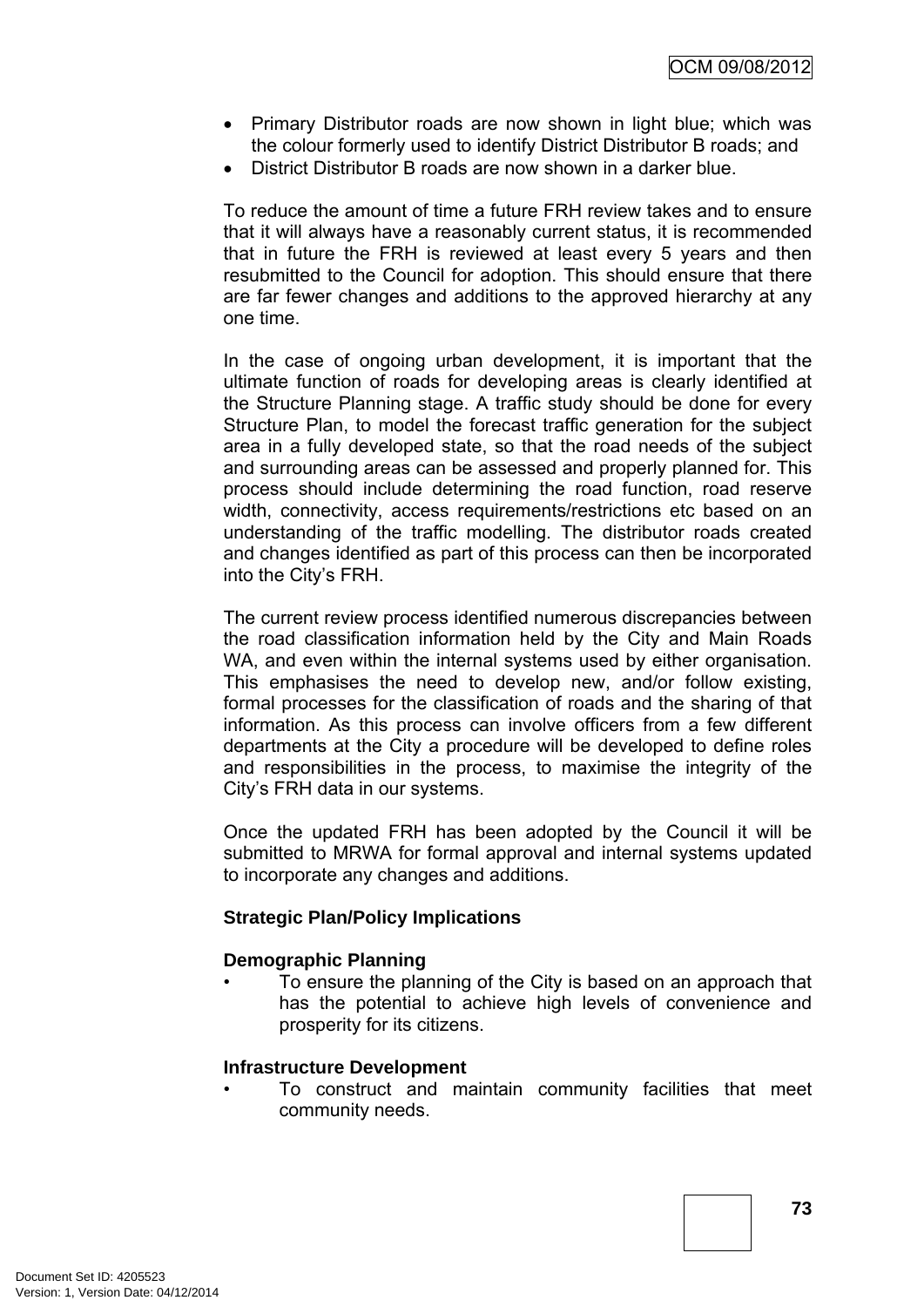- Primary Distributor roads are now shown in light blue; which was the colour formerly used to identify District Distributor B roads; and
- District Distributor B roads are now shown in a darker blue.

To reduce the amount of time a future FRH review takes and to ensure that it will always have a reasonably current status, it is recommended that in future the FRH is reviewed at least every 5 years and then resubmitted to the Council for adoption. This should ensure that there are far fewer changes and additions to the approved hierarchy at any one time.

In the case of ongoing urban development, it is important that the ultimate function of roads for developing areas is clearly identified at the Structure Planning stage. A traffic study should be done for every Structure Plan, to model the forecast traffic generation for the subject area in a fully developed state, so that the road needs of the subject and surrounding areas can be assessed and properly planned for. This process should include determining the road function, road reserve width, connectivity, access requirements/restrictions etc based on an understanding of the traffic modelling. The distributor roads created and changes identified as part of this process can then be incorporated into the City's FRH.

The current review process identified numerous discrepancies between the road classification information held by the City and Main Roads WA, and even within the internal systems used by either organisation. This emphasises the need to develop new, and/or follow existing, formal processes for the classification of roads and the sharing of that information. As this process can involve officers from a few different departments at the City a procedure will be developed to define roles and responsibilities in the process, to maximise the integrity of the City's FRH data in our systems.

Once the updated FRH has been adopted by the Council it will be submitted to MRWA for formal approval and internal systems updated to incorporate any changes and additions.

**Strategic Plan/Policy Implications**

**Demographic Planning**

- To ensure the planning of the City is based on an approach that has the potential to achieve high levels of convenience and prosperity for its citizens.

**Infrastructure Development**

- To construct and maintain community facilities that meet community needs.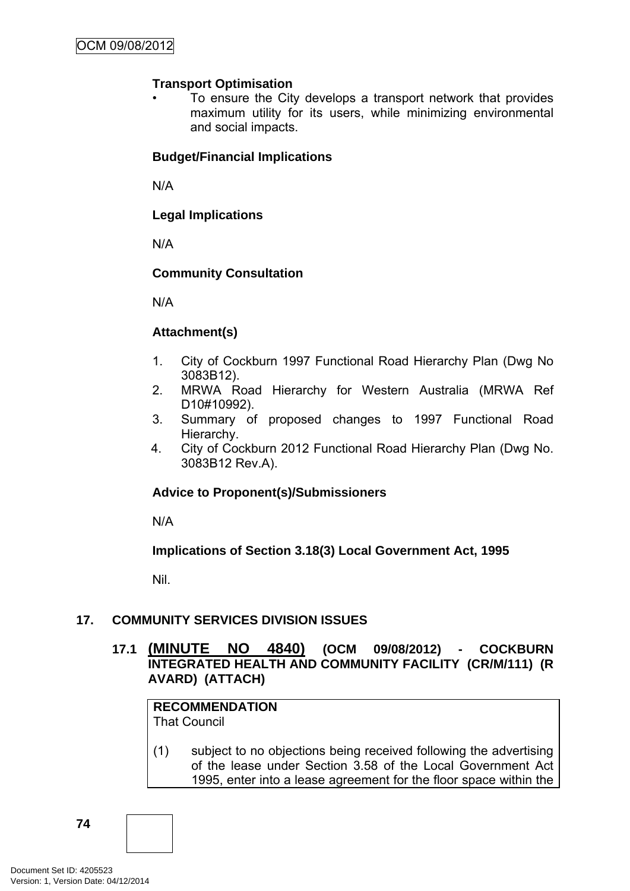**Transport Optimisation**

- To ensure the City develops a transport network that provides maximum utility for its users, while minimizing environmental and social impacts.

**Budget/Financial Implications**

N/A

**Legal Implications**

N/A

**Community Consultation**

N/A

**Attachment(s)**

1. City of Cockburn 1997 Functional Road Hierarchy Plan (Dwg No 3083B12).
2. MRWA Road Hierarchy for Western Australia (MRWA Ref D10#10992).
3. Summary of proposed changes to 1997 Functional Road Hierarchy.
4. City of Cockburn 2012 Functional Road Hierarchy Plan (Dwg No. 3083B12 Rev.A).

**Advice to Proponent(s)/Submissioners**

N/A

**Implications of Section 3.18(3) Local Government Act, 1995**

Nil.

## 17. COMMUNITY SERVICES DIVISION ISSUES

### 17.1 (MINUTE NO 4840) (OCM 09/08/2012) - COCKBURN INTEGRATED HEALTH AND COMMUNITY FACILITY (CR/M/111) (R AVARD) (ATTACH)

**RECOMMENDATION**
That Council

(1) subject to no objections being received following the advertising of the lease under Section 3.58 of the Local Government Act 1995, enter into a lease agreement for the floor space within the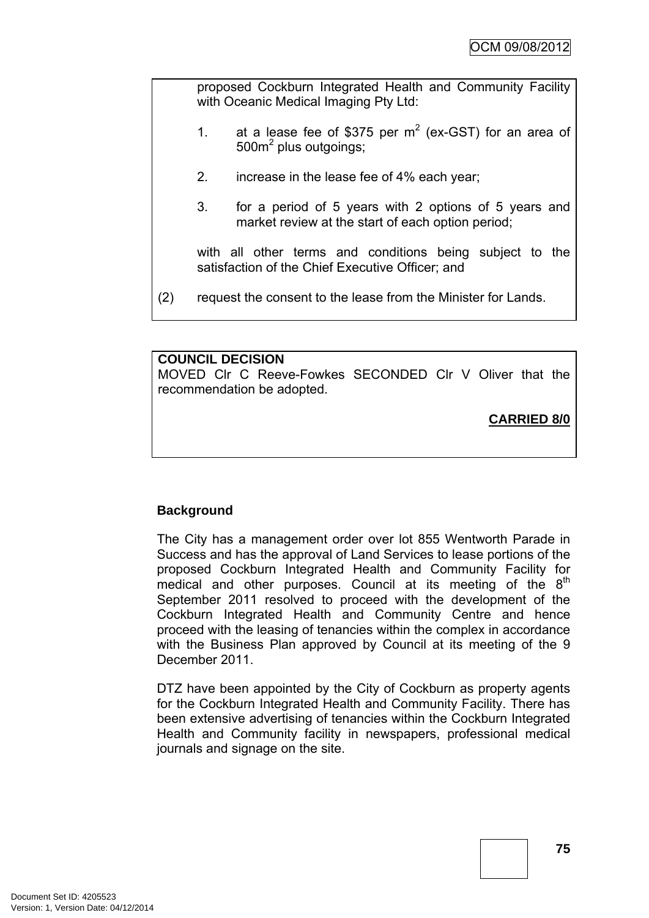proposed Cockburn Integrated Health and Community Facility with Oceanic Medical Imaging Pty Ltd:

1. at a lease fee of \$375 per $m^2$ (ex-GST) for an area of $500m^2$ plus outgoings;

2. increase in the lease fee of 4% each year;

3. for a period of 5 years with 2 options of 5 years and market review at the start of each option period;

with all other terms and conditions being subject to the satisfaction of the Chief Executive Officer; and

(2) request the consent to the lease from the Minister for Lands.

**COUNCIL DECISION**

MOVED Clr C Reeve-Fowkes SECONDED Clr V Oliver that the recommendation be adopted.

**CARRIED 8/0**

**Background**

The City has a management order over lot 855 Wentworth Parade in Success and has the approval of Land Services to lease portions of the proposed Cockburn Integrated Health and Community Facility for medical and other purposes. Council at its meeting of the 8th September 2011 resolved to proceed with the development of the Cockburn Integrated Health and Community Centre and hence proceed with the leasing of tenancies within the complex in accordance with the Business Plan approved by Council at its meeting of the 9 December 2011.

DTZ have been appointed by the City of Cockburn as property agents for the Cockburn Integrated Health and Community Facility. There has been extensive advertising of tenancies within the Cockburn Integrated Health and Community facility in newspapers, professional medical journals and signage on the site.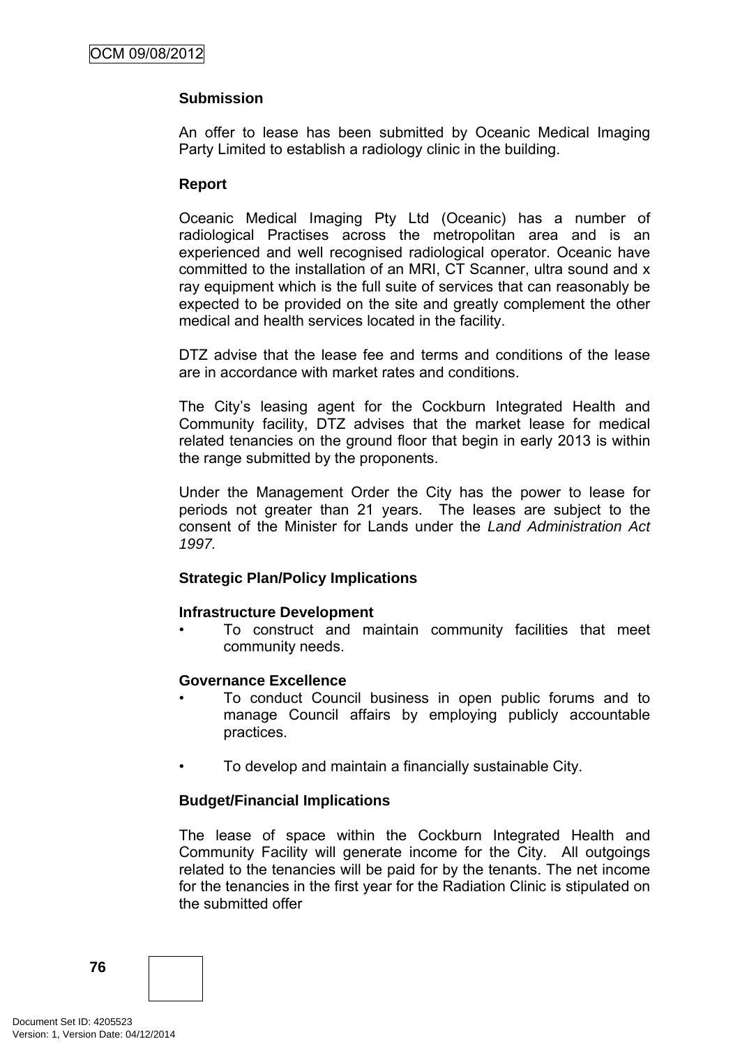**Submission**

An offer to lease has been submitted by Oceanic Medical Imaging Party Limited to establish a radiology clinic in the building.

**Report**

Oceanic Medical Imaging Pty Ltd (Oceanic) has a number of radiological Practises across the metropolitan area and is an experienced and well recognised radiological operator. Oceanic have committed to the installation of an MRI, CT Scanner, ultra sound and x ray equipment which is the full suite of services that can reasonably be expected to be provided on the site and greatly complement the other medical and health services located in the facility.

DTZ advise that the lease fee and terms and conditions of the lease are in accordance with market rates and conditions.

The City's leasing agent for the Cockburn Integrated Health and Community facility, DTZ advises that the market lease for medical related tenancies on the ground floor that begin in early 2013 is within the range submitted by the proponents.

Under the Management Order the City has the power to lease for periods not greater than 21 years. The leases are subject to the consent of the Minister for Lands under the *Land Administration Act 1997.*

**Strategic Plan/Policy Implications**

**Infrastructure Development**

- To construct and maintain community facilities that meet community needs.

**Governance Excellence**

- To conduct Council business in open public forums and to manage Council affairs by employing publicly accountable practices.

- To develop and maintain a financially sustainable City.

**Budget/Financial Implications**

The lease of space within the Cockburn Integrated Health and Community Facility will generate income for the City. All outgoings related to the tenancies will be paid for by the tenants. The net income for the tenancies in the first year for the Radiation Clinic is stipulated on the submitted offer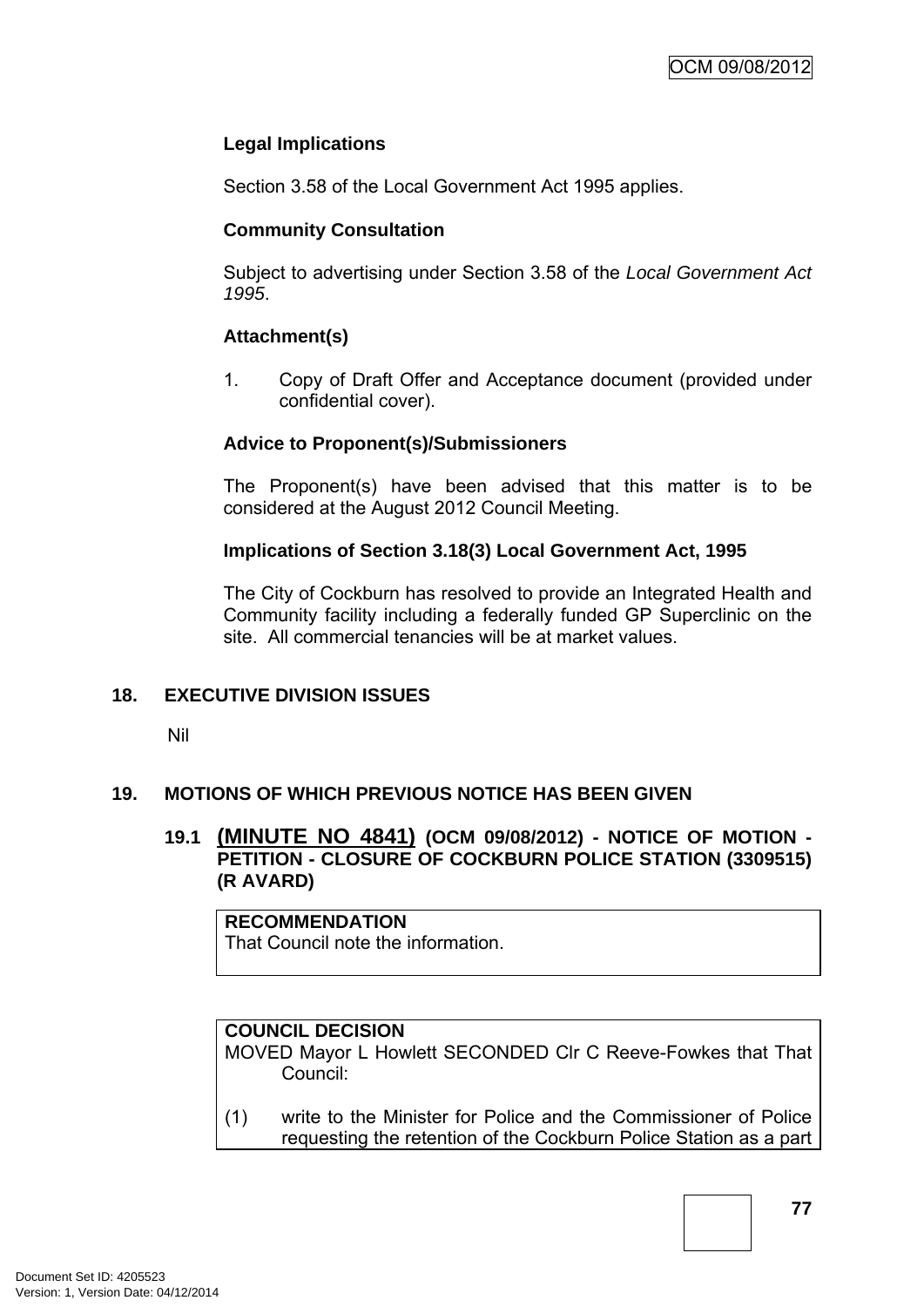**Legal Implications**

Section 3.58 of the Local Government Act 1995 applies.

**Community Consultation**

Subject to advertising under Section 3.58 of the *Local Government Act 1995*.

**Attachment(s)**

1. Copy of Draft Offer and Acceptance document (provided under confidential cover).

**Advice to Proponent(s)/Submissioners**

The Proponent(s) have been advised that this matter is to be considered at the August 2012 Council Meeting.

**Implications of Section 3.18(3) Local Government Act, 1995**

The City of Cockburn has resolved to provide an Integrated Health and Community facility including a federally funded GP Superclinic on the site. All commercial tenancies will be at market values.

## 18. EXECUTIVE DIVISION ISSUES

Nil

## 19. MOTIONS OF WHICH PREVIOUS NOTICE HAS BEEN GIVEN

### 19.1 (MINUTE NO 4841) (OCM 09/08/2012) - NOTICE OF MOTION - PETITION - CLOSURE OF COCKBURN POLICE STATION (3309515) (R AVARD)

**RECOMMENDATION**
That Council note the information.

**COUNCIL DECISION**
MOVED Mayor L Howlett SECONDED Clr C Reeve-Fowkes that That Council:

(1) write to the Minister for Police and the Commissioner of Police requesting the retention of the Cockburn Police Station as a part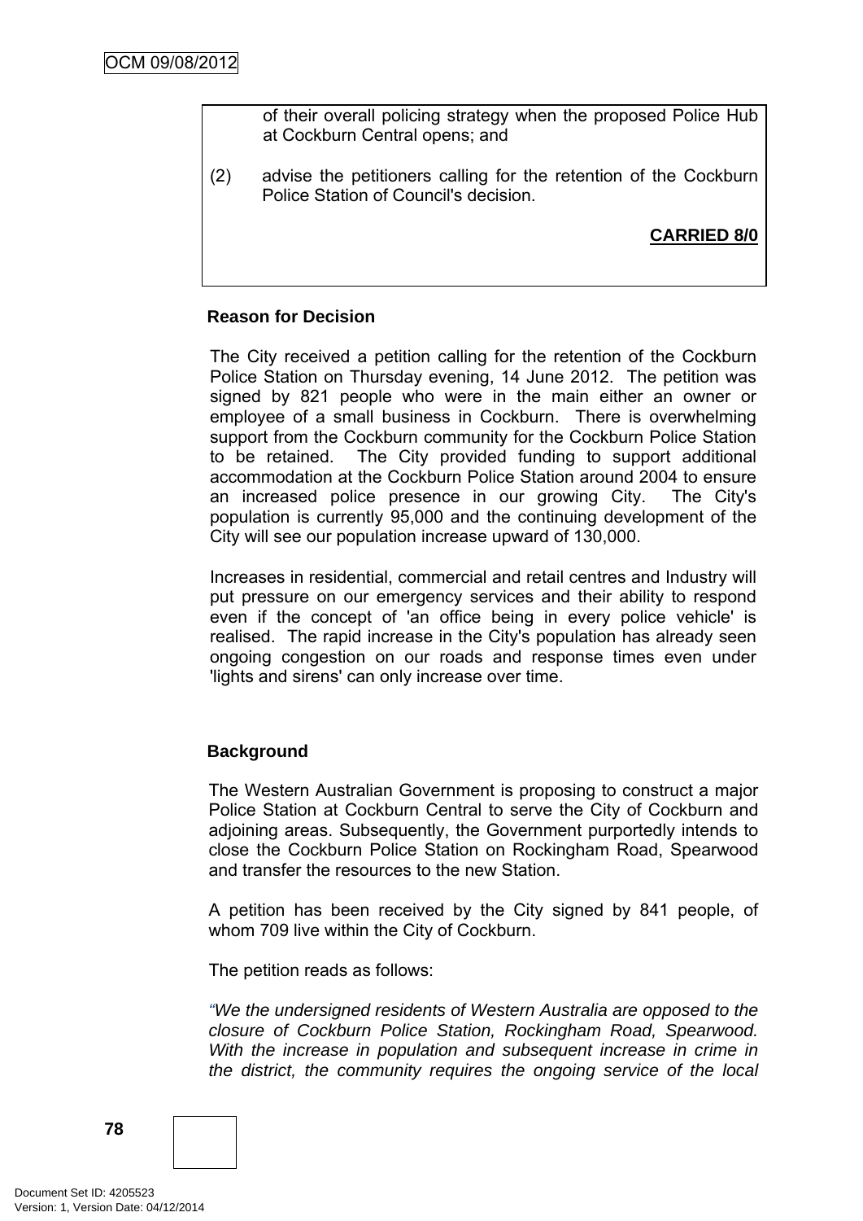of their overall policing strategy when the proposed Police Hub at Cockburn Central opens; and

(2) advise the petitioners calling for the retention of the Cockburn Police Station of Council's decision.

**CARRIED 8/0**

**Reason for Decision**

The City received a petition calling for the retention of the Cockburn Police Station on Thursday evening, 14 June 2012. The petition was signed by 821 people who were in the main either an owner or employee of a small business in Cockburn. There is overwhelming support from the Cockburn community for the Cockburn Police Station to be retained. The City provided funding to support additional accommodation at the Cockburn Police Station around 2004 to ensure an increased police presence in our growing City. The City's population is currently 95,000 and the continuing development of the City will see our population increase upward of 130,000.

Increases in residential, commercial and retail centres and Industry will put pressure on our emergency services and their ability to respond even if the concept of 'an office being in every police vehicle' is realised. The rapid increase in the City's population has already seen ongoing congestion on our roads and response times even under 'lights and sirens' can only increase over time.

**Background**

The Western Australian Government is proposing to construct a major Police Station at Cockburn Central to serve the City of Cockburn and adjoining areas. Subsequently, the Government purportedly intends to close the Cockburn Police Station on Rockingham Road, Spearwood and transfer the resources to the new Station.

A petition has been received by the City signed by 841 people, of whom 709 live within the City of Cockburn.

The petition reads as follows:

*"We the undersigned residents of Western Australia are opposed to the closure of Cockburn Police Station, Rockingham Road, Spearwood. With the increase in population and subsequent increase in crime in the district, the community requires the ongoing service of the local*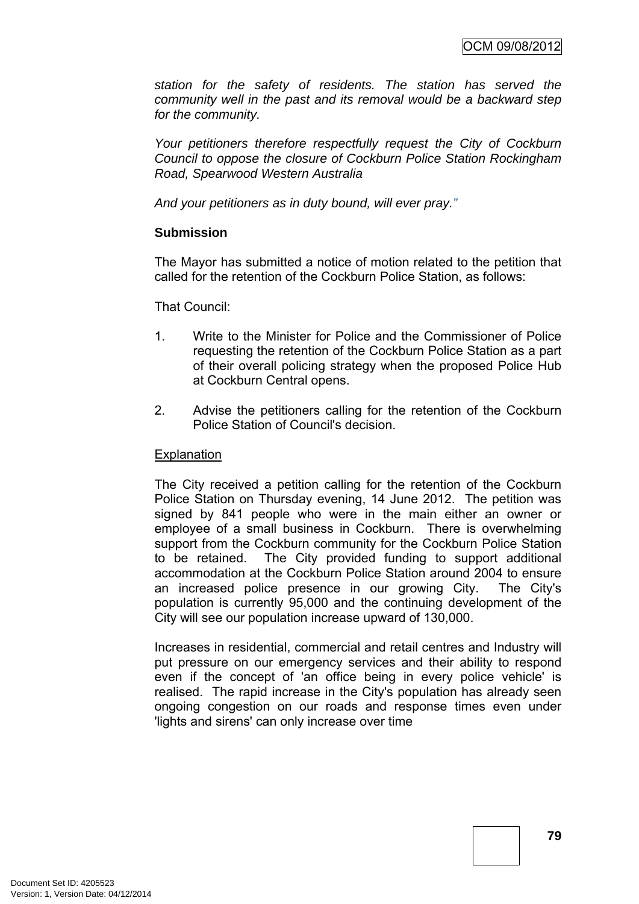*station for the safety of residents. The station has served the community well in the past and its removal would be a backward step for the community.*

*Your petitioners therefore respectfully request the City of Cockburn Council to oppose the closure of Cockburn Police Station Rockingham Road, Spearwood Western Australia*

*And your petitioners as in duty bound, will ever pray."*

**Submission**

The Mayor has submitted a notice of motion related to the petition that called for the retention of the Cockburn Police Station, as follows:

That Council:

1. Write to the Minister for Police and the Commissioner of Police requesting the retention of the Cockburn Police Station as a part of their overall policing strategy when the proposed Police Hub at Cockburn Central opens.

2. Advise the petitioners calling for the retention of the Cockburn Police Station of Council's decision.

<u>Explanation</u>

The City received a petition calling for the retention of the Cockburn Police Station on Thursday evening, 14 June 2012. The petition was signed by 841 people who were in the main either an owner or employee of a small business in Cockburn. There is overwhelming support from the Cockburn community for the Cockburn Police Station to be retained. The City provided funding to support additional accommodation at the Cockburn Police Station around 2004 to ensure an increased police presence in our growing City. The City's population is currently 95,000 and the continuing development of the City will see our population increase upward of 130,000.

Increases in residential, commercial and retail centres and Industry will put pressure on our emergency services and their ability to respond even if the concept of 'an office being in every police vehicle' is realised. The rapid increase in the City's population has already seen ongoing congestion on our roads and response times even under 'lights and sirens' can only increase over time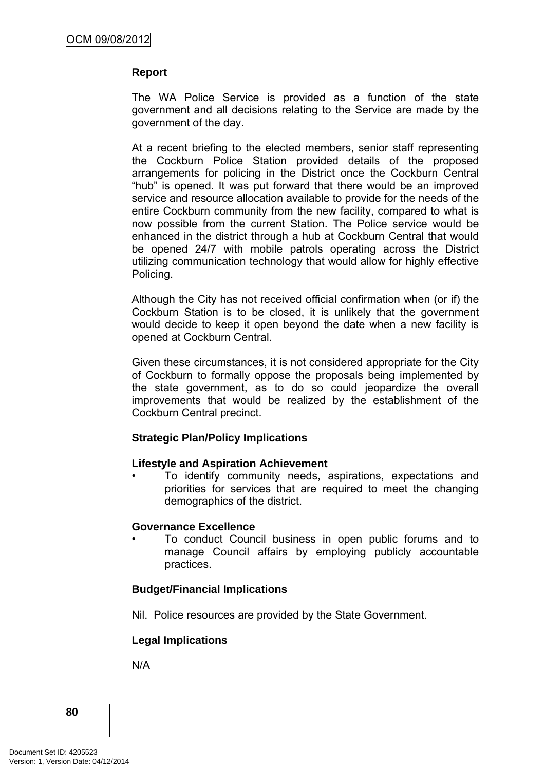**Report**

The WA Police Service is provided as a function of the state government and all decisions relating to the Service are made by the government of the day.

At a recent briefing to the elected members, senior staff representing the Cockburn Police Station provided details of the proposed arrangements for policing in the District once the Cockburn Central "hub" is opened. It was put forward that there would be an improved service and resource allocation available to provide for the needs of the entire Cockburn community from the new facility, compared to what is now possible from the current Station. The Police service would be enhanced in the district through a hub at Cockburn Central that would be opened 24/7 with mobile patrols operating across the District utilizing communication technology that would allow for highly effective Policing.

Although the City has not received official confirmation when (or if) the Cockburn Station is to be closed, it is unlikely that the government would decide to keep it open beyond the date when a new facility is opened at Cockburn Central.

Given these circumstances, it is not considered appropriate for the City of Cockburn to formally oppose the proposals being implemented by the state government, as to do so could jeopardize the overall improvements that would be realized by the establishment of the Cockburn Central precinct.

**Strategic Plan/Policy Implications**

**Lifestyle and Aspiration Achievement**

- To identify community needs, aspirations, expectations and priorities for services that are required to meet the changing demographics of the district.

**Governance Excellence**

- To conduct Council business in open public forums and to manage Council affairs by employing publicly accountable practices.

**Budget/Financial Implications**

Nil. Police resources are provided by the State Government.

**Legal Implications**

N/A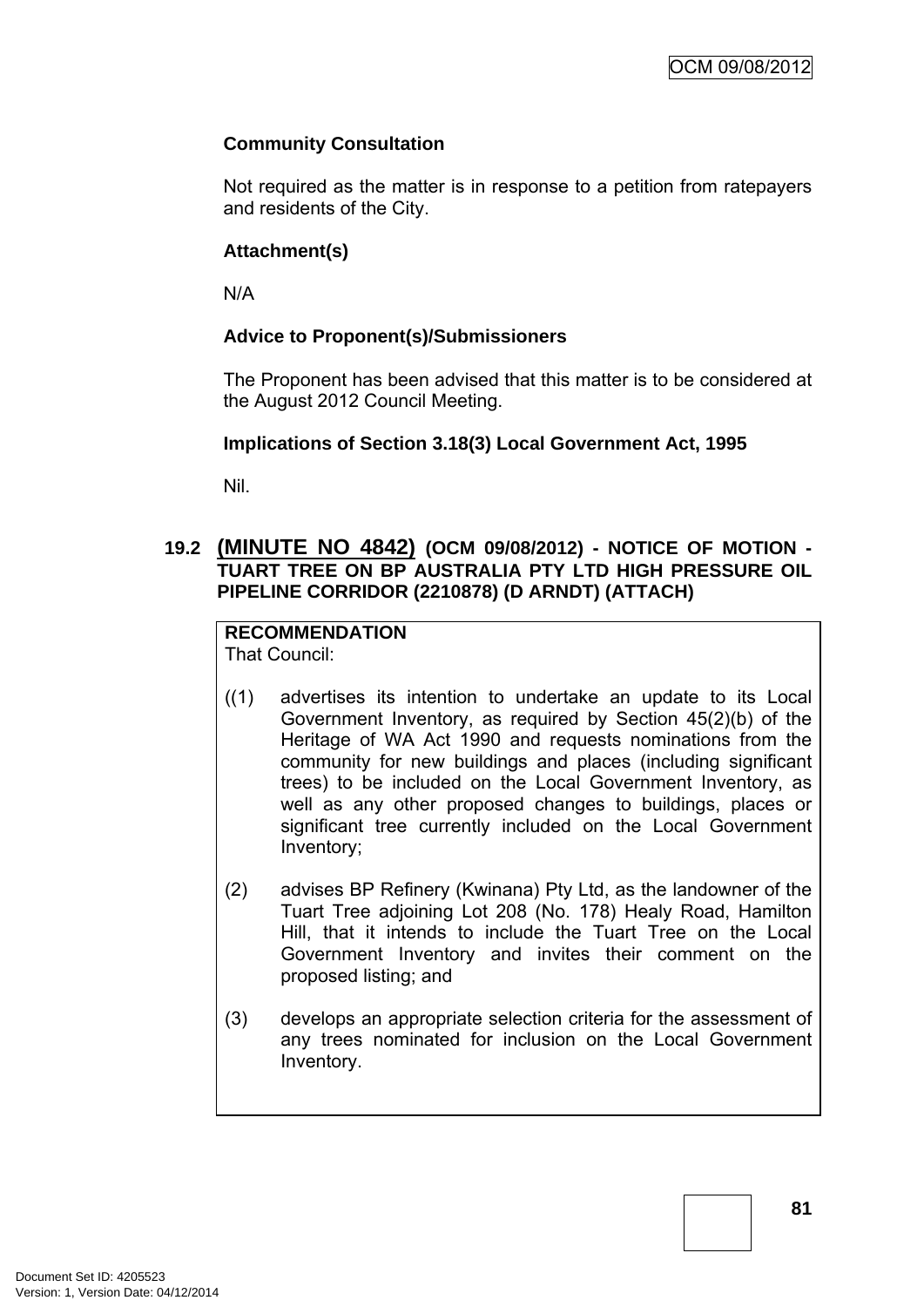**Community Consultation**

Not required as the matter is in response to a petition from ratepayers and residents of the City.

**Attachment(s)**

N/A

**Advice to Proponent(s)/Submissioners**

The Proponent has been advised that this matter is to be considered at the August 2012 Council Meeting.

**Implications of Section 3.18(3) Local Government Act, 1995**

Nil.

## 19.2 (MINUTE NO 4842) (OCM 09/08/2012) - NOTICE OF MOTION - TUART TREE ON BP AUSTRALIA PTY LTD HIGH PRESSURE OIL PIPELINE CORRIDOR (2210878) (D ARNDT) (ATTACH)

**RECOMMENDATION**

That Council:

((1) advertises its intention to undertake an update to its Local Government Inventory, as required by Section 45(2)(b) of the Heritage of WA Act 1990 and requests nominations from the community for new buildings and places (including significant trees) to be included on the Local Government Inventory, as well as any other proposed changes to buildings, places or significant tree currently included on the Local Government Inventory;

(2) advises BP Refinery (Kwinana) Pty Ltd, as the landowner of the Tuart Tree adjoining Lot 208 (No. 178) Healy Road, Hamilton Hill, that it intends to include the Tuart Tree on the Local Government Inventory and invites their comment on the proposed listing; and

(3) develops an appropriate selection criteria for the assessment of any trees nominated for inclusion on the Local Government Inventory.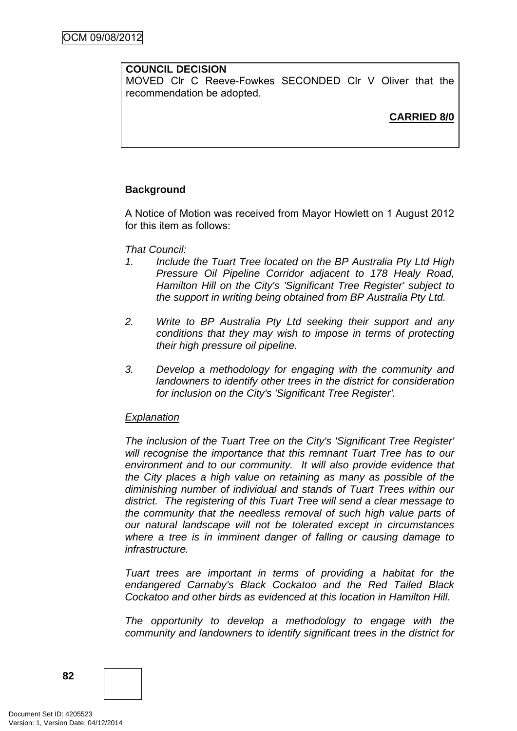**COUNCIL DECISION**
MOVED Clr C Reeve-Fowkes SECONDED Clr V Oliver that the recommendation be adopted.

**CARRIED 8/0**

**Background**

A Notice of Motion was received from Mayor Howlett on 1 August 2012 for this item as follows:

*That Council:*

1. *Include the Tuart Tree located on the BP Australia Pty Ltd High Pressure Oil Pipeline Corridor adjacent to 178 Healy Road, Hamilton Hill on the City's 'Significant Tree Register' subject to the support in writing being obtained from BP Australia Pty Ltd.*

2. *Write to BP Australia Pty Ltd seeking their support and any conditions that they may wish to impose in terms of protecting their high pressure oil pipeline.*

3. *Develop a methodology for engaging with the community and landowners to identify other trees in the district for consideration for inclusion on the City's 'Significant Tree Register'.*

*Explanation*

*The inclusion of the Tuart Tree on the City's 'Significant Tree Register' will recognise the importance that this remnant Tuart Tree has to our environment and to our community. It will also provide evidence that the City places a high value on retaining as many as possible of the diminishing number of individual and stands of Tuart Trees within our district. The registering of this Tuart Tree will send a clear message to the community that the needless removal of such high value parts of our natural landscape will not be tolerated except in circumstances where a tree is in imminent danger of falling or causing damage to infrastructure.*

*Tuart trees are important in terms of providing a habitat for the endangered Carnaby's Black Cockatoo and the Red Tailed Black Cockatoo and other birds as evidenced at this location in Hamilton Hill.*

*The opportunity to develop a methodology to engage with the community and landowners to identify significant trees in the district for*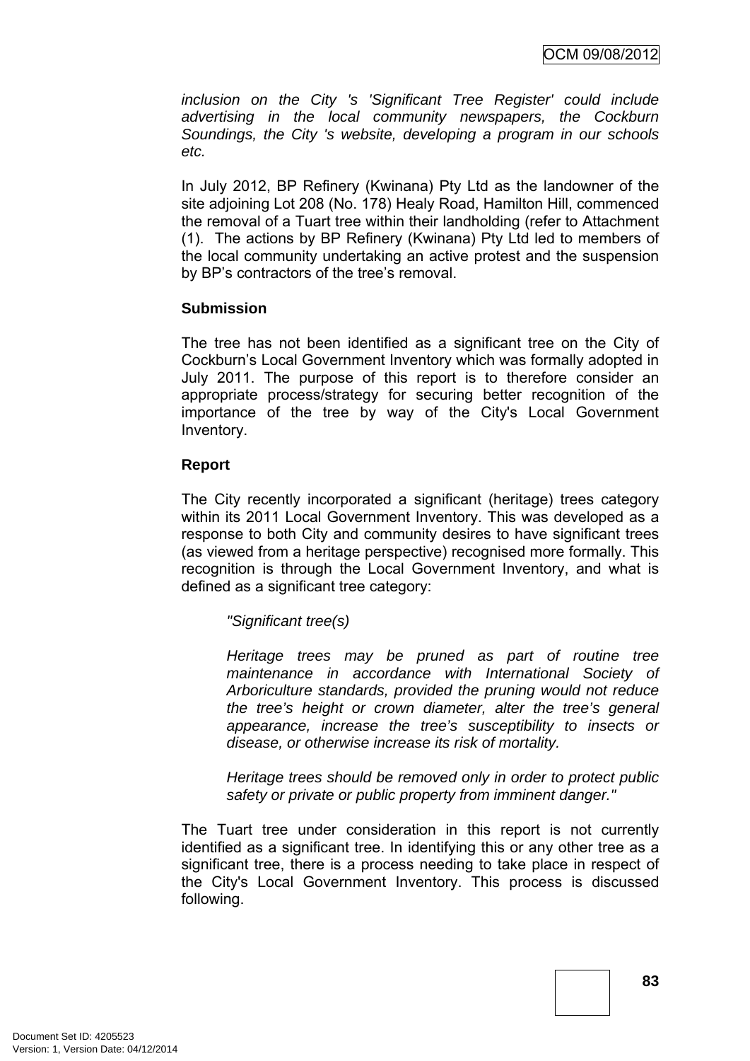*inclusion on the City 's 'Significant Tree Register' could include advertising in the local community newspapers, the Cockburn Soundings, the City 's website, developing a program in our schools etc.*

In July 2012, BP Refinery (Kwinana) Pty Ltd as the landowner of the site adjoining Lot 208 (No. 178) Healy Road, Hamilton Hill, commenced the removal of a Tuart tree within their landholding (refer to Attachment (1). The actions by BP Refinery (Kwinana) Pty Ltd led to members of the local community undertaking an active protest and the suspension by BP's contractors of the tree's removal.

**Submission**

The tree has not been identified as a significant tree on the City of Cockburn's Local Government Inventory which was formally adopted in July 2011. The purpose of this report is to therefore consider an appropriate process/strategy for securing better recognition of the importance of the tree by way of the City's Local Government Inventory.

**Report**

The City recently incorporated a significant (heritage) trees category within its 2011 Local Government Inventory. This was developed as a response to both City and community desires to have significant trees (as viewed from a heritage perspective) recognised more formally. This recognition is through the Local Government Inventory, and what is defined as a significant tree category:

> *"Significant tree(s)*
>
> *Heritage trees may be pruned as part of routine tree maintenance in accordance with International Society of Arboriculture standards, provided the pruning would not reduce the tree's height or crown diameter, alter the tree's general appearance, increase the tree's susceptibility to insects or disease, or otherwise increase its risk of mortality.*
>
> *Heritage trees should be removed only in order to protect public safety or private or public property from imminent danger."*

The Tuart tree under consideration in this report is not currently identified as a significant tree. In identifying this or any other tree as a significant tree, there is a process needing to take place in respect of the City's Local Government Inventory. This process is discussed following.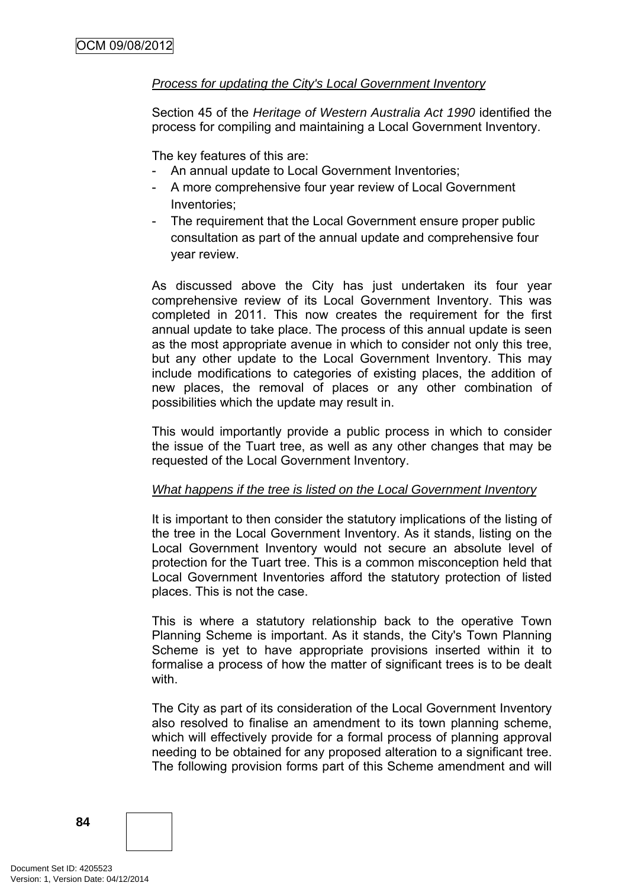*Process for updating the City's Local Government Inventory*

Section 45 of the *Heritage of Western Australia Act 1990* identified the process for compiling and maintaining a Local Government Inventory.

The key features of this are:

- An annual update to Local Government Inventories;
- A more comprehensive four year review of Local Government Inventories;
- The requirement that the Local Government ensure proper public consultation as part of the annual update and comprehensive four year review.

As discussed above the City has just undertaken its four year comprehensive review of its Local Government Inventory. This was completed in 2011. This now creates the requirement for the first annual update to take place. The process of this annual update is seen as the most appropriate avenue in which to consider not only this tree, but any other update to the Local Government Inventory. This may include modifications to categories of existing places, the addition of new places, the removal of places or any other combination of possibilities which the update may result in.

This would importantly provide a public process in which to consider the issue of the Tuart tree, as well as any other changes that may be requested of the Local Government Inventory.

*What happens if the tree is listed on the Local Government Inventory*

It is important to then consider the statutory implications of the listing of the tree in the Local Government Inventory. As it stands, listing on the Local Government Inventory would not secure an absolute level of protection for the Tuart tree. This is a common misconception held that Local Government Inventories afford the statutory protection of listed places. This is not the case.

This is where a statutory relationship back to the operative Town Planning Scheme is important. As it stands, the City's Town Planning Scheme is yet to have appropriate provisions inserted within it to formalise a process of how the matter of significant trees is to be dealt with.

The City as part of its consideration of the Local Government Inventory also resolved to finalise an amendment to its town planning scheme, which will effectively provide for a formal process of planning approval needing to be obtained for any proposed alteration to a significant tree. The following provision forms part of this Scheme amendment and will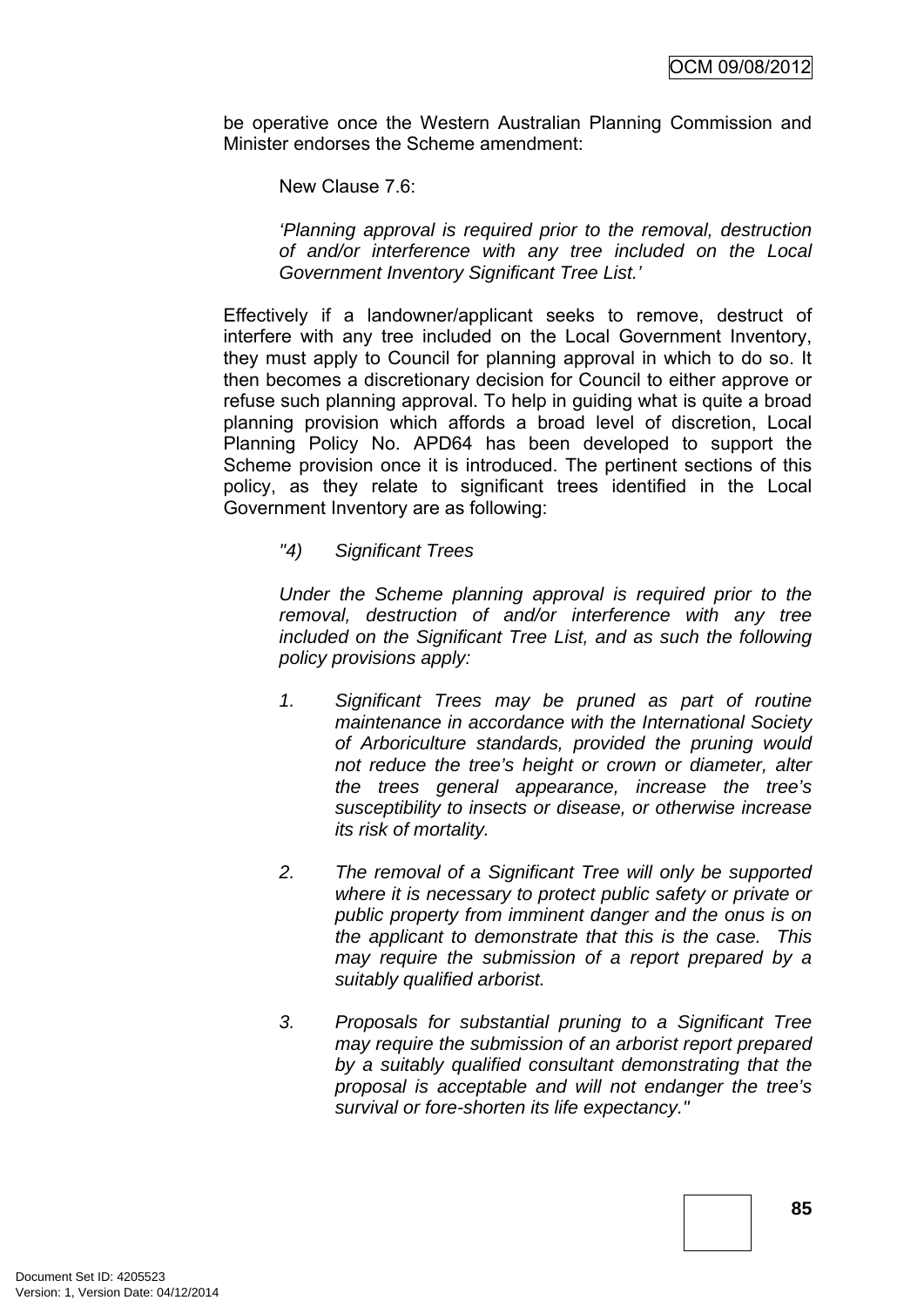be operative once the Western Australian Planning Commission and Minister endorses the Scheme amendment:

New Clause 7.6:

*'Planning approval is required prior to the removal, destruction of and/or interference with any tree included on the Local Government Inventory Significant Tree List.'*

Effectively if a landowner/applicant seeks to remove, destruct of interfere with any tree included on the Local Government Inventory, they must apply to Council for planning approval in which to do so. It then becomes a discretionary decision for Council to either approve or refuse such planning approval. To help in guiding what is quite a broad planning provision which affords a broad level of discretion, Local Planning Policy No. APD64 has been developed to support the Scheme provision once it is introduced. The pertinent sections of this policy, as they relate to significant trees identified in the Local Government Inventory are as following:

*"4) Significant Trees*

*Under the Scheme planning approval is required prior to the removal, destruction of and/or interference with any tree included on the Significant Tree List, and as such the following policy provisions apply:*

1. *Significant Trees may be pruned as part of routine maintenance in accordance with the International Society of Arboriculture standards, provided the pruning would not reduce the tree's height or crown or diameter, alter the trees general appearance, increase the tree's susceptibility to insects or disease, or otherwise increase its risk of mortality.*

2. *The removal of a Significant Tree will only be supported where it is necessary to protect public safety or private or public property from imminent danger and the onus is on the applicant to demonstrate that this is the case. This may require the submission of a report prepared by a suitably qualified arborist.*

3. *Proposals for substantial pruning to a Significant Tree may require the submission of an arborist report prepared by a suitably qualified consultant demonstrating that the proposal is acceptable and will not endanger the tree's survival or fore-shorten its life expectancy."*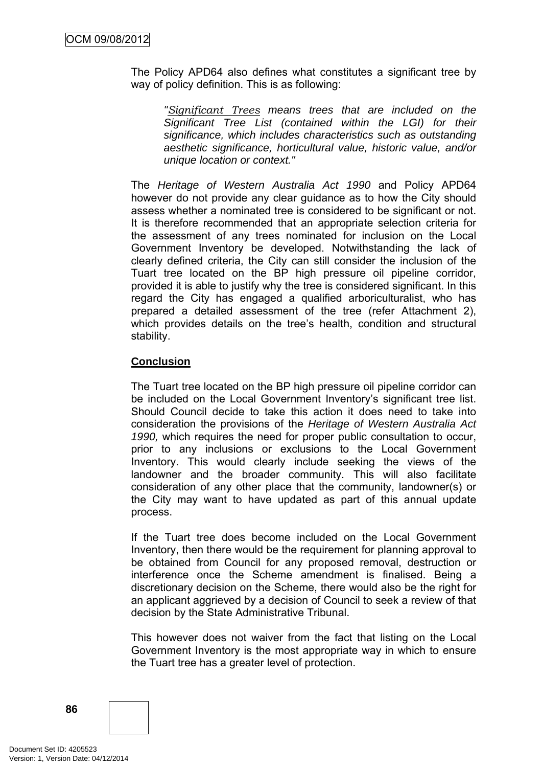The Policy APD64 also defines what constitutes a significant tree by way of policy definition. This is as following:

> *"Significant Trees means trees that are included on the Significant Tree List (contained within the LGI) for their significance, which includes characteristics such as outstanding aesthetic significance, horticultural value, historic value, and/or unique location or context."*

The *Heritage of Western Australia Act 1990* and Policy APD64 however do not provide any clear guidance as to how the City should assess whether a nominated tree is considered to be significant or not. It is therefore recommended that an appropriate selection criteria for the assessment of any trees nominated for inclusion on the Local Government Inventory be developed. Notwithstanding the lack of clearly defined criteria, the City can still consider the inclusion of the Tuart tree located on the BP high pressure oil pipeline corridor, provided it is able to justify why the tree is considered significant. In this regard the City has engaged a qualified arboriculturalist, who has prepared a detailed assessment of the tree (refer Attachment 2), which provides details on the tree's health, condition and structural stability.

**Conclusion**

The Tuart tree located on the BP high pressure oil pipeline corridor can be included on the Local Government Inventory's significant tree list. Should Council decide to take this action it does need to take into consideration the provisions of the *Heritage of Western Australia Act 1990,* which requires the need for proper public consultation to occur, prior to any inclusions or exclusions to the Local Government Inventory. This would clearly include seeking the views of the landowner and the broader community. This will also facilitate consideration of any other place that the community, landowner(s) or the City may want to have updated as part of this annual update process.

If the Tuart tree does become included on the Local Government Inventory, then there would be the requirement for planning approval to be obtained from Council for any proposed removal, destruction or interference once the Scheme amendment is finalised. Being a discretionary decision on the Scheme, there would also be the right for an applicant aggrieved by a decision of Council to seek a review of that decision by the State Administrative Tribunal.

This however does not waiver from the fact that listing on the Local Government Inventory is the most appropriate way in which to ensure the Tuart tree has a greater level of protection.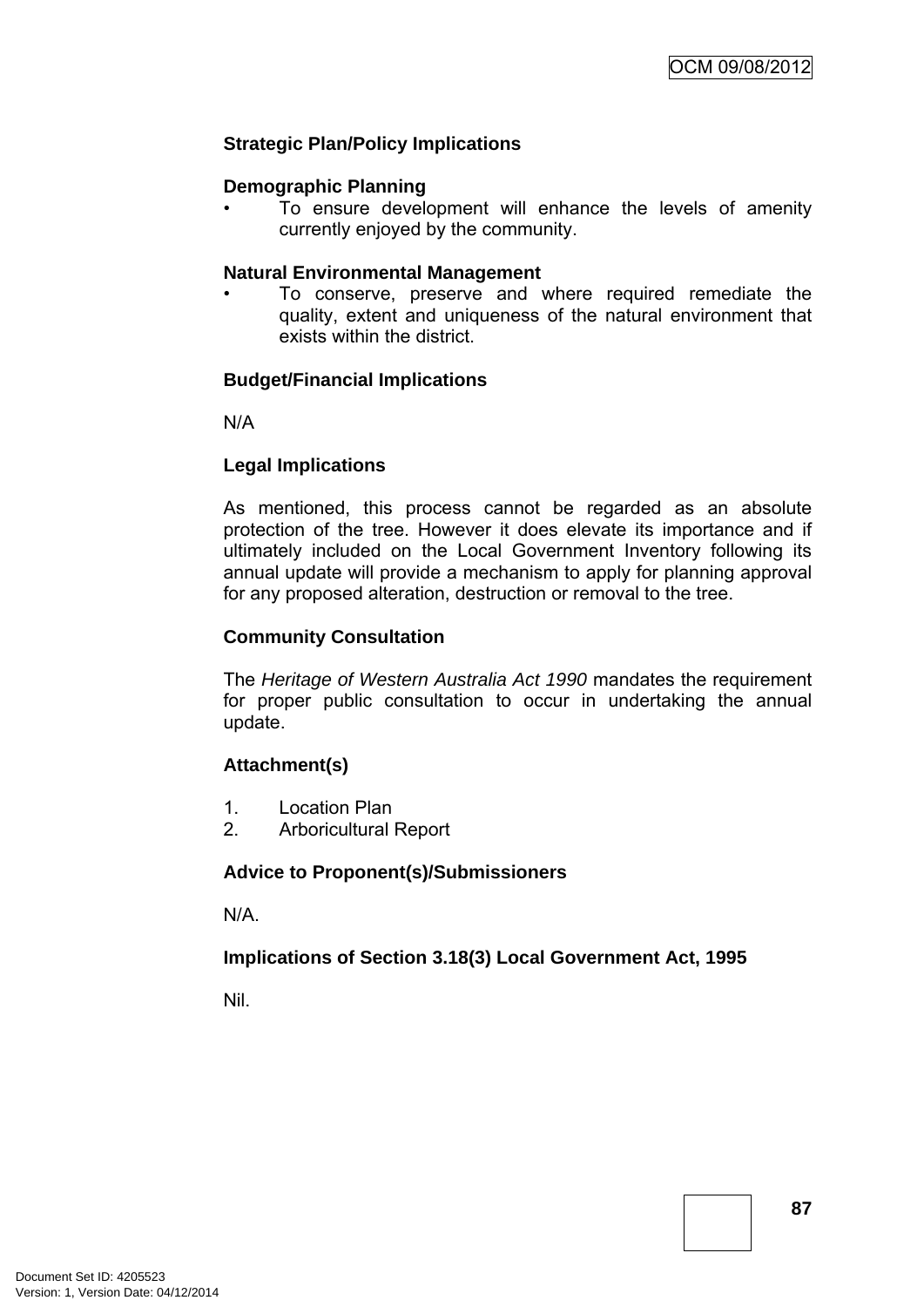**Strategic Plan/Policy Implications**

**Demographic Planning**

- To ensure development will enhance the levels of amenity currently enjoyed by the community.

**Natural Environmental Management**

- To conserve, preserve and where required remediate the quality, extent and uniqueness of the natural environment that exists within the district.

**Budget/Financial Implications**

N/A

**Legal Implications**

As mentioned, this process cannot be regarded as an absolute protection of the tree. However it does elevate its importance and if ultimately included on the Local Government Inventory following its annual update will provide a mechanism to apply for planning approval for any proposed alteration, destruction or removal to the tree.

**Community Consultation**

The *Heritage of Western Australia Act 1990* mandates the requirement for proper public consultation to occur in undertaking the annual update.

**Attachment(s)**

1. Location Plan
2. Arboricultural Report

**Advice to Proponent(s)/Submissioners**

N/A.

**Implications of Section 3.18(3) Local Government Act, 1995**

Nil.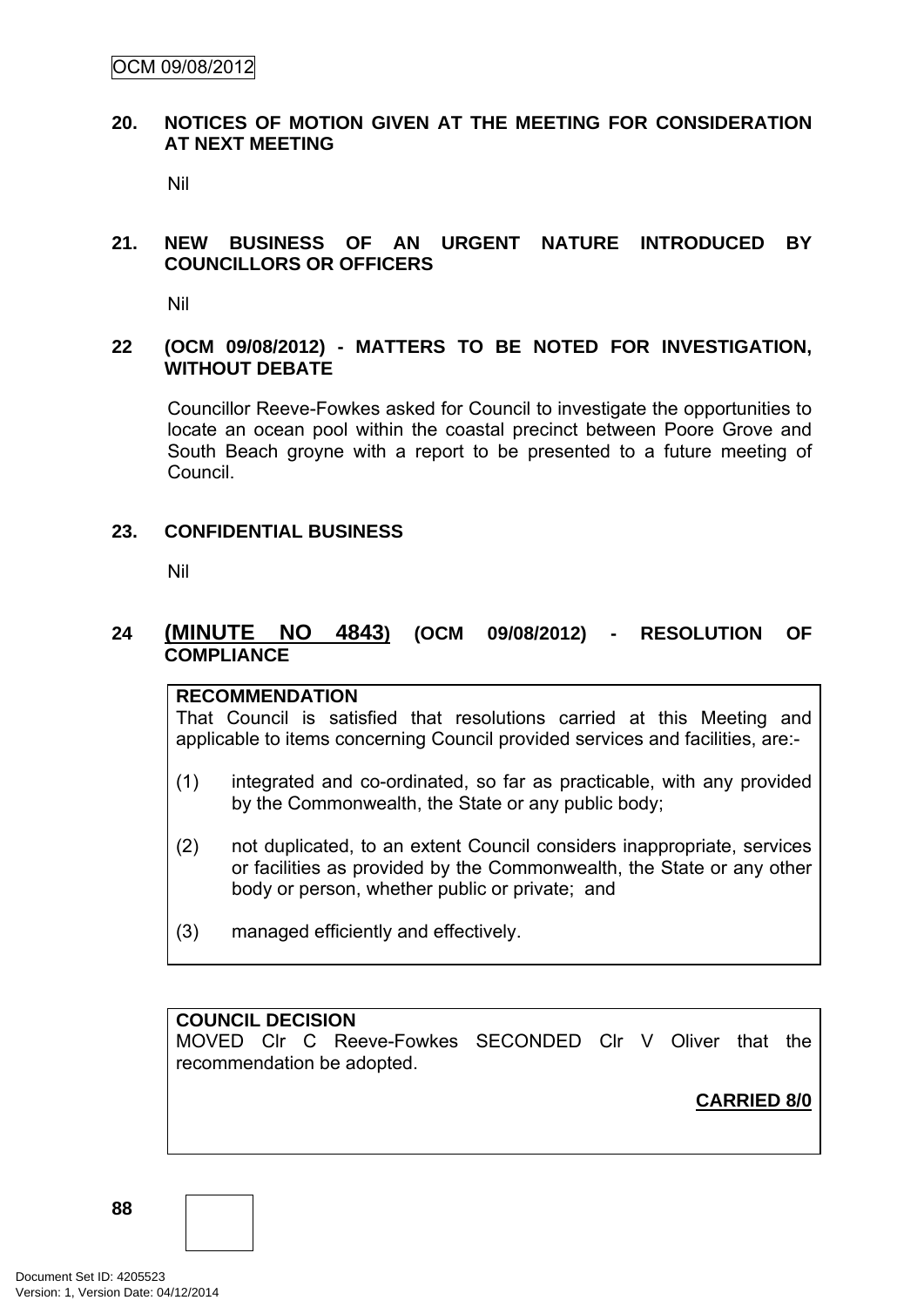## 20. NOTICES OF MOTION GIVEN AT THE MEETING FOR CONSIDERATION AT NEXT MEETING

Nil

## 21. NEW BUSINESS OF AN URGENT NATURE INTRODUCED BY COUNCILLORS OR OFFICERS

Nil

## 22 (OCM 09/08/2012) - MATTERS TO BE NOTED FOR INVESTIGATION, WITHOUT DEBATE

Councillor Reeve-Fowkes asked for Council to investigate the opportunities to locate an ocean pool within the coastal precinct between Poore Grove and South Beach groyne with a report to be presented to a future meeting of Council.

## 23. CONFIDENTIAL BUSINESS

Nil

## 24 (MINUTE NO 4843) (OCM 09/08/2012) - RESOLUTION OF COMPLIANCE

**RECOMMENDATION**

That Council is satisfied that resolutions carried at this Meeting and applicable to items concerning Council provided services and facilities, are:-

(1) integrated and co-ordinated, so far as practicable, with any provided by the Commonwealth, the State or any public body;

(2) not duplicated, to an extent Council considers inappropriate, services or facilities as provided by the Commonwealth, the State or any other body or person, whether public or private; and

(3) managed efficiently and effectively.

**COUNCIL DECISION**

MOVED Clr C Reeve-Fowkes SECONDED Clr V Oliver that the recommendation be adopted.

**CARRIED 8/0**

Document Set ID: 4205523
Version: 1, Version Date: 04/12/2014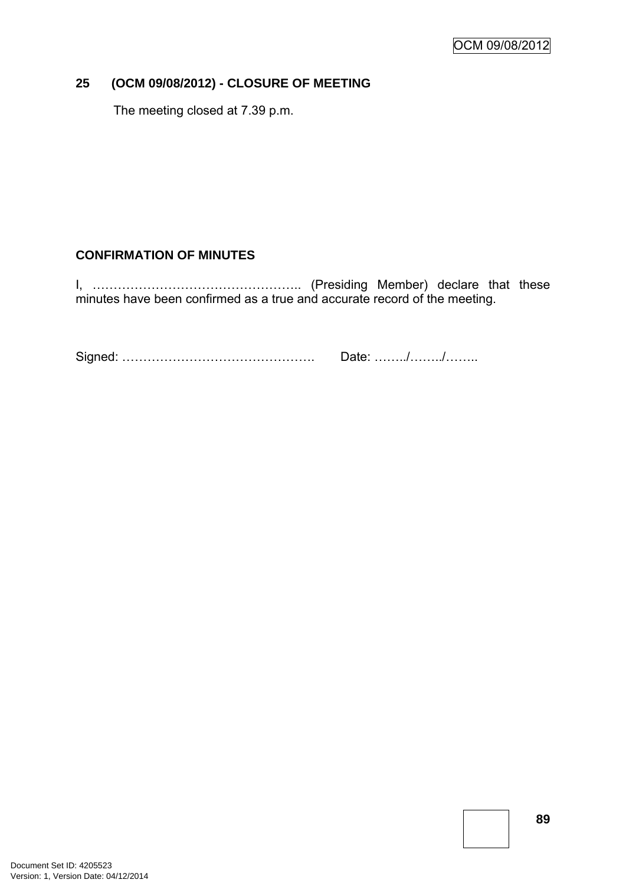## 25 (OCM 09/08/2012) - CLOSURE OF MEETING

The meeting closed at 7.39 p.m.

### CONFIRMATION OF MINUTES

I, ………………………………………….. (Presiding Member) declare that these minutes have been confirmed as a true and accurate record of the meeting.

Signed: ………………………………………. Date: ……../……../……..

Document Set ID: 4205523
Version: 1, Version Date: 04/12/2014